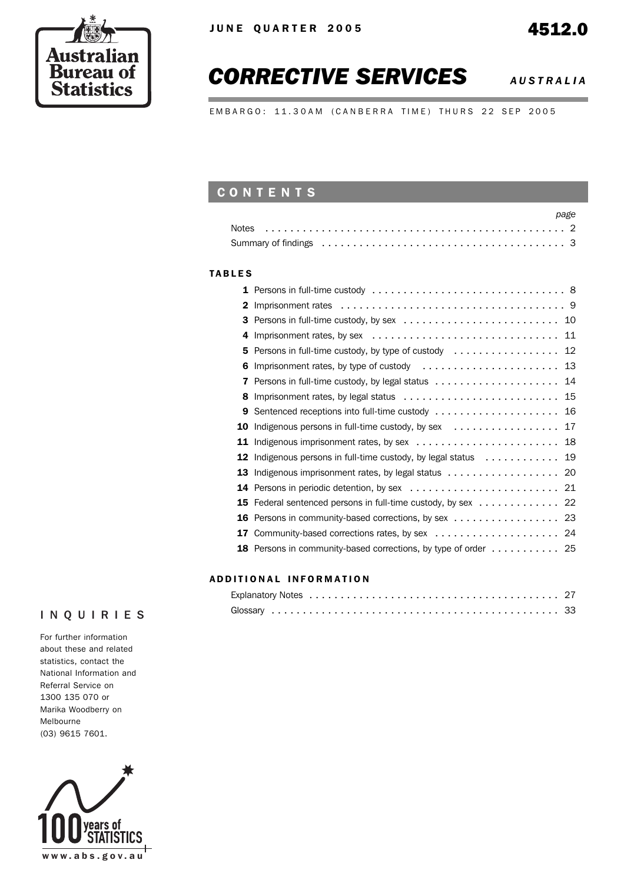JUNE QUARTER 2005

4512.0

# CORRECTIVE SERVICES *AUSTRALIA*

EMBARGO: 11.30AM (CANBERRA TIME) THURS 22 SEP 2005

## CONTENTS

| | | page |
|---|---|---|
| Notes | | 2 |
| Summary of findings | | 3 |

### TABLES

| | | page |
|---|---|---|
| **1** | Persons in full-time custody | 8 |
| **2** | Imprisonment rates | 9 |
| **3** | Persons in full-time custody, by sex | 10 |
| **4** | Imprisonment rates, by sex | 11 |
| **5** | Persons in full-time custody, by type of custody | 12 |
| **6** | Imprisonment rates, by type of custody | 13 |
| **7** | Persons in full-time custody, by legal status | 14 |
| **8** | Imprisonment rates, by legal status | 15 |
| **9** | Sentenced receptions into full-time custody | 16 |
| **10** | Indigenous persons in full-time custody, by sex | 17 |
| **11** | Indigenous imprisonment rates, by sex | 18 |
| **12** | Indigenous persons in full-time custody, by legal status | 19 |
| **13** | Indigenous imprisonment rates, by legal status | 20 |
| **14** | Persons in periodic detention, by sex | 21 |
| **15** | Federal sentenced persons in full-time custody, by sex | 22 |
| **16** | Persons in community-based corrections, by sex | 23 |
| **17** | Community-based corrections rates, by sex | 24 |
| **18** | Persons in community-based corrections, by type of order | 25 |

### ADDITIONAL INFORMATION

| | | page |
|---|---|---|
| Explanatory Notes | | 27 |
| Glossary | | 33 |

## INQUIRIES

For further information about these and related statistics, contact the National Information and Referral Service on 1300 135 070 or Marika Woodberry on Melbourne (03) 9615 7601.

www.abs.gov.au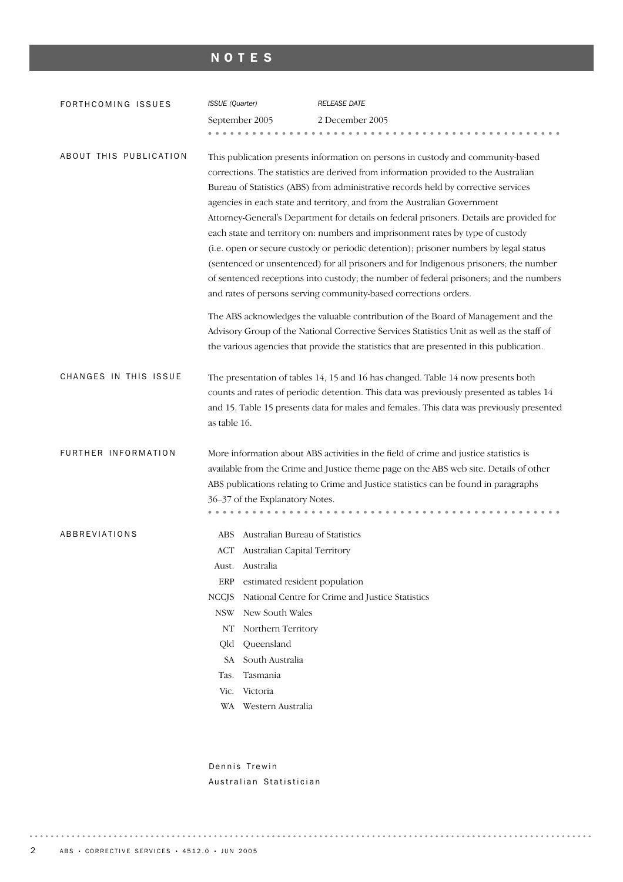# NOTES

## FORTHCOMING ISSUES

| *ISSUE (Quarter)* | *RELEASE DATE* |
| --- | --- |
| September 2005 | 2 December 2005 |

## ABOUT THIS PUBLICATION

This publication presents information on persons in custody and community-based corrections. The statistics are derived from information provided to the Australian Bureau of Statistics (ABS) from administrative records held by corrective services agencies in each state and territory, and from the Australian Government Attorney-General's Department for details on federal prisoners. Details are provided for each state and territory on: numbers and imprisonment rates by type of custody (i.e. open or secure custody or periodic detention); prisoner numbers by legal status (sentenced or unsentenced) for all prisoners and for Indigenous prisoners; the number of sentenced receptions into custody; the number of federal prisoners; and the numbers and rates of persons serving community-based corrections orders.

The ABS acknowledges the valuable contribution of the Board of Management and the Advisory Group of the National Corrective Services Statistics Unit as well as the staff of the various agencies that provide the statistics that are presented in this publication.

## CHANGES IN THIS ISSUE

The presentation of tables 14, 15 and 16 has changed. Table 14 now presents both counts and rates of periodic detention. This data was previously presented as tables 14 and 15. Table 15 presents data for males and females. This data was previously presented as table 16.

## FURTHER INFORMATION

More information about ABS activities in the field of crime and justice statistics is available from the Crime and Justice theme page on the ABS web site. Details of other ABS publications relating to Crime and Justice statistics can be found in paragraphs 36–37 of the Explanatory Notes.

## ABBREVIATIONS

| | |
| --- | --- |
| ABS | Australian Bureau of Statistics |
| ACT | Australian Capital Territory |
| Aust. | Australia |
| ERP | estimated resident population |
| NCCJS | National Centre for Crime and Justice Statistics |
| NSW | New South Wales |
| NT | Northern Territory |
| Qld | Queensland |
| SA | South Australia |
| Tas. | Tasmania |
| Vic. | Victoria |
| WA | Western Australia |

Dennis Trewin
Australian Statistician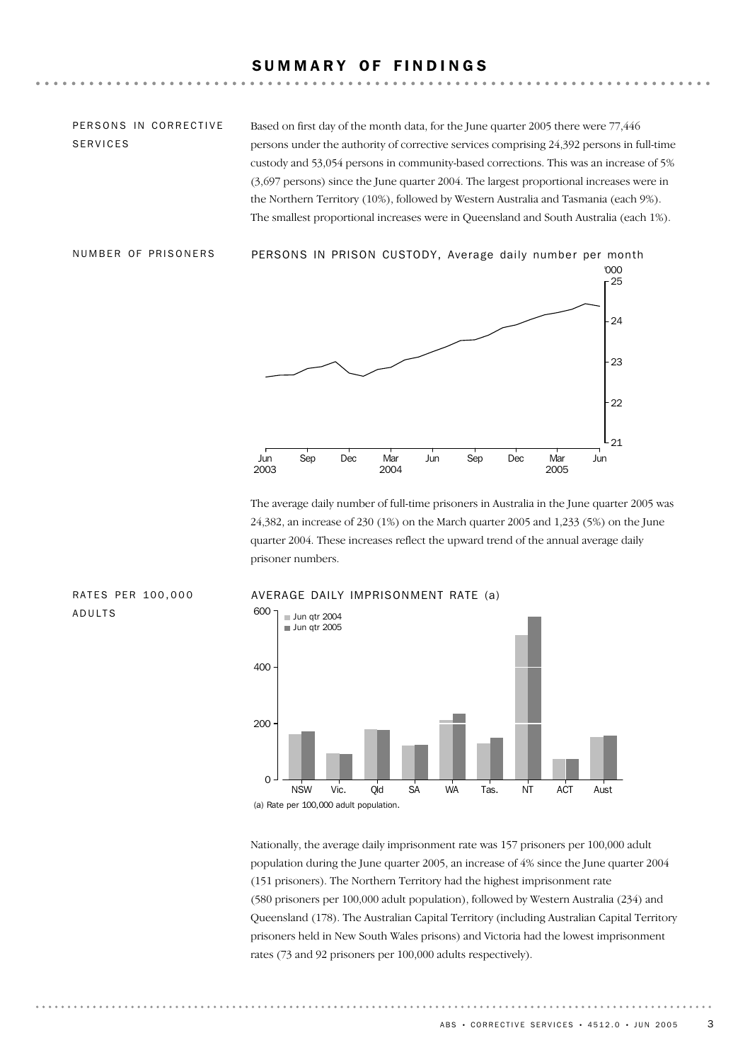# SUMMARY OF FINDINGS

## PERSONS IN CORRECTIVE SERVICES

Based on first day of the month data, for the June quarter 2005 there were 77,446 persons under the authority of corrective services comprising 24,392 persons in full-time custody and 53,054 persons in community-based corrections. This was an increase of 5% (3,697 persons) since the June quarter 2004. The largest proportional increases were in the Northern Territory (10%), followed by Western Australia and Tasmania (each 9%). The smallest proportional increases were in Queensland and South Australia (each 1%).

## NUMBER OF PRISONERS

PERSONS IN PRISON CUSTODY, Average daily number per month

'000
25
24
23
22
21

Jun 2003
Sep
Dec
Mar 2004
Jun
Sep
Dec
Mar 2005
Jun

The average daily number of full-time prisoners in Australia in the June quarter 2005 was 24,382, an increase of 230 (1%) on the March quarter 2005 and 1,233 (5%) on the June quarter 2004. These increases reflect the upward trend of the annual average daily prisoner numbers.

## RATES PER 100,000 ADULTS

AVERAGE DAILY IMPRISONMENT RATE (a)

600
400
200
0

Jun qtr 2004
Jun qtr 2005

NSW
Vic.
Qld
SA
WA
Tas.
NT
ACT
Aust

(a) Rate per 100,000 adult population.

Nationally, the average daily imprisonment rate was 157 prisoners per 100,000 adult population during the June quarter 2005, an increase of 4% since the June quarter 2004 (151 prisoners). The Northern Territory had the highest imprisonment rate (580 prisoners per 100,000 adult population), followed by Western Australia (234) and Queensland (178). The Australian Capital Territory (including Australian Capital Territory prisoners held in New South Wales prisons) and Victoria had the lowest imprisonment rates (73 and 92 prisoners per 100,000 adults respectively).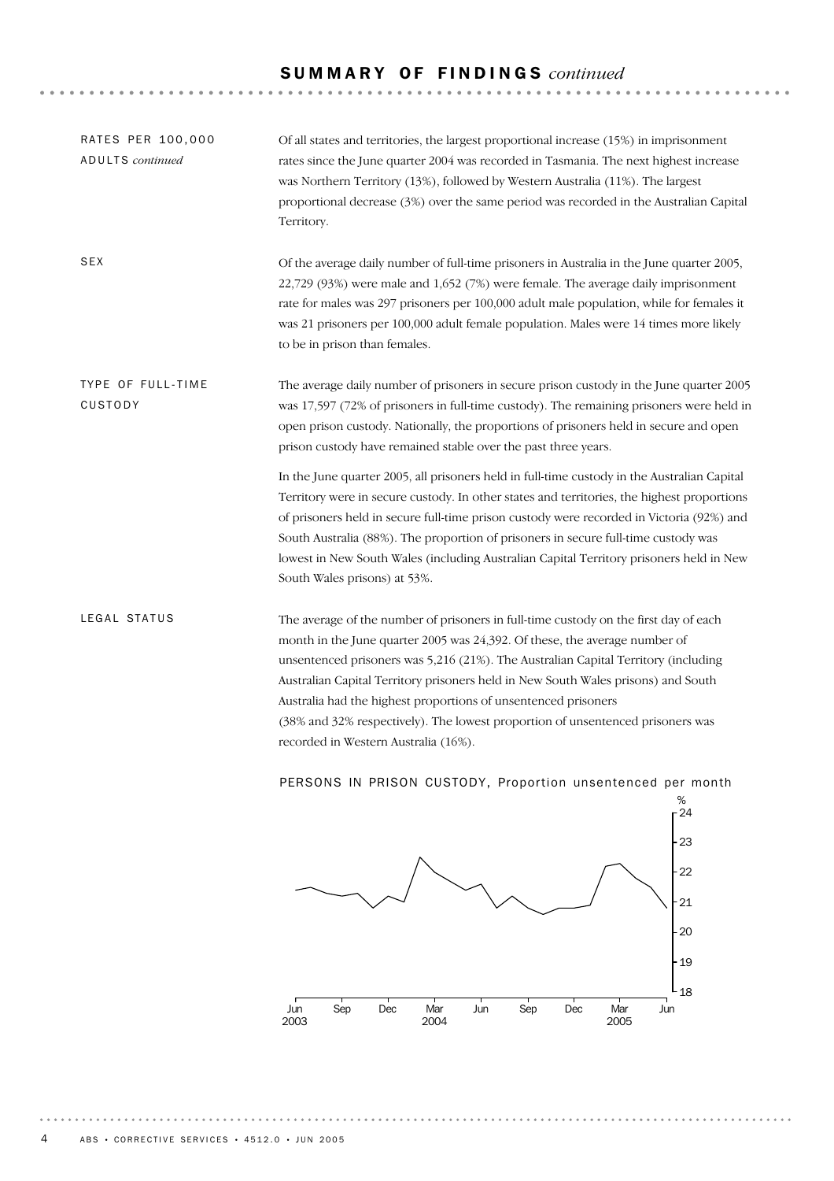## SUMMARY OF FINDINGS *continued*

**RATES PER 100,000 ADULTS** *continued*

Of all states and territories, the largest proportional increase (15%) in imprisonment rates since the June quarter 2004 was recorded in Tasmania. The next highest increase was Northern Territory (13%), followed by Western Australia (11%). The largest proportional decrease (3%) over the same period was recorded in the Australian Capital Territory.

**SEX**

Of the average daily number of full-time prisoners in Australia in the June quarter 2005, 22,729 (93%) were male and 1,652 (7%) were female. The average daily imprisonment rate for males was 297 prisoners per 100,000 adult male population, while for females it was 21 prisoners per 100,000 adult female population. Males were 14 times more likely to be in prison than females.

**TYPE OF FULL-TIME CUSTODY**

The average daily number of prisoners in secure prison custody in the June quarter 2005 was 17,597 (72% of prisoners in full-time custody). The remaining prisoners were held in open prison custody. Nationally, the proportions of prisoners held in secure and open prison custody have remained stable over the past three years.

In the June quarter 2005, all prisoners held in full-time custody in the Australian Capital Territory were in secure custody. In other states and territories, the highest proportions of prisoners held in secure full-time prison custody were recorded in Victoria (92%) and South Australia (88%). The proportion of prisoners in secure full-time custody was lowest in New South Wales (including Australian Capital Territory prisoners held in New South Wales prisons) at 53%.

**LEGAL STATUS**

The average of the number of prisoners in full-time custody on the first day of each month in the June quarter 2005 was 24,392. Of these, the average number of unsentenced prisoners was 5,216 (21%). The Australian Capital Territory (including Australian Capital Territory prisoners held in New South Wales prisons) and South Australia had the highest proportions of unsentenced prisoners (38% and 32% respectively). The lowest proportion of unsentenced prisoners was recorded in Western Australia (16%).

PERSONS IN PRISON CUSTODY, Proportion unsentenced per month

%
24
23
22
21
20
19
18

Jun 2003
Sep
Dec
Mar 2004
Jun
Sep
Dec
Mar 2005
Jun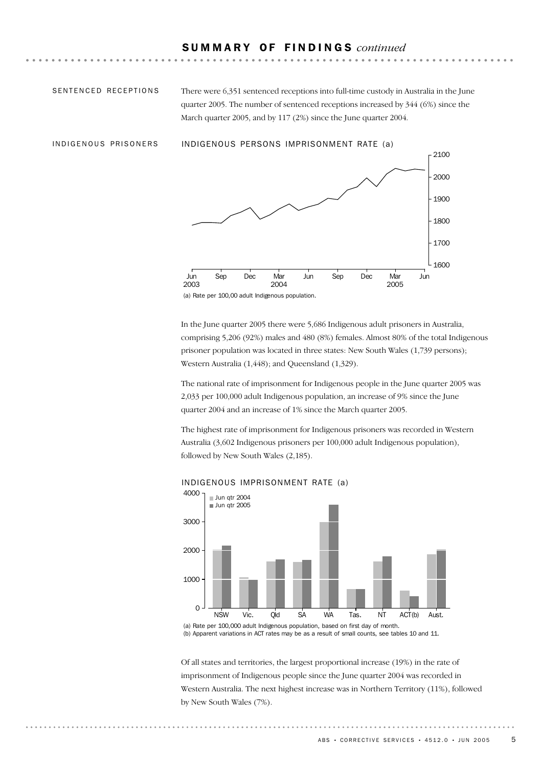## SUMMARY OF FINDINGS *continued*

SENTENCED RECEPTIONS

There were 6,351 sentenced receptions into full-time custody in Australia in the June quarter 2005. The number of sentenced receptions increased by 344 (6%) since the March quarter 2005, and by 117 (2%) since the June quarter 2004.

INDIGENOUS PRISONERS

INDIGENOUS PERSONS IMPRISONMENT RATE (a)

2100
2000
1900
1800
1700
1600

Jun 2003
Sep
Dec
Mar 2004
Jun
Sep
Dec
Mar 2005
Jun

(a) Rate per 100,00 adult Indigenous population.

In the June quarter 2005 there were 5,686 Indigenous adult prisoners in Australia, comprising 5,206 (92%) males and 480 (8%) females. Almost 80% of the total Indigenous prisoner population was located in three states: New South Wales (1,739 persons); Western Australia (1,448); and Queensland (1,329).

The national rate of imprisonment for Indigenous people in the June quarter 2005 was 2,033 per 100,000 adult Indigenous population, an increase of 9% since the June quarter 2004 and an increase of 1% since the March quarter 2005.

The highest rate of imprisonment for Indigenous prisoners was recorded in Western Australia (3,602 Indigenous prisoners per 100,000 adult Indigenous population), followed by New South Wales (2,185).

INDIGENOUS IMPRISONMENT RATE (a)

Jun qtr 2004
Jun qtr 2005

4000
3000
2000
1000
0

NSW
Vic.
Qld
SA
WA
Tas.
NT
ACT(b)
Aust.

(a) Rate per 100,000 adult Indigenous population, based on first day of month.
(b) Apparent variations in ACT rates may be as a result of small counts, see tables 10 and 11.

Of all states and territories, the largest proportional increase (19%) in the rate of imprisonment of Indigenous people since the June quarter 2004 was recorded in Western Australia. The next highest increase was in Northern Territory (11%), followed by New South Wales (7%).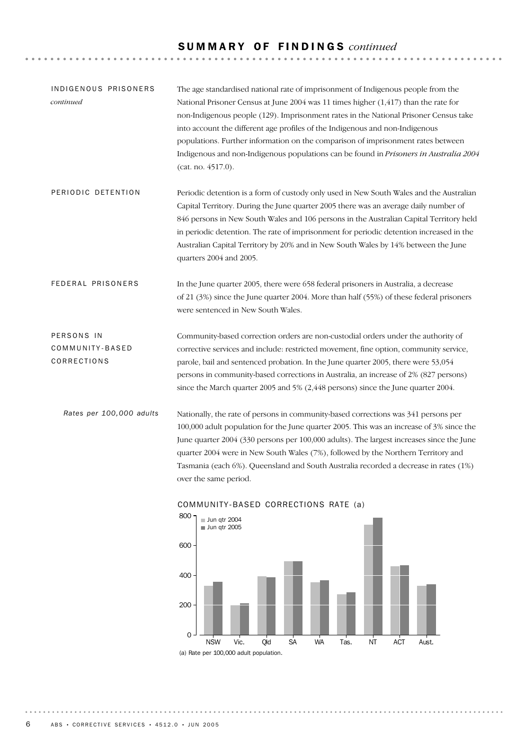## SUMMARY OF FINDINGS *continued*

### INDIGENOUS PRISONERS *continued*

The age standardised national rate of imprisonment of Indigenous people from the National Prisoner Census at June 2004 was 11 times higher (1,417) than the rate for non-Indigenous people (129). Imprisonment rates in the National Prisoner Census take into account the different age profiles of the Indigenous and non-Indigenous populations. Further information on the comparison of imprisonment rates between Indigenous and non-Indigenous populations can be found in *Prisoners in Australia 2004* (cat. no. 4517.0).

### PERIODIC DETENTION

Periodic detention is a form of custody only used in New South Wales and the Australian Capital Territory. During the June quarter 2005 there was an average daily number of 846 persons in New South Wales and 106 persons in the Australian Capital Territory held in periodic detention. The rate of imprisonment for periodic detention increased in the Australian Capital Territory by 20% and in New South Wales by 14% between the June quarters 2004 and 2005.

### FEDERAL PRISONERS

In the June quarter 2005, there were 658 federal prisoners in Australia, a decrease of 21 (3%) since the June quarter 2004. More than half (55%) of these federal prisoners were sentenced in New South Wales.

### PERSONS IN COMMUNITY-BASED CORRECTIONS

Community-based correction orders are non-custodial orders under the authority of corrective services and include: restricted movement, fine option, community service, parole, bail and sentenced probation. In the June quarter 2005, there were 53,054 persons in community-based corrections in Australia, an increase of 2% (827 persons) since the March quarter 2005 and 5% (2,448 persons) since the June quarter 2004.

#### *Rates per 100,000 adults*

Nationally, the rate of persons in community-based corrections was 341 persons per 100,000 adult population for the June quarter 2005. This was an increase of 3% since the June quarter 2004 (330 persons per 100,000 adults). The largest increases since the June quarter 2004 were in New South Wales (7%), followed by the Northern Territory and Tasmania (each 6%). Queensland and South Australia recorded a decrease in rates (1%) over the same period.

COMMUNITY-BASED CORRECTIONS RATE (a)

800
600
400
200
0

Jun qtr 2004
Jun qtr 2005

NSW Vic. Qld SA WA Tas. NT ACT Aust.

(a) Rate per 100,000 adult population.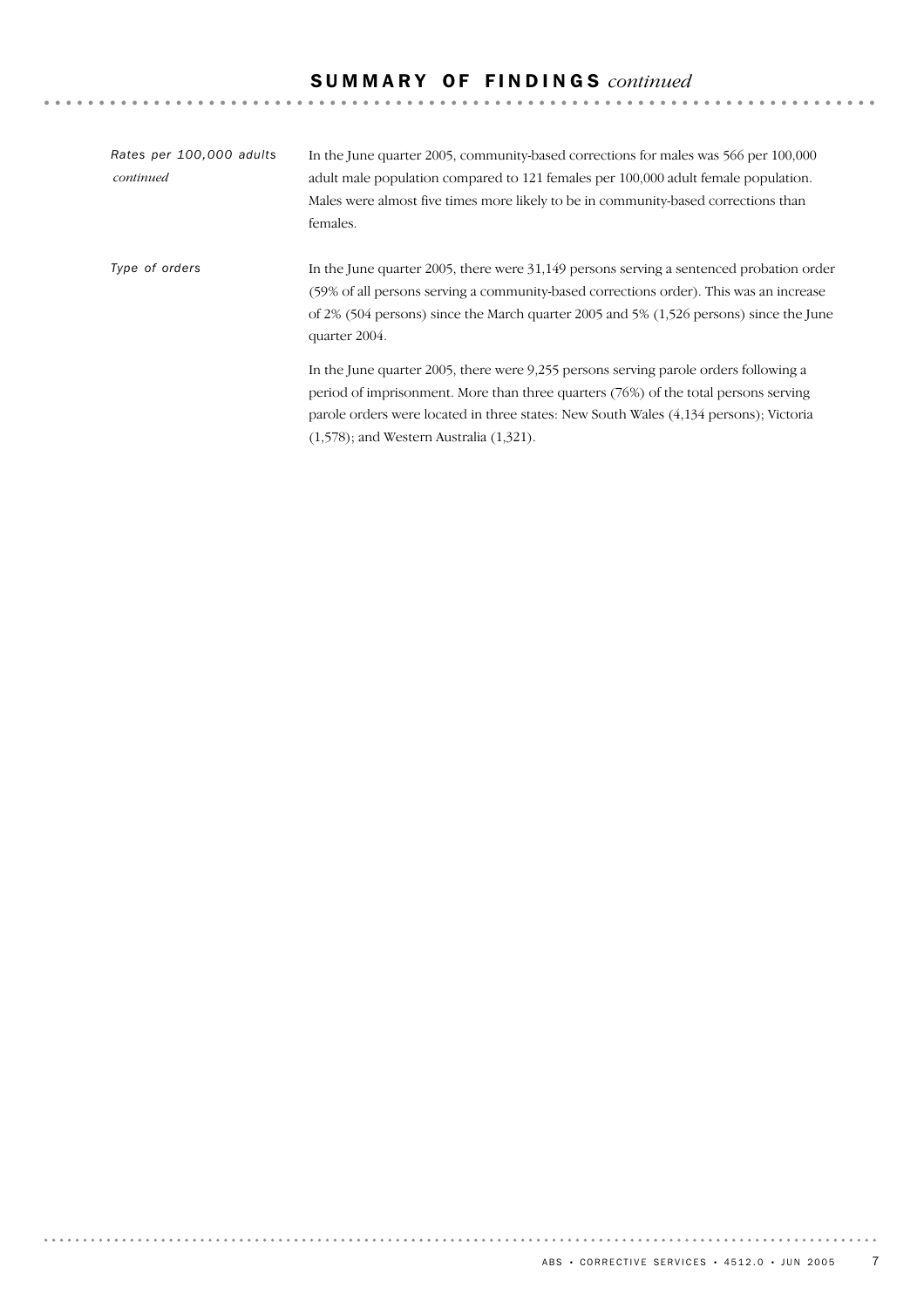## SUMMARY OF FINDINGS *continued*

*Rates per 100,000 adults continued*

In the June quarter 2005, community-based corrections for males was 566 per 100,000 adult male population compared to 121 females per 100,000 adult female population. Males were almost five times more likely to be in community-based corrections than females.

*Type of orders*

In the June quarter 2005, there were 31,149 persons serving a sentenced probation order (59% of all persons serving a community-based corrections order). This was an increase of 2% (504 persons) since the March quarter 2005 and 5% (1,526 persons) since the June quarter 2004.

In the June quarter 2005, there were 9,255 persons serving parole orders following a period of imprisonment. More than three quarters (76%) of the total persons serving parole orders were located in three states: New South Wales (4,134 persons); Victoria (1,578); and Western Australia (1,321).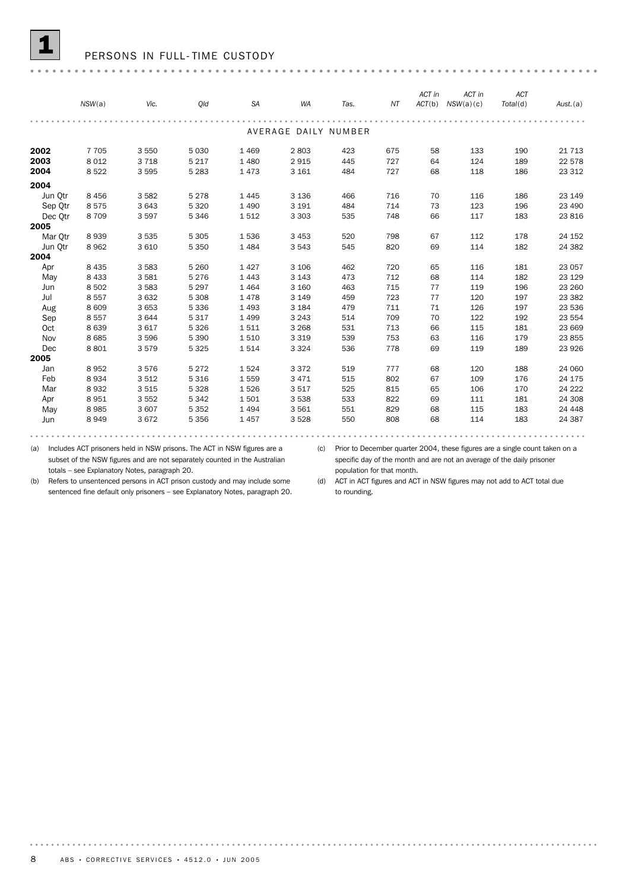# 1 PERSONS IN FULL-TIME CUSTODY

| | NSW(a) | Vic. | Qld | SA | WA | Tas. | NT | ACT in ACT(b) | ACT in NSW(a)(c) | ACT Total(d) | Aust.(a) |
|---|---|---|---|---|---|---|---|---|---|---|---|
| AVERAGE DAILY NUMBER | | | | | | | | | | | |
| **2002** | 7 705 | 3 550 | 5 030 | 1 469 | 2 803 | 423 | 675 | 58 | 133 | 190 | 21 713 |
| **2003** | 8 012 | 3 718 | 5 217 | 1 480 | 2 915 | 445 | 727 | 64 | 124 | 189 | 22 578 |
| **2004** | 8 522 | 3 595 | 5 283 | 1 473 | 3 161 | 484 | 727 | 68 | 118 | 186 | 23 312 |
| **2004** | | | | | | | | | | | |
| Jun Qtr | 8 456 | 3 582 | 5 278 | 1 445 | 3 136 | 466 | 716 | 70 | 116 | 186 | 23 149 |
| Sep Qtr | 8 575 | 3 643 | 5 320 | 1 490 | 3 191 | 484 | 714 | 73 | 123 | 196 | 23 490 |
| Dec Qtr | 8 709 | 3 597 | 5 346 | 1 512 | 3 303 | 535 | 748 | 66 | 117 | 183 | 23 816 |
| **2005** | | | | | | | | | | | |
| Mar Qtr | 8 939 | 3 535 | 5 305 | 1 536 | 3 453 | 520 | 798 | 67 | 112 | 178 | 24 152 |
| Jun Qtr | 8 962 | 3 610 | 5 350 | 1 484 | 3 543 | 545 | 820 | 69 | 114 | 182 | 24 382 |
| **2004** | | | | | | | | | | | |
| Apr | 8 435 | 3 583 | 5 260 | 1 427 | 3 106 | 462 | 720 | 65 | 116 | 181 | 23 057 |
| May | 8 433 | 3 581 | 5 276 | 1 443 | 3 143 | 473 | 712 | 68 | 114 | 182 | 23 129 |
| Jun | 8 502 | 3 583 | 5 297 | 1 464 | 3 160 | 463 | 715 | 77 | 119 | 196 | 23 260 |
| Jul | 8 557 | 3 632 | 5 308 | 1 478 | 3 149 | 459 | 723 | 77 | 120 | 197 | 23 382 |
| Aug | 8 609 | 3 653 | 5 336 | 1 493 | 3 184 | 479 | 711 | 71 | 126 | 197 | 23 536 |
| Sep | 8 557 | 3 644 | 5 317 | 1 499 | 3 243 | 514 | 709 | 70 | 122 | 192 | 23 554 |
| Oct | 8 639 | 3 617 | 5 326 | 1 511 | 3 268 | 531 | 713 | 66 | 115 | 181 | 23 669 |
| Nov | 8 685 | 3 596 | 5 390 | 1 510 | 3 319 | 539 | 753 | 63 | 116 | 179 | 23 855 |
| Dec | 8 801 | 3 579 | 5 325 | 1 514 | 3 324 | 536 | 778 | 69 | 119 | 189 | 23 926 |
| **2005** | | | | | | | | | | | |
| Jan | 8 952 | 3 576 | 5 272 | 1 524 | 3 372 | 519 | 777 | 68 | 120 | 188 | 24 060 |
| Feb | 8 934 | 3 512 | 5 316 | 1 559 | 3 471 | 515 | 802 | 67 | 109 | 176 | 24 175 |
| Mar | 8 932 | 3 515 | 5 328 | 1 526 | 3 517 | 525 | 815 | 65 | 106 | 170 | 24 222 |
| Apr | 8 951 | 3 552 | 5 342 | 1 501 | 3 538 | 533 | 822 | 69 | 111 | 181 | 24 308 |
| May | 8 985 | 3 607 | 5 352 | 1 494 | 3 561 | 551 | 829 | 68 | 115 | 183 | 24 448 |
| Jun | 8 949 | 3 672 | 5 356 | 1 457 | 3 528 | 550 | 808 | 68 | 114 | 183 | 24 387 |

(a) Includes ACT prisoners held in NSW prisons. The ACT in NSW figures are a subset of the NSW figures and are not separately counted in the Australian totals – see Explanatory Notes, paragraph 20.

(b) Refers to unsentenced persons in ACT prison custody and may include some sentenced fine default only prisoners – see Explanatory Notes, paragraph 20.

(c) Prior to December quarter 2004, these figures are a single count taken on a specific day of the month and are not an average of the daily prisoner population for that month.

(d) ACT in ACT figures and ACT in NSW figures may not add to ACT total due to rounding.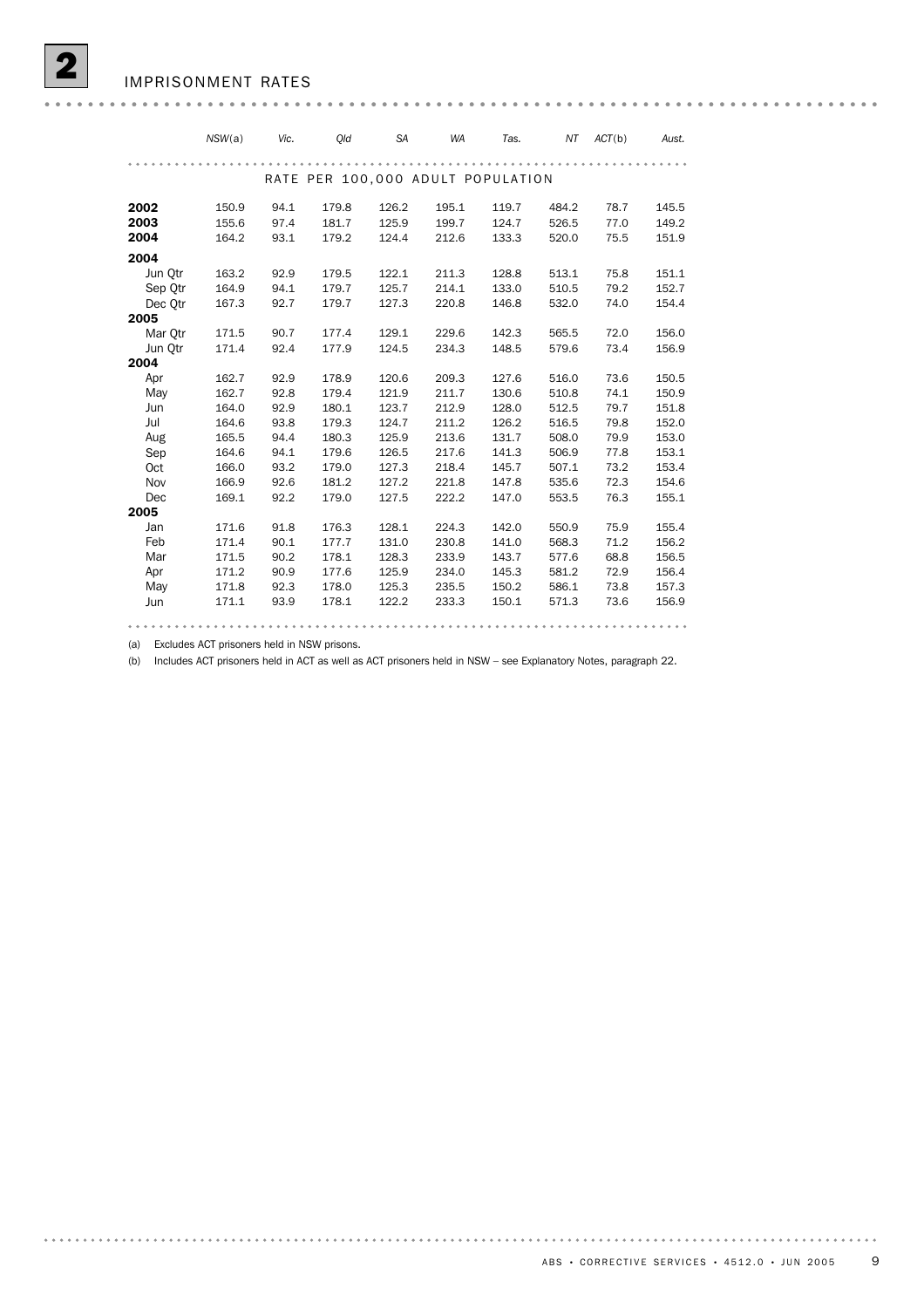# 2 IMPRISONMENT RATES

| | NSW(a) | Vic. | Qld | SA | WA | Tas. | NT | ACT(b) | Aust. |
|---|---|---|---|---|---|---|---|---|---|
| | RATE PER 100,000 ADULT POPULATION | | | | | | | | |
| **2002** | 150.9 | 94.1 | 179.8 | 126.2 | 195.1 | 119.7 | 484.2 | 78.7 | 145.5 |
| **2003** | 155.6 | 97.4 | 181.7 | 125.9 | 199.7 | 124.7 | 526.5 | 77.0 | 149.2 |
| **2004** | 164.2 | 93.1 | 179.2 | 124.4 | 212.6 | 133.3 | 520.0 | 75.5 | 151.9 |
| **2004** | | | | | | | | | |
| Jun Qtr | 163.2 | 92.9 | 179.5 | 122.1 | 211.3 | 128.8 | 513.1 | 75.8 | 151.1 |
| Sep Qtr | 164.9 | 94.1 | 179.7 | 125.7 | 214.1 | 133.0 | 510.5 | 79.2 | 152.7 |
| Dec Qtr | 167.3 | 92.7 | 179.7 | 127.3 | 220.8 | 146.8 | 532.0 | 74.0 | 154.4 |
| **2005** | | | | | | | | | |
| Mar Qtr | 171.5 | 90.7 | 177.4 | 129.1 | 229.6 | 142.3 | 565.5 | 72.0 | 156.0 |
| Jun Qtr | 171.4 | 92.4 | 177.9 | 124.5 | 234.3 | 148.5 | 579.6 | 73.4 | 156.9 |
| **2004** | | | | | | | | | |
| Apr | 162.7 | 92.9 | 178.9 | 120.6 | 209.3 | 127.6 | 516.0 | 73.6 | 150.5 |
| May | 162.7 | 92.8 | 179.4 | 121.9 | 211.7 | 130.6 | 510.8 | 74.1 | 150.9 |
| Jun | 164.0 | 92.9 | 180.1 | 123.7 | 212.9 | 128.0 | 512.5 | 79.7 | 151.8 |
| Jul | 164.6 | 93.8 | 179.3 | 124.7 | 211.2 | 126.2 | 516.5 | 79.8 | 152.0 |
| Aug | 165.5 | 94.4 | 180.3 | 125.9 | 213.6 | 131.7 | 508.0 | 79.9 | 153.0 |
| Sep | 164.6 | 94.1 | 179.6 | 126.5 | 217.6 | 141.3 | 506.9 | 77.8 | 153.1 |
| Oct | 166.0 | 93.2 | 179.0 | 127.3 | 218.4 | 145.7 | 507.1 | 73.2 | 153.4 |
| Nov | 166.9 | 92.6 | 181.2 | 127.2 | 221.8 | 147.8 | 535.6 | 72.3 | 154.6 |
| Dec | 169.1 | 92.2 | 179.0 | 127.5 | 222.2 | 147.0 | 553.5 | 76.3 | 155.1 |
| **2005** | | | | | | | | | |
| Jan | 171.6 | 91.8 | 176.3 | 128.1 | 224.3 | 142.0 | 550.9 | 75.9 | 155.4 |
| Feb | 171.4 | 90.1 | 177.7 | 131.0 | 230.8 | 141.0 | 568.3 | 71.2 | 156.2 |
| Mar | 171.5 | 90.2 | 178.1 | 128.3 | 233.9 | 143.7 | 577.6 | 68.8 | 156.5 |
| Apr | 171.2 | 90.9 | 177.6 | 125.9 | 234.0 | 145.3 | 581.2 | 72.9 | 156.4 |
| May | 171.8 | 92.3 | 178.0 | 125.3 | 235.5 | 150.2 | 586.1 | 73.8 | 157.3 |
| Jun | 171.1 | 93.9 | 178.1 | 122.2 | 233.3 | 150.1 | 571.3 | 73.6 | 156.9 |

(a) Excludes ACT prisoners held in NSW prisons.

(b) Includes ACT prisoners held in ACT as well as ACT prisoners held in NSW – see Explanatory Notes, paragraph 22.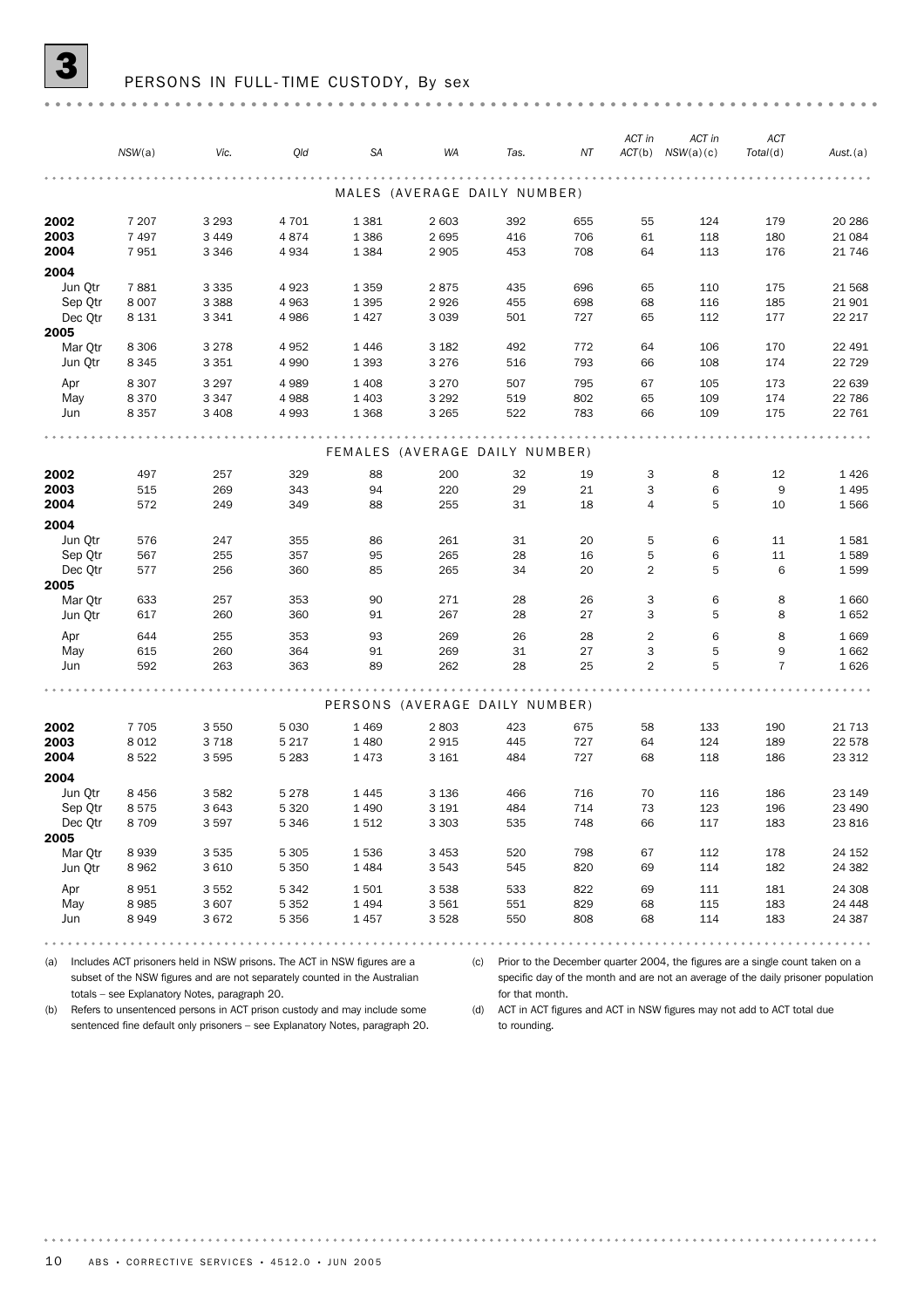# 3 PERSONS IN FULL-TIME CUSTODY, By sex

| | NSW(a) | Vic. | Qld | SA | WA | Tas. | NT | ACT in ACT(b) | ACT in NSW(a)(c) | ACT Total(d) | Aust.(a) |
|---|---|---|---|---|---|---|---|---|---|---|---|
| **MALES (AVERAGE DAILY NUMBER)** | | | | | | | | | | | |
| **2002** | 7 207 | 3 293 | 4 701 | 1 381 | 2 603 | 392 | 655 | 55 | 124 | 179 | 20 286 |
| **2003** | 7 497 | 3 449 | 4 874 | 1 386 | 2 695 | 416 | 706 | 61 | 118 | 180 | 21 084 |
| **2004** | 7 951 | 3 346 | 4 934 | 1 384 | 2 905 | 453 | 708 | 64 | 113 | 176 | 21 746 |
| **2004** | | | | | | | | | | | |
| Jun Qtr | 7 881 | 3 335 | 4 923 | 1 359 | 2 875 | 435 | 696 | 65 | 110 | 175 | 21 568 |
| Sep Qtr | 8 007 | 3 388 | 4 963 | 1 395 | 2 926 | 455 | 698 | 68 | 116 | 185 | 21 901 |
| Dec Qtr | 8 131 | 3 341 | 4 986 | 1 427 | 3 039 | 501 | 727 | 65 | 112 | 177 | 22 217 |
| **2005** | | | | | | | | | | | |
| Mar Qtr | 8 306 | 3 278 | 4 952 | 1 446 | 3 182 | 492 | 772 | 64 | 106 | 170 | 22 491 |
| Jun Qtr | 8 345 | 3 351 | 4 990 | 1 393 | 3 276 | 516 | 793 | 66 | 108 | 174 | 22 729 |
| Apr | 8 307 | 3 297 | 4 989 | 1 408 | 3 270 | 507 | 795 | 67 | 105 | 173 | 22 639 |
| May | 8 370 | 3 347 | 4 988 | 1 403 | 3 292 | 519 | 802 | 65 | 109 | 174 | 22 786 |
| Jun | 8 357 | 3 408 | 4 993 | 1 368 | 3 265 | 522 | 783 | 66 | 109 | 175 | 22 761 |
| **FEMALES (AVERAGE DAILY NUMBER)** | | | | | | | | | | | |
| **2002** | 497 | 257 | 329 | 88 | 200 | 32 | 19 | 3 | 8 | 12 | 1 426 |
| **2003** | 515 | 269 | 343 | 94 | 220 | 29 | 21 | 3 | 6 | 9 | 1 495 |
| **2004** | 572 | 249 | 349 | 88 | 255 | 31 | 18 | 4 | 5 | 10 | 1 566 |
| **2004** | | | | | | | | | | | |
| Jun Qtr | 576 | 247 | 355 | 86 | 261 | 31 | 20 | 5 | 6 | 11 | 1 581 |
| Sep Qtr | 567 | 255 | 357 | 95 | 265 | 28 | 16 | 5 | 6 | 11 | 1 589 |
| Dec Qtr | 577 | 256 | 360 | 85 | 265 | 34 | 20 | 2 | 5 | 6 | 1 599 |
| **2005** | | | | | | | | | | | |
| Mar Qtr | 633 | 257 | 353 | 90 | 271 | 28 | 26 | 3 | 6 | 8 | 1 660 |
| Jun Qtr | 617 | 260 | 360 | 91 | 267 | 28 | 27 | 3 | 5 | 8 | 1 652 |
| Apr | 644 | 255 | 353 | 93 | 269 | 26 | 28 | 2 | 6 | 8 | 1 669 |
| May | 615 | 260 | 364 | 91 | 269 | 31 | 27 | 3 | 5 | 9 | 1 662 |
| Jun | 592 | 263 | 363 | 89 | 262 | 28 | 25 | 2 | 5 | 7 | 1 626 |
| **PERSONS (AVERAGE DAILY NUMBER)** | | | | | | | | | | | |
| **2002** | 7 705 | 3 550 | 5 030 | 1 469 | 2 803 | 423 | 675 | 58 | 133 | 190 | 21 713 |
| **2003** | 8 012 | 3 718 | 5 217 | 1 480 | 2 915 | 445 | 727 | 64 | 124 | 189 | 22 578 |
| **2004** | 8 522 | 3 595 | 5 283 | 1 473 | 3 161 | 484 | 727 | 68 | 118 | 186 | 23 312 |
| **2004** | | | | | | | | | | | |
| Jun Qtr | 8 456 | 3 582 | 5 278 | 1 445 | 3 136 | 466 | 716 | 70 | 116 | 186 | 23 149 |
| Sep Qtr | 8 575 | 3 643 | 5 320 | 1 490 | 3 191 | 484 | 714 | 73 | 123 | 196 | 23 490 |
| Dec Qtr | 8 709 | 3 597 | 5 346 | 1 512 | 3 303 | 535 | 748 | 66 | 117 | 183 | 23 816 |
| **2005** | | | | | | | | | | | |
| Mar Qtr | 8 939 | 3 535 | 5 305 | 1 536 | 3 453 | 520 | 798 | 67 | 112 | 178 | 24 152 |
| Jun Qtr | 8 962 | 3 610 | 5 350 | 1 484 | 3 543 | 545 | 820 | 69 | 114 | 182 | 24 382 |
| Apr | 8 951 | 3 552 | 5 342 | 1 501 | 3 538 | 533 | 822 | 69 | 111 | 181 | 24 308 |
| May | 8 985 | 3 607 | 5 352 | 1 494 | 3 561 | 551 | 829 | 68 | 115 | 183 | 24 448 |
| Jun | 8 949 | 3 672 | 5 356 | 1 457 | 3 528 | 550 | 808 | 68 | 114 | 183 | 24 387 |

(a) Includes ACT prisoners held in NSW prisons. The ACT in NSW figures are a subset of the NSW figures and are not separately counted in the Australian totals – see Explanatory Notes, paragraph 20.

(b) Refers to unsentenced persons in ACT prison custody and may include some sentenced fine default only prisoners – see Explanatory Notes, paragraph 20.

(c) Prior to the December quarter 2004, the figures are a single count taken on a specific day of the month and are not an average of the daily prisoner population for that month.

(d) ACT in ACT figures and ACT in NSW figures may not add to ACT total due to rounding.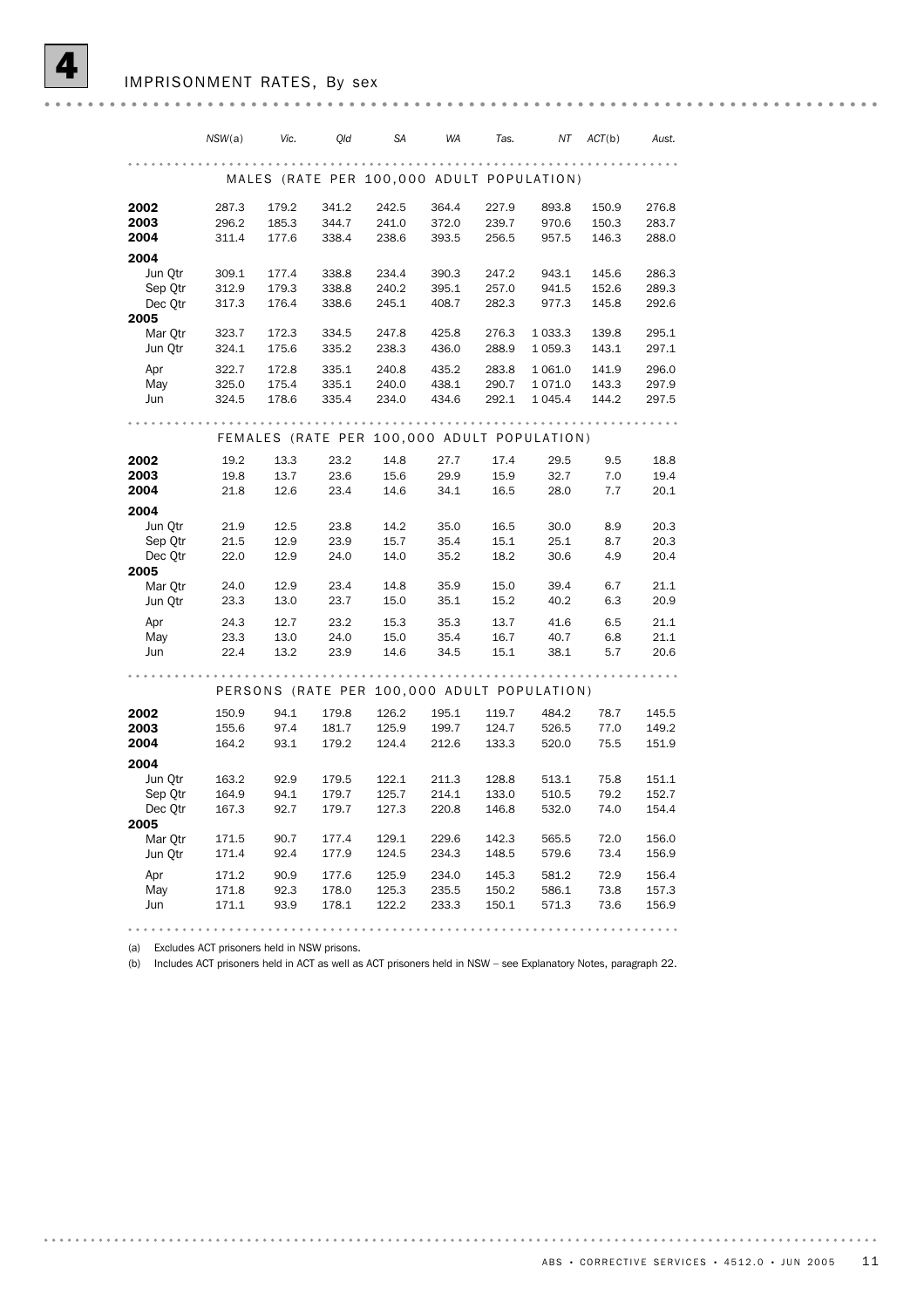## 4 IMPRISONMENT RATES, By sex

| | NSW(a) | Vic. | Qld | SA | WA | Tas. | NT | ACT(b) | Aust. |
|---|---|---|---|---|---|---|---|---|---|
| **MALES (RATE PER 100,000 ADULT POPULATION)** | | | | | | | | | |
| **2002** | 287.3 | 179.2 | 341.2 | 242.5 | 364.4 | 227.9 | 893.8 | 150.9 | 276.8 |
| **2003** | 296.2 | 185.3 | 344.7 | 241.0 | 372.0 | 239.7 | 970.6 | 150.3 | 283.7 |
| **2004** | 311.4 | 177.6 | 338.4 | 238.6 | 393.5 | 256.5 | 957.5 | 146.3 | 288.0 |
| **2004** | | | | | | | | | |
| Jun Qtr | 309.1 | 177.4 | 338.8 | 234.4 | 390.3 | 247.2 | 943.1 | 145.6 | 286.3 |
| Sep Qtr | 312.9 | 179.3 | 338.8 | 240.2 | 395.1 | 257.0 | 941.5 | 152.6 | 289.3 |
| Dec Qtr | 317.3 | 176.4 | 338.6 | 245.1 | 408.7 | 282.3 | 977.3 | 145.8 | 292.6 |
| **2005** | | | | | | | | | |
| Mar Qtr | 323.7 | 172.3 | 334.5 | 247.8 | 425.8 | 276.3 | 1 033.3 | 139.8 | 295.1 |
| Jun Qtr | 324.1 | 175.6 | 335.2 | 238.3 | 436.0 | 288.9 | 1 059.3 | 143.1 | 297.1 |
| Apr | 322.7 | 172.8 | 335.1 | 240.8 | 435.2 | 283.8 | 1 061.0 | 141.9 | 296.0 |
| May | 325.0 | 175.4 | 335.1 | 240.0 | 438.1 | 290.7 | 1 071.0 | 143.3 | 297.9 |
| Jun | 324.5 | 178.6 | 335.4 | 234.0 | 434.6 | 292.1 | 1 045.4 | 144.2 | 297.5 |
| **FEMALES (RATE PER 100,000 ADULT POPULATION)** | | | | | | | | | |
| **2002** | 19.2 | 13.3 | 23.2 | 14.8 | 27.7 | 17.4 | 29.5 | 9.5 | 18.8 |
| **2003** | 19.8 | 13.7 | 23.6 | 15.6 | 29.9 | 15.9 | 32.7 | 7.0 | 19.4 |
| **2004** | 21.8 | 12.6 | 23.4 | 14.6 | 34.1 | 16.5 | 28.0 | 7.7 | 20.1 |
| **2004** | | | | | | | | | |
| Jun Qtr | 21.9 | 12.5 | 23.8 | 14.2 | 35.0 | 16.5 | 30.0 | 8.9 | 20.3 |
| Sep Qtr | 21.5 | 12.9 | 23.9 | 15.7 | 35.4 | 15.1 | 25.1 | 8.7 | 20.3 |
| Dec Qtr | 22.0 | 12.9 | 24.0 | 14.0 | 35.2 | 18.2 | 30.6 | 4.9 | 20.4 |
| **2005** | | | | | | | | | |
| Mar Qtr | 24.0 | 12.9 | 23.4 | 14.8 | 35.9 | 15.0 | 39.4 | 6.7 | 21.1 |
| Jun Qtr | 23.3 | 13.0 | 23.7 | 15.0 | 35.1 | 15.2 | 40.2 | 6.3 | 20.9 |
| Apr | 24.3 | 12.7 | 23.2 | 15.3 | 35.3 | 13.7 | 41.6 | 6.5 | 21.1 |
| May | 23.3 | 13.0 | 24.0 | 15.0 | 35.4 | 16.7 | 40.7 | 6.8 | 21.1 |
| Jun | 22.4 | 13.2 | 23.9 | 14.6 | 34.5 | 15.1 | 38.1 | 5.7 | 20.6 |
| **PERSONS (RATE PER 100,000 ADULT POPULATION)** | | | | | | | | | |
| **2002** | 150.9 | 94.1 | 179.8 | 126.2 | 195.1 | 119.7 | 484.2 | 78.7 | 145.5 |
| **2003** | 155.6 | 97.4 | 181.7 | 125.9 | 199.7 | 124.7 | 526.5 | 77.0 | 149.2 |
| **2004** | 164.2 | 93.1 | 179.2 | 124.4 | 212.6 | 133.3 | 520.0 | 75.5 | 151.9 |
| **2004** | | | | | | | | | |
| Jun Qtr | 163.2 | 92.9 | 179.5 | 122.1 | 211.3 | 128.8 | 513.1 | 75.8 | 151.1 |
| Sep Qtr | 164.9 | 94.1 | 179.7 | 125.7 | 214.1 | 133.0 | 510.5 | 79.2 | 152.7 |
| Dec Qtr | 167.3 | 92.7 | 179.7 | 127.3 | 220.8 | 146.8 | 532.0 | 74.0 | 154.4 |
| **2005** | | | | | | | | | |
| Mar Qtr | 171.5 | 90.7 | 177.4 | 129.1 | 229.6 | 142.3 | 565.5 | 72.0 | 156.0 |
| Jun Qtr | 171.4 | 92.4 | 177.9 | 124.5 | 234.3 | 148.5 | 579.6 | 73.4 | 156.9 |
| Apr | 171.2 | 90.9 | 177.6 | 125.9 | 234.0 | 145.3 | 581.2 | 72.9 | 156.4 |
| May | 171.8 | 92.3 | 178.0 | 125.3 | 235.5 | 150.2 | 586.1 | 73.8 | 157.3 |
| Jun | 171.1 | 93.9 | 178.1 | 122.2 | 233.3 | 150.1 | 571.3 | 73.6 | 156.9 |

(a) Excludes ACT prisoners held in NSW prisons.

(b) Includes ACT prisoners held in ACT as well as ACT prisoners held in NSW – see Explanatory Notes, paragraph 22.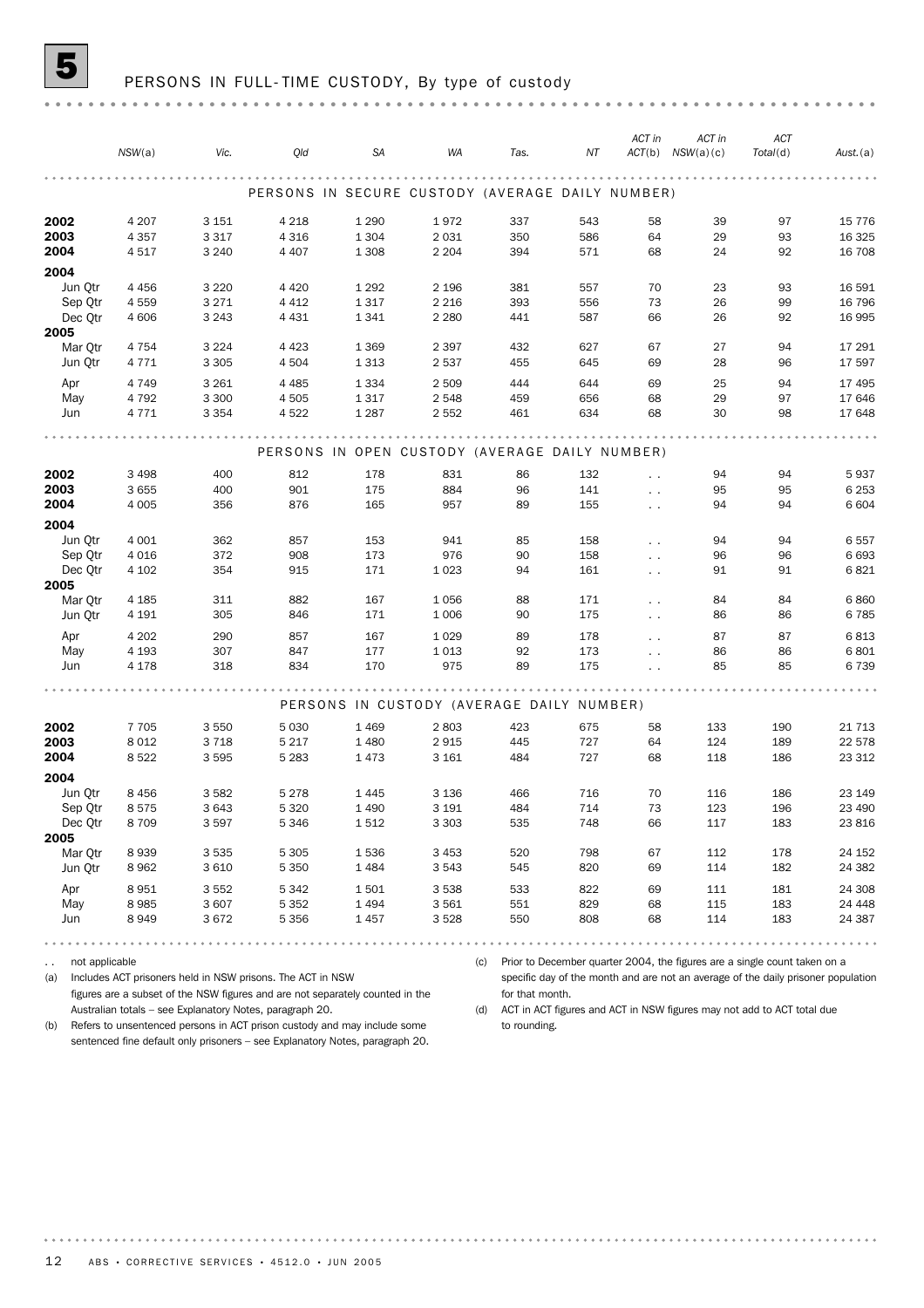# 5 PERSONS IN FULL-TIME CUSTODY, By type of custody

| | NSW(a) | Vic. | Qld | SA | WA | Tas. | NT | ACT in ACT(b) | ACT in NSW(a)(c) | ACT Total(d) | Aust.(a) |
|---|---|---|---|---|---|---|---|---|---|---|---|
| **PERSONS IN SECURE CUSTODY (AVERAGE DAILY NUMBER)** | | | | | | | | | | | |
| **2002** | 4 207 | 3 151 | 4 218 | 1 290 | 1 972 | 337 | 543 | 58 | 39 | 97 | 15 776 |
| **2003** | 4 357 | 3 317 | 4 316 | 1 304 | 2 031 | 350 | 586 | 64 | 29 | 93 | 16 325 |
| **2004** | 4 517 | 3 240 | 4 407 | 1 308 | 2 204 | 394 | 571 | 68 | 24 | 92 | 16 708 |
| **2004** | | | | | | | | | | | |
| Jun Qtr | 4 456 | 3 220 | 4 420 | 1 292 | 2 196 | 381 | 557 | 70 | 23 | 93 | 16 591 |
| Sep Qtr | 4 559 | 3 271 | 4 412 | 1 317 | 2 216 | 393 | 556 | 73 | 26 | 99 | 16 796 |
| Dec Qtr | 4 606 | 3 243 | 4 431 | 1 341 | 2 280 | 441 | 587 | 66 | 26 | 92 | 16 995 |
| **2005** | | | | | | | | | | | |
| Mar Qtr | 4 754 | 3 224 | 4 423 | 1 369 | 2 397 | 432 | 627 | 67 | 27 | 94 | 17 291 |
| Jun Qtr | 4 771 | 3 305 | 4 504 | 1 313 | 2 537 | 455 | 645 | 69 | 28 | 96 | 17 597 |
| Apr | 4 749 | 3 261 | 4 485 | 1 334 | 2 509 | 444 | 644 | 69 | 25 | 94 | 17 495 |
| May | 4 792 | 3 300 | 4 505 | 1 317 | 2 548 | 459 | 656 | 68 | 29 | 97 | 17 646 |
| Jun | 4 771 | 3 354 | 4 522 | 1 287 | 2 552 | 461 | 634 | 68 | 30 | 98 | 17 648 |
| **PERSONS IN OPEN CUSTODY (AVERAGE DAILY NUMBER)** | | | | | | | | | | | |
| **2002** | 3 498 | 400 | 812 | 178 | 831 | 86 | 132 | . . | 94 | 94 | 5 937 |
| **2003** | 3 655 | 400 | 901 | 175 | 884 | 96 | 141 | . . | 95 | 95 | 6 253 |
| **2004** | 4 005 | 356 | 876 | 165 | 957 | 89 | 155 | . . | 94 | 94 | 6 604 |
| **2004** | | | | | | | | | | | |
| Jun Qtr | 4 001 | 362 | 857 | 153 | 941 | 85 | 158 | . . | 94 | 94 | 6 557 |
| Sep Qtr | 4 016 | 372 | 908 | 173 | 976 | 90 | 158 | . . | 96 | 96 | 6 693 |
| Dec Qtr | 4 102 | 354 | 915 | 171 | 1 023 | 94 | 161 | . . | 91 | 91 | 6 821 |
| **2005** | | | | | | | | | | | |
| Mar Qtr | 4 185 | 311 | 882 | 167 | 1 056 | 88 | 171 | . . | 84 | 84 | 6 860 |
| Jun Qtr | 4 191 | 305 | 846 | 171 | 1 006 | 90 | 175 | . . | 86 | 86 | 6 785 |
| Apr | 4 202 | 290 | 857 | 167 | 1 029 | 89 | 178 | . . | 87 | 87 | 6 813 |
| May | 4 193 | 307 | 847 | 177 | 1 013 | 92 | 173 | . . | 86 | 86 | 6 801 |
| Jun | 4 178 | 318 | 834 | 170 | 975 | 89 | 175 | . . | 85 | 85 | 6 739 |
| **PERSONS IN CUSTODY (AVERAGE DAILY NUMBER)** | | | | | | | | | | | |
| **2002** | 7 705 | 3 550 | 5 030 | 1 469 | 2 803 | 423 | 675 | 58 | 133 | 190 | 21 713 |
| **2003** | 8 012 | 3 718 | 5 217 | 1 480 | 2 915 | 445 | 727 | 64 | 124 | 189 | 22 578 |
| **2004** | 8 522 | 3 595 | 5 283 | 1 473 | 3 161 | 484 | 727 | 68 | 118 | 186 | 23 312 |
| **2004** | | | | | | | | | | | |
| Jun Qtr | 8 456 | 3 582 | 5 278 | 1 445 | 3 136 | 466 | 716 | 70 | 116 | 186 | 23 149 |
| Sep Qtr | 8 575 | 3 643 | 5 320 | 1 490 | 3 191 | 484 | 714 | 73 | 123 | 196 | 23 490 |
| Dec Qtr | 8 709 | 3 597 | 5 346 | 1 512 | 3 303 | 535 | 748 | 66 | 117 | 183 | 23 816 |
| **2005** | | | | | | | | | | | |
| Mar Qtr | 8 939 | 3 535 | 5 305 | 1 536 | 3 453 | 520 | 798 | 67 | 112 | 178 | 24 152 |
| Jun Qtr | 8 962 | 3 610 | 5 350 | 1 484 | 3 543 | 545 | 820 | 69 | 114 | 182 | 24 382 |
| Apr | 8 951 | 3 552 | 5 342 | 1 501 | 3 538 | 533 | 822 | 69 | 111 | 181 | 24 308 |
| May | 8 985 | 3 607 | 5 352 | 1 494 | 3 561 | 551 | 829 | 68 | 115 | 183 | 24 448 |
| Jun | 8 949 | 3 672 | 5 356 | 1 457 | 3 528 | 550 | 808 | 68 | 114 | 183 | 24 387 |

. . not applicable

(a) Includes ACT prisoners held in NSW prisons. The ACT in NSW figures are a subset of the NSW figures and are not separately counted in the Australian totals – see Explanatory Notes, paragraph 20.

(b) Refers to unsentenced persons in ACT prison custody and may include some sentenced fine default only prisoners – see Explanatory Notes, paragraph 20.

(c) Prior to December quarter 2004, the figures are a single count taken on a specific day of the month and are not an average of the daily prisoner population for that month.

(d) ACT in ACT figures and ACT in NSW figures may not add to ACT total due to rounding.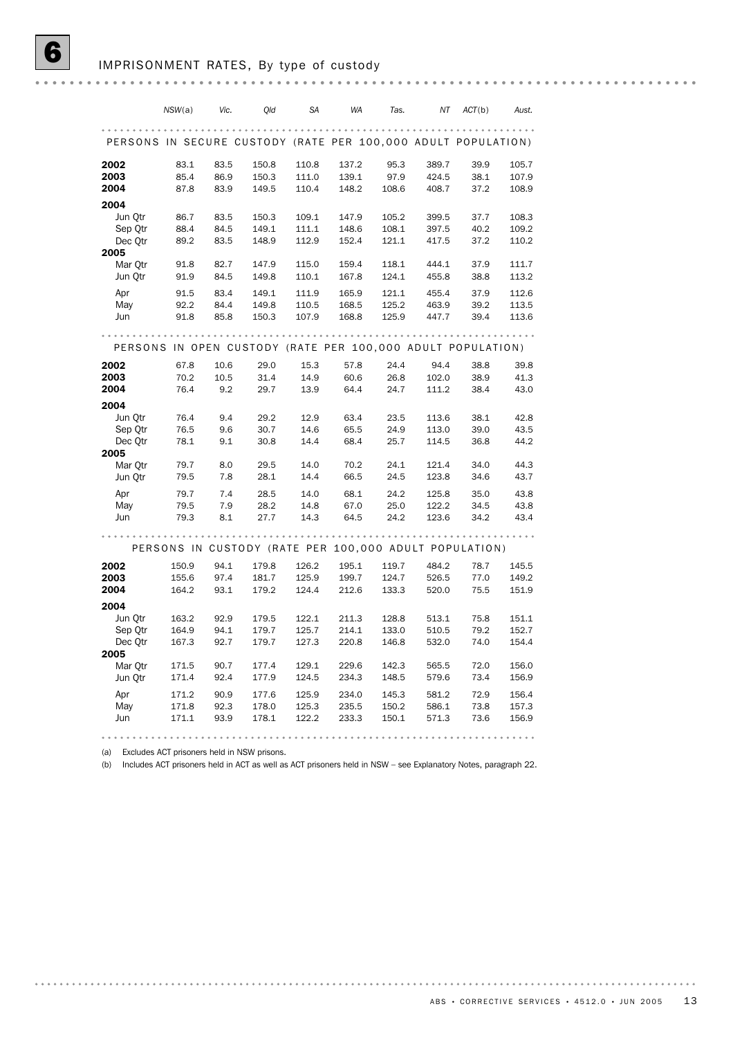# 6 IMPRISONMENT RATES, By type of custody

| | NSW(a) | Vic. | Qld | SA | WA | Tas. | NT | ACT(b) | Aust. |
|---|---|---|---|---|---|---|---|---|---|
| **PERSONS IN SECURE CUSTODY (RATE PER 100,000 ADULT POPULATION)** | | | | | | | | | |
| **2002** | 83.1 | 83.5 | 150.8 | 110.8 | 137.2 | 95.3 | 389.7 | 39.9 | 105.7 |
| **2003** | 85.4 | 86.9 | 150.3 | 111.0 | 139.1 | 97.9 | 424.5 | 38.1 | 107.9 |
| **2004** | 87.8 | 83.9 | 149.5 | 110.4 | 148.2 | 108.6 | 408.7 | 37.2 | 108.9 |
| **2004** | | | | | | | | | |
| Jun Qtr | 86.7 | 83.5 | 150.3 | 109.1 | 147.9 | 105.2 | 399.5 | 37.7 | 108.3 |
| Sep Qtr | 88.4 | 84.5 | 149.1 | 111.1 | 148.6 | 108.1 | 397.5 | 40.2 | 109.2 |
| Dec Qtr | 89.2 | 83.5 | 148.9 | 112.9 | 152.4 | 121.1 | 417.5 | 37.2 | 110.2 |
| **2005** | | | | | | | | | |
| Mar Qtr | 91.8 | 82.7 | 147.9 | 115.0 | 159.4 | 118.1 | 444.1 | 37.9 | 111.7 |
| Jun Qtr | 91.9 | 84.5 | 149.8 | 110.1 | 167.8 | 124.1 | 455.8 | 38.8 | 113.2 |
| Apr | 91.5 | 83.4 | 149.1 | 111.9 | 165.9 | 121.1 | 455.4 | 37.9 | 112.6 |
| May | 92.2 | 84.4 | 149.8 | 110.5 | 168.5 | 125.2 | 463.9 | 39.2 | 113.5 |
| Jun | 91.8 | 85.8 | 150.3 | 107.9 | 168.8 | 125.9 | 447.7 | 39.4 | 113.6 |
| **PERSONS IN OPEN CUSTODY (RATE PER 100,000 ADULT POPULATION)** | | | | | | | | | |
| **2002** | 67.8 | 10.6 | 29.0 | 15.3 | 57.8 | 24.4 | 94.4 | 38.8 | 39.8 |
| **2003** | 70.2 | 10.5 | 31.4 | 14.9 | 60.6 | 26.8 | 102.0 | 38.9 | 41.3 |
| **2004** | 76.4 | 9.2 | 29.7 | 13.9 | 64.4 | 24.7 | 111.2 | 38.4 | 43.0 |
| **2004** | | | | | | | | | |
| Jun Qtr | 76.4 | 9.4 | 29.2 | 12.9 | 63.4 | 23.5 | 113.6 | 38.1 | 42.8 |
| Sep Qtr | 76.5 | 9.6 | 30.7 | 14.6 | 65.5 | 24.9 | 113.0 | 39.0 | 43.5 |
| Dec Qtr | 78.1 | 9.1 | 30.8 | 14.4 | 68.4 | 25.7 | 114.5 | 36.8 | 44.2 |
| **2005** | | | | | | | | | |
| Mar Qtr | 79.7 | 8.0 | 29.5 | 14.0 | 70.2 | 24.1 | 121.4 | 34.0 | 44.3 |
| Jun Qtr | 79.5 | 7.8 | 28.1 | 14.4 | 66.5 | 24.5 | 123.8 | 34.6 | 43.7 |
| Apr | 79.7 | 7.4 | 28.5 | 14.0 | 68.1 | 24.2 | 125.8 | 35.0 | 43.8 |
| May | 79.5 | 7.9 | 28.2 | 14.8 | 67.0 | 25.0 | 122.2 | 34.5 | 43.8 |
| Jun | 79.3 | 8.1 | 27.7 | 14.3 | 64.5 | 24.2 | 123.6 | 34.2 | 43.4 |
| **PERSONS IN CUSTODY (RATE PER 100,000 ADULT POPULATION)** | | | | | | | | | |
| **2002** | 150.9 | 94.1 | 179.8 | 126.2 | 195.1 | 119.7 | 484.2 | 78.7 | 145.5 |
| **2003** | 155.6 | 97.4 | 181.7 | 125.9 | 199.7 | 124.7 | 526.5 | 77.0 | 149.2 |
| **2004** | 164.2 | 93.1 | 179.2 | 124.4 | 212.6 | 133.3 | 520.0 | 75.5 | 151.9 |
| **2004** | | | | | | | | | |
| Jun Qtr | 163.2 | 92.9 | 179.5 | 122.1 | 211.3 | 128.8 | 513.1 | 75.8 | 151.1 |
| Sep Qtr | 164.9 | 94.1 | 179.7 | 125.7 | 214.1 | 133.0 | 510.5 | 79.2 | 152.7 |
| Dec Qtr | 167.3 | 92.7 | 179.7 | 127.3 | 220.8 | 146.8 | 532.0 | 74.0 | 154.4 |
| **2005** | | | | | | | | | |
| Mar Qtr | 171.5 | 90.7 | 177.4 | 129.1 | 229.6 | 142.3 | 565.5 | 72.0 | 156.0 |
| Jun Qtr | 171.4 | 92.4 | 177.9 | 124.5 | 234.3 | 148.5 | 579.6 | 73.4 | 156.9 |
| Apr | 171.2 | 90.9 | 177.6 | 125.9 | 234.0 | 145.3 | 581.2 | 72.9 | 156.4 |
| May | 171.8 | 92.3 | 178.0 | 125.3 | 235.5 | 150.2 | 586.1 | 73.8 | 157.3 |
| Jun | 171.1 | 93.9 | 178.1 | 122.2 | 233.3 | 150.1 | 571.3 | 73.6 | 156.9 |

(a) Excludes ACT prisoners held in NSW prisons.

(b) Includes ACT prisoners held in ACT as well as ACT prisoners held in NSW – see Explanatory Notes, paragraph 22.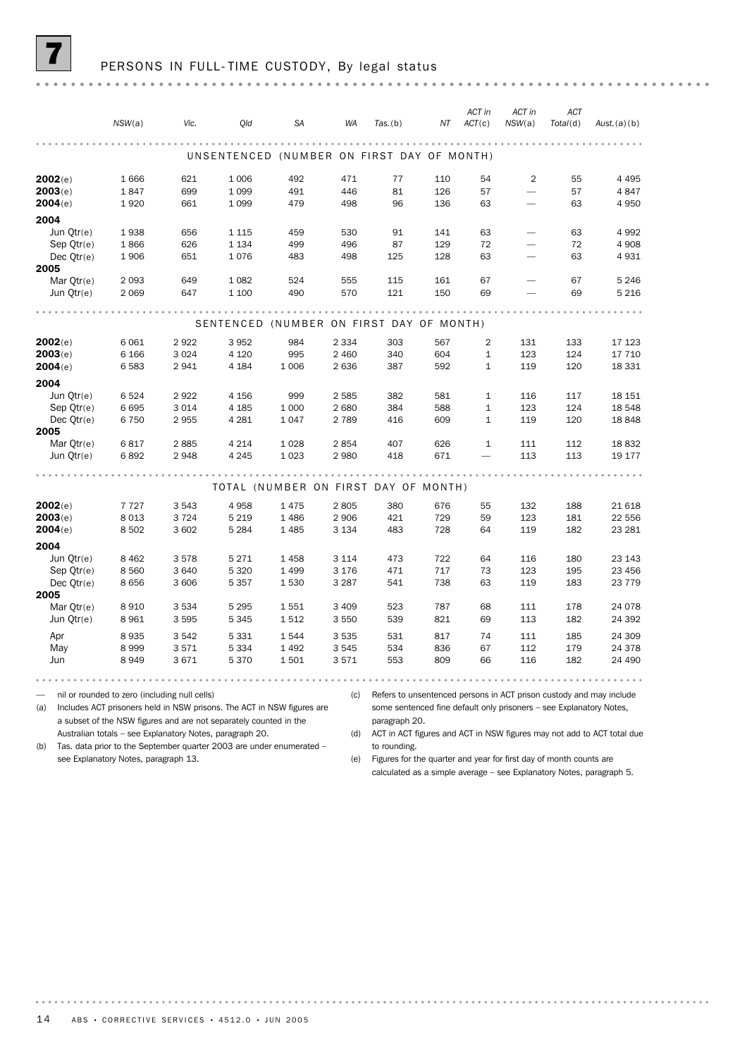# 7 PERSONS IN FULL-TIME CUSTODY, By legal status

| | NSW(a) | Vic. | Qld | SA | WA | Tas.(b) | NT | ACT in ACT(c) | ACT in NSW(a) | ACT Total(d) | Aust.(a)(b) |
|---|---|---|---|---|---|---|---|---|---|---|---|
| **UNSENTENCED (NUMBER ON FIRST DAY OF MONTH)** | | | | | | | | | | | |
| **2002**(e) | 1 666 | 621 | 1 006 | 492 | 471 | 77 | 110 | 54 | 2 | 55 | 4 495 |
| **2003**(e) | 1 847 | 699 | 1 099 | 491 | 446 | 81 | 126 | 57 | — | 57 | 4 847 |
| **2004**(e) | 1 920 | 661 | 1 099 | 479 | 498 | 96 | 136 | 63 | — | 63 | 4 950 |
| **2004** | | | | | | | | | | | |
| Jun Qtr(e) | 1 938 | 656 | 1 115 | 459 | 530 | 91 | 141 | 63 | — | 63 | 4 992 |
| Sep Qtr(e) | 1 866 | 626 | 1 134 | 499 | 496 | 87 | 129 | 72 | — | 72 | 4 908 |
| Dec Qtr(e) | 1 906 | 651 | 1 076 | 483 | 498 | 125 | 128 | 63 | — | 63 | 4 931 |
| **2005** | | | | | | | | | | | |
| Mar Qtr(e) | 2 093 | 649 | 1 082 | 524 | 555 | 115 | 161 | 67 | — | 67 | 5 246 |
| Jun Qtr(e) | 2 069 | 647 | 1 100 | 490 | 570 | 121 | 150 | 69 | — | 69 | 5 216 |
| **SENTENCED (NUMBER ON FIRST DAY OF MONTH)** | | | | | | | | | | | |
| **2002**(e) | 6 061 | 2 922 | 3 952 | 984 | 2 334 | 303 | 567 | 2 | 131 | 133 | 17 123 |
| **2003**(e) | 6 166 | 3 024 | 4 120 | 995 | 2 460 | 340 | 604 | 1 | 123 | 124 | 17 710 |
| **2004**(e) | 6 583 | 2 941 | 4 184 | 1 006 | 2 636 | 387 | 592 | 1 | 119 | 120 | 18 331 |
| **2004** | | | | | | | | | | | |
| Jun Qtr(e) | 6 524 | 2 922 | 4 156 | 999 | 2 585 | 382 | 581 | 1 | 116 | 117 | 18 151 |
| Sep Qtr(e) | 6 695 | 3 014 | 4 185 | 1 000 | 2 680 | 384 | 588 | 1 | 123 | 124 | 18 548 |
| Dec Qtr(e) | 6 750 | 2 955 | 4 281 | 1 047 | 2 789 | 416 | 609 | 1 | 119 | 120 | 18 848 |
| **2005** | | | | | | | | | | | |
| Mar Qtr(e) | 6 817 | 2 885 | 4 214 | 1 028 | 2 854 | 407 | 626 | 1 | 111 | 112 | 18 832 |
| Jun Qtr(e) | 6 892 | 2 948 | 4 245 | 1 023 | 2 980 | 418 | 671 | — | 113 | 113 | 19 177 |
| **TOTAL (NUMBER ON FIRST DAY OF MONTH)** | | | | | | | | | | | |
| **2002**(e) | 7 727 | 3 543 | 4 958 | 1 475 | 2 805 | 380 | 676 | 55 | 132 | 188 | 21 618 |
| **2003**(e) | 8 013 | 3 724 | 5 219 | 1 486 | 2 906 | 421 | 729 | 59 | 123 | 181 | 22 556 |
| **2004**(e) | 8 502 | 3 602 | 5 284 | 1 485 | 3 134 | 483 | 728 | 64 | 119 | 182 | 23 281 |
| **2004** | | | | | | | | | | | |
| Jun Qtr(e) | 8 462 | 3 578 | 5 271 | 1 458 | 3 114 | 473 | 722 | 64 | 116 | 180 | 23 143 |
| Sep Qtr(e) | 8 560 | 3 640 | 5 320 | 1 499 | 3 176 | 471 | 717 | 73 | 123 | 195 | 23 456 |
| Dec Qtr(e) | 8 656 | 3 606 | 5 357 | 1 530 | 3 287 | 541 | 738 | 63 | 119 | 183 | 23 779 |
| **2005** | | | | | | | | | | | |
| Mar Qtr(e) | 8 910 | 3 534 | 5 295 | 1 551 | 3 409 | 523 | 787 | 68 | 111 | 178 | 24 078 |
| Jun Qtr(e) | 8 961 | 3 595 | 5 345 | 1 512 | 3 550 | 539 | 821 | 69 | 113 | 182 | 24 392 |
| Apr | 8 935 | 3 542 | 5 331 | 1 544 | 3 535 | 531 | 817 | 74 | 111 | 185 | 24 309 |
| May | 8 999 | 3 571 | 5 334 | 1 492 | 3 545 | 534 | 836 | 67 | 112 | 179 | 24 378 |
| Jun | 8 949 | 3 671 | 5 370 | 1 501 | 3 571 | 553 | 809 | 66 | 116 | 182 | 24 490 |

— nil or rounded to zero (including null cells)

(a) Includes ACT prisoners held in NSW prisons. The ACT in NSW figures are a subset of the NSW figures and are not separately counted in the Australian totals – see Explanatory Notes, paragraph 20.

(b) Tas. data prior to the September quarter 2003 are under enumerated – see Explanatory Notes, paragraph 13.

(c) Refers to unsentenced persons in ACT prison custody and may include some sentenced fine default only prisoners – see Explanatory Notes, paragraph 20.

(d) ACT in ACT figures and ACT in NSW figures may not add to ACT total due to rounding.

(e) Figures for the quarter and year for first day of month counts are calculated as a simple average – see Explanatory Notes, paragraph 5.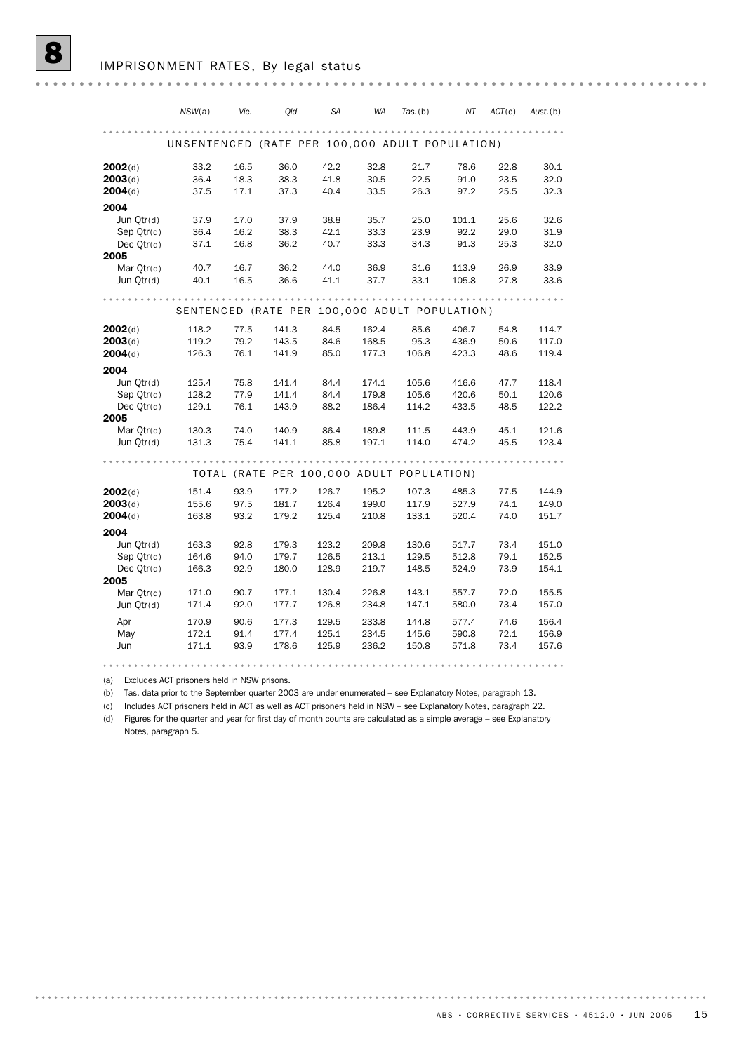## 8 IMPRISONMENT RATES, By legal status

| | NSW(a) | Vic. | Qld | SA | WA | Tas.(b) | NT | ACT(c) | Aust.(b) |
|---|---|---|---|---|---|---|---|---|---|
| **UNSENTENCED (RATE PER 100,000 ADULT POPULATION)** | | | | | | | | | |
| **2002**(d) | 33.2 | 16.5 | 36.0 | 42.2 | 32.8 | 21.7 | 78.6 | 22.8 | 30.1 |
| **2003**(d) | 36.4 | 18.3 | 38.3 | 41.8 | 30.5 | 22.5 | 91.0 | 23.5 | 32.0 |
| **2004**(d) | 37.5 | 17.1 | 37.3 | 40.4 | 33.5 | 26.3 | 97.2 | 25.5 | 32.3 |
| **2004** | | | | | | | | | |
| Jun Qtr(d) | 37.9 | 17.0 | 37.9 | 38.8 | 35.7 | 25.0 | 101.1 | 25.6 | 32.6 |
| Sep Qtr(d) | 36.4 | 16.2 | 38.3 | 42.1 | 33.3 | 23.9 | 92.2 | 29.0 | 31.9 |
| Dec Qtr(d) | 37.1 | 16.8 | 36.2 | 40.7 | 33.3 | 34.3 | 91.3 | 25.3 | 32.0 |
| **2005** | | | | | | | | | |
| Mar Qtr(d) | 40.7 | 16.7 | 36.2 | 44.0 | 36.9 | 31.6 | 113.9 | 26.9 | 33.9 |
| Jun Qtr(d) | 40.1 | 16.5 | 36.6 | 41.1 | 37.7 | 33.1 | 105.8 | 27.8 | 33.6 |
| **SENTENCED (RATE PER 100,000 ADULT POPULATION)** | | | | | | | | | |
| **2002**(d) | 118.2 | 77.5 | 141.3 | 84.5 | 162.4 | 85.6 | 406.7 | 54.8 | 114.7 |
| **2003**(d) | 119.2 | 79.2 | 143.5 | 84.6 | 168.5 | 95.3 | 436.9 | 50.6 | 117.0 |
| **2004**(d) | 126.3 | 76.1 | 141.9 | 85.0 | 177.3 | 106.8 | 423.3 | 48.6 | 119.4 |
| **2004** | | | | | | | | | |
| Jun Qtr(d) | 125.4 | 75.8 | 141.4 | 84.4 | 174.1 | 105.6 | 416.6 | 47.7 | 118.4 |
| Sep Qtr(d) | 128.2 | 77.9 | 141.4 | 84.4 | 179.8 | 105.6 | 420.6 | 50.1 | 120.6 |
| Dec Qtr(d) | 129.1 | 76.1 | 143.9 | 88.2 | 186.4 | 114.2 | 433.5 | 48.5 | 122.2 |
| **2005** | | | | | | | | | |
| Mar Qtr(d) | 130.3 | 74.0 | 140.9 | 86.4 | 189.8 | 111.5 | 443.9 | 45.1 | 121.6 |
| Jun Qtr(d) | 131.3 | 75.4 | 141.1 | 85.8 | 197.1 | 114.0 | 474.2 | 45.5 | 123.4 |
| **TOTAL (RATE PER 100,000 ADULT POPULATION)** | | | | | | | | | |
| **2002**(d) | 151.4 | 93.9 | 177.2 | 126.7 | 195.2 | 107.3 | 485.3 | 77.5 | 144.9 |
| **2003**(d) | 155.6 | 97.5 | 181.7 | 126.4 | 199.0 | 117.9 | 527.9 | 74.1 | 149.0 |
| **2004**(d) | 163.8 | 93.2 | 179.2 | 125.4 | 210.8 | 133.1 | 520.4 | 74.0 | 151.7 |
| **2004** | | | | | | | | | |
| Jun Qtr(d) | 163.3 | 92.8 | 179.3 | 123.2 | 209.8 | 130.6 | 517.7 | 73.4 | 151.0 |
| Sep Qtr(d) | 164.6 | 94.0 | 179.7 | 126.5 | 213.1 | 129.5 | 512.8 | 79.1 | 152.5 |
| Dec Qtr(d) | 166.3 | 92.9 | 180.0 | 128.9 | 219.7 | 148.5 | 524.9 | 73.9 | 154.1 |
| **2005** | | | | | | | | | |
| Mar Qtr(d) | 171.0 | 90.7 | 177.1 | 130.4 | 226.8 | 143.1 | 557.7 | 72.0 | 155.5 |
| Jun Qtr(d) | 171.4 | 92.0 | 177.7 | 126.8 | 234.8 | 147.1 | 580.0 | 73.4 | 157.0 |
| Apr | 170.9 | 90.6 | 177.3 | 129.5 | 233.8 | 144.8 | 577.4 | 74.6 | 156.4 |
| May | 172.1 | 91.4 | 177.4 | 125.1 | 234.5 | 145.6 | 590.8 | 72.1 | 156.9 |
| Jun | 171.1 | 93.9 | 178.6 | 125.9 | 236.2 | 150.8 | 571.8 | 73.4 | 157.6 |

(a) Excludes ACT prisoners held in NSW prisons.

(b) Tas. data prior to the September quarter 2003 are under enumerated – see Explanatory Notes, paragraph 13.

(c) Includes ACT prisoners held in ACT as well as ACT prisoners held in NSW – see Explanatory Notes, paragraph 22.

(d) Figures for the quarter and year for first day of month counts are calculated as a simple average – see Explanatory Notes, paragraph 5.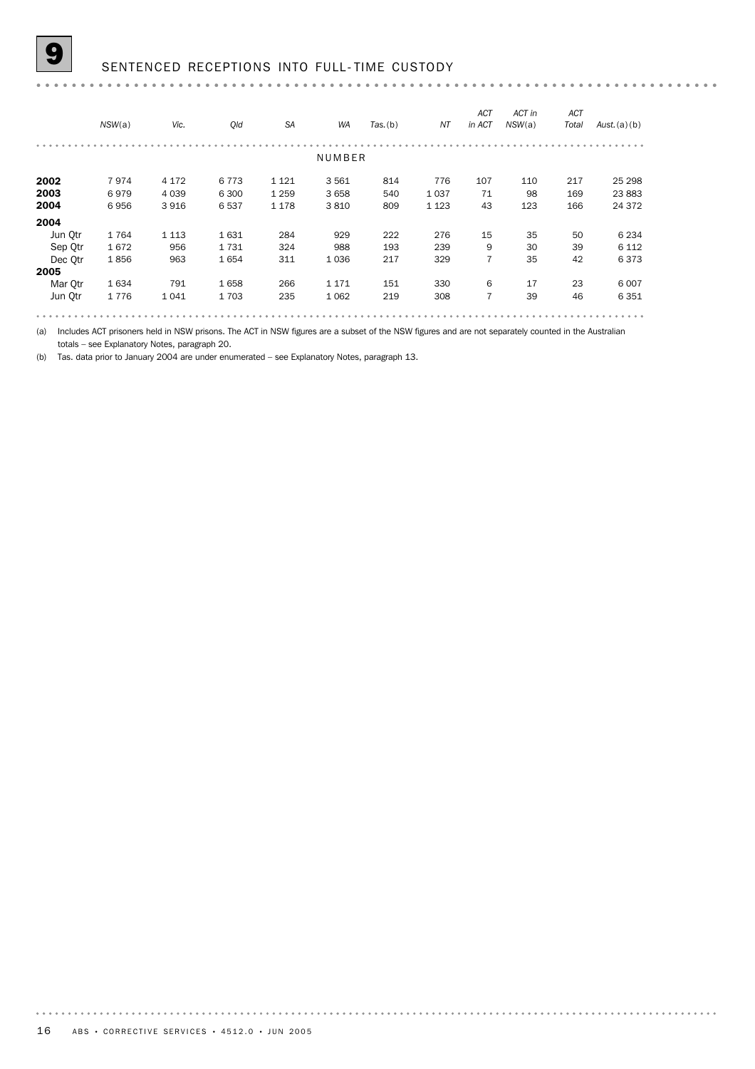# 9 SENTENCED RECEPTIONS INTO FULL-TIME CUSTODY

| | NSW(a) | Vic. | Qld | SA | WA | Tas.(b) | NT | ACT in ACT | ACT in NSW(a) | ACT Total | Aust.(a)(b) |
|---|---|---|---|---|---|---|---|---|---|---|---|
| | | | | | NUMBER | | | | | | |
| **2002** | 7 974 | 4 172 | 6 773 | 1 121 | 3 561 | 814 | 776 | 107 | 110 | 217 | 25 298 |
| **2003** | 6 979 | 4 039 | 6 300 | 1 259 | 3 658 | 540 | 1 037 | 71 | 98 | 169 | 23 883 |
| **2004** | 6 956 | 3 916 | 6 537 | 1 178 | 3 810 | 809 | 1 123 | 43 | 123 | 166 | 24 372 |
| **2004** | | | | | | | | | | | |
| Jun Qtr | 1 764 | 1 113 | 1 631 | 284 | 929 | 222 | 276 | 15 | 35 | 50 | 6 234 |
| Sep Qtr | 1 672 | 956 | 1 731 | 324 | 988 | 193 | 239 | 9 | 30 | 39 | 6 112 |
| Dec Qtr | 1 856 | 963 | 1 654 | 311 | 1 036 | 217 | 329 | 7 | 35 | 42 | 6 373 |
| **2005** | | | | | | | | | | | |
| Mar Qtr | 1 634 | 791 | 1 658 | 266 | 1 171 | 151 | 330 | 6 | 17 | 23 | 6 007 |
| Jun Qtr | 1 776 | 1 041 | 1 703 | 235 | 1 062 | 219 | 308 | 7 | 39 | 46 | 6 351 |

(a) Includes ACT prisoners held in NSW prisons. The ACT in NSW figures are a subset of the NSW figures and are not separately counted in the Australian totals – see Explanatory Notes, paragraph 20.

(b) Tas. data prior to January 2004 are under enumerated – see Explanatory Notes, paragraph 13.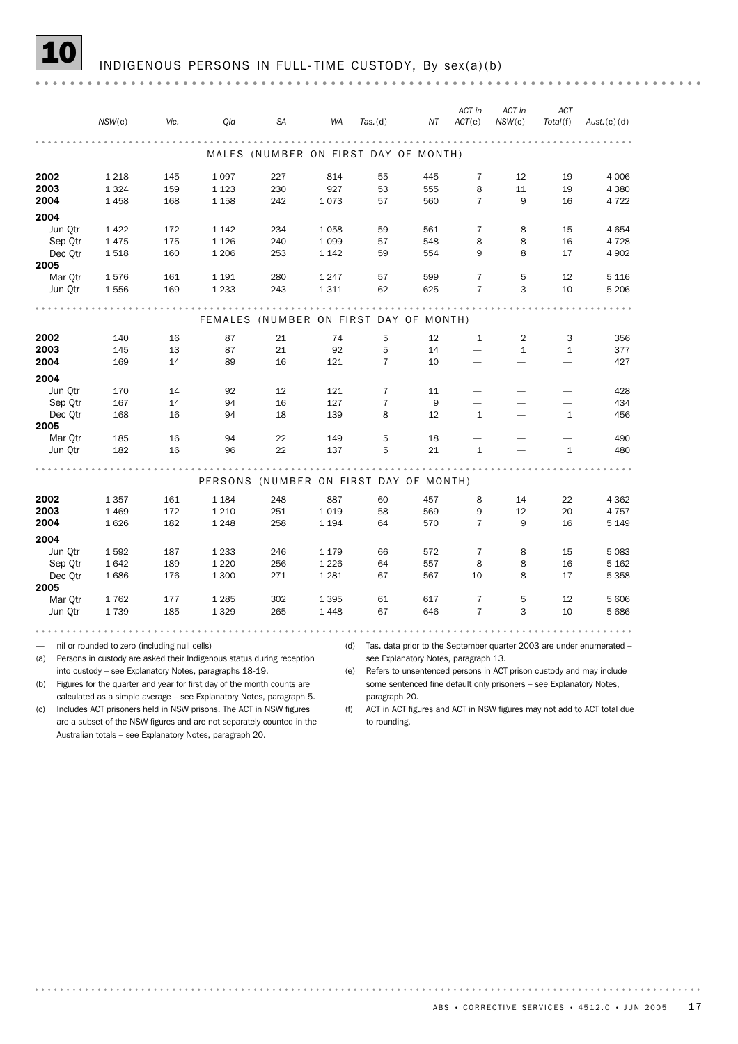# 10 INDIGENOUS PERSONS IN FULL-TIME CUSTODY, By sex(a)(b)

| | NSW(c) | Vic. | Qld | SA | WA | Tas.(d) | NT | ACT in ACT(e) | ACT in NSW(c) | ACT Total(f) | Aust.(c)(d) |
|---|---|---|---|---|---|---|---|---|---|---|---|
| **MALES (NUMBER ON FIRST DAY OF MONTH)** | | | | | | | | | | | |
| **2002** | 1 218 | 145 | 1 097 | 227 | 814 | 55 | 445 | 7 | 12 | 19 | 4 006 |
| **2003** | 1 324 | 159 | 1 123 | 230 | 927 | 53 | 555 | 8 | 11 | 19 | 4 380 |
| **2004** | 1 458 | 168 | 1 158 | 242 | 1 073 | 57 | 560 | 7 | 9 | 16 | 4 722 |
| **2004** | | | | | | | | | | | |
| Jun Qtr | 1 422 | 172 | 1 142 | 234 | 1 058 | 59 | 561 | 7 | 8 | 15 | 4 654 |
| Sep Qtr | 1 475 | 175 | 1 126 | 240 | 1 099 | 57 | 548 | 8 | 8 | 16 | 4 728 |
| Dec Qtr | 1 518 | 160 | 1 206 | 253 | 1 142 | 59 | 554 | 9 | 8 | 17 | 4 902 |
| **2005** | | | | | | | | | | | |
| Mar Qtr | 1 576 | 161 | 1 191 | 280 | 1 247 | 57 | 599 | 7 | 5 | 12 | 5 116 |
| Jun Qtr | 1 556 | 169 | 1 233 | 243 | 1 311 | 62 | 625 | 7 | 3 | 10 | 5 206 |
| **FEMALES (NUMBER ON FIRST DAY OF MONTH)** | | | | | | | | | | | |
| **2002** | 140 | 16 | 87 | 21 | 74 | 5 | 12 | 1 | 2 | 3 | 356 |
| **2003** | 145 | 13 | 87 | 21 | 92 | 5 | 14 | — | 1 | 1 | 377 |
| **2004** | 169 | 14 | 89 | 16 | 121 | 7 | 10 | — | — | — | 427 |
| **2004** | | | | | | | | | | | |
| Jun Qtr | 170 | 14 | 92 | 12 | 121 | 7 | 11 | — | — | — | 428 |
| Sep Qtr | 167 | 14 | 94 | 16 | 127 | 7 | 9 | — | — | — | 434 |
| Dec Qtr | 168 | 16 | 94 | 18 | 139 | 8 | 12 | 1 | — | 1 | 456 |
| **2005** | | | | | | | | | | | |
| Mar Qtr | 185 | 16 | 94 | 22 | 149 | 5 | 18 | — | — | — | 490 |
| Jun Qtr | 182 | 16 | 96 | 22 | 137 | 5 | 21 | 1 | — | 1 | 480 |
| **PERSONS (NUMBER ON FIRST DAY OF MONTH)** | | | | | | | | | | | |
| **2002** | 1 357 | 161 | 1 184 | 248 | 887 | 60 | 457 | 8 | 14 | 22 | 4 362 |
| **2003** | 1 469 | 172 | 1 210 | 251 | 1 019 | 58 | 569 | 9 | 12 | 20 | 4 757 |
| **2004** | 1 626 | 182 | 1 248 | 258 | 1 194 | 64 | 570 | 7 | 9 | 16 | 5 149 |
| **2004** | | | | | | | | | | | |
| Jun Qtr | 1 592 | 187 | 1 233 | 246 | 1 179 | 66 | 572 | 7 | 8 | 15 | 5 083 |
| Sep Qtr | 1 642 | 189 | 1 220 | 256 | 1 226 | 64 | 557 | 8 | 8 | 16 | 5 162 |
| Dec Qtr | 1 686 | 176 | 1 300 | 271 | 1 281 | 67 | 567 | 10 | 8 | 17 | 5 358 |
| **2005** | | | | | | | | | | | |
| Mar Qtr | 1 762 | 177 | 1 285 | 302 | 1 395 | 61 | 617 | 7 | 5 | 12 | 5 606 |
| Jun Qtr | 1 739 | 185 | 1 329 | 265 | 1 448 | 67 | 646 | 7 | 3 | 10 | 5 686 |

— nil or rounded to zero (including null cells)

(a) Persons in custody are asked their Indigenous status during reception into custody – see Explanatory Notes, paragraphs 18-19.

(b) Figures for the quarter and year for first day of the month counts are calculated as a simple average – see Explanatory Notes, paragraph 5.

(c) Includes ACT prisoners held in NSW prisons. The ACT in NSW figures are a subset of the NSW figures and are not separately counted in the Australian totals – see Explanatory Notes, paragraph 20.

(d) Tas. data prior to the September quarter 2003 are under enumerated – see Explanatory Notes, paragraph 13.

(e) Refers to unsentenced persons in ACT prison custody and may include some sentenced fine default only prisoners – see Explanatory Notes, paragraph 20.

(f) ACT in ACT figures and ACT in NSW figures may not add to ACT total due to rounding.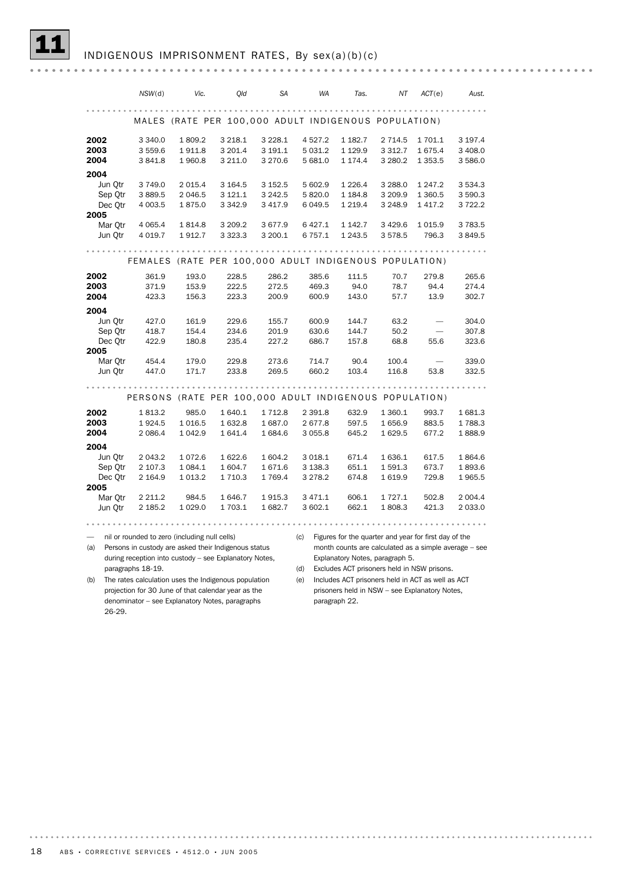# 11 INDIGENOUS IMPRISONMENT RATES, By sex(a)(b)(c)

| | NSW(d) | Vic. | Qld | SA | WA | Tas. | NT | ACT(e) | Aust. |
|---|---|---|---|---|---|---|---|---|---|
| **MALES (RATE PER 100,000 ADULT INDIGENOUS POPULATION)** | | | | | | | | | |
| **2002** | 3 340.0 | 1 809.2 | 3 218.1 | 3 228.1 | 4 527.2 | 1 182.7 | 2 714.5 | 1 701.1 | 3 197.4 |
| **2003** | 3 559.6 | 1 911.8 | 3 201.4 | 3 191.1 | 5 031.2 | 1 129.9 | 3 312.7 | 1 675.4 | 3 408.0 |
| **2004** | 3 841.8 | 1 960.8 | 3 211.0 | 3 270.6 | 5 681.0 | 1 174.4 | 3 280.2 | 1 353.5 | 3 586.0 |
| **2004** | | | | | | | | | |
| Jun Qtr | 3 749.0 | 2 015.4 | 3 164.5 | 3 152.5 | 5 602.9 | 1 226.4 | 3 288.0 | 1 247.2 | 3 534.3 |
| Sep Qtr | 3 889.5 | 2 046.5 | 3 121.1 | 3 242.5 | 5 820.0 | 1 184.8 | 3 209.9 | 1 360.5 | 3 590.3 |
| Dec Qtr | 4 003.5 | 1 875.0 | 3 342.9 | 3 417.9 | 6 049.5 | 1 219.4 | 3 248.9 | 1 417.2 | 3 722.2 |
| **2005** | | | | | | | | | |
| Mar Qtr | 4 065.4 | 1 814.8 | 3 209.2 | 3 677.9 | 6 427.1 | 1 142.7 | 3 429.6 | 1 015.9 | 3 783.5 |
| Jun Qtr | 4 019.7 | 1 912.7 | 3 323.3 | 3 200.1 | 6 757.1 | 1 243.5 | 3 578.5 | 796.3 | 3 849.5 |
| **FEMALES (RATE PER 100,000 ADULT INDIGENOUS POPULATION)** | | | | | | | | | |
| **2002** | 361.9 | 193.0 | 228.5 | 286.2 | 385.6 | 111.5 | 70.7 | 279.8 | 265.6 |
| **2003** | 371.9 | 153.9 | 222.5 | 272.5 | 469.3 | 94.0 | 78.7 | 94.4 | 274.4 |
| **2004** | 423.3 | 156.3 | 223.3 | 200.9 | 600.9 | 143.0 | 57.7 | 13.9 | 302.7 |
| **2004** | | | | | | | | | |
| Jun Qtr | 427.0 | 161.9 | 229.6 | 155.7 | 600.9 | 144.7 | 63.2 | — | 304.0 |
| Sep Qtr | 418.7 | 154.4 | 234.6 | 201.9 | 630.6 | 144.7 | 50.2 | — | 307.8 |
| Dec Qtr | 422.9 | 180.8 | 235.4 | 227.2 | 686.7 | 157.8 | 68.8 | 55.6 | 323.6 |
| **2005** | | | | | | | | | |
| Mar Qtr | 454.4 | 179.0 | 229.8 | 273.6 | 714.7 | 90.4 | 100.4 | — | 339.0 |
| Jun Qtr | 447.0 | 171.7 | 233.8 | 269.5 | 660.2 | 103.4 | 116.8 | 53.8 | 332.5 |
| **PERSONS (RATE PER 100,000 ADULT INDIGENOUS POPULATION)** | | | | | | | | | |
| **2002** | 1 813.2 | 985.0 | 1 640.1 | 1 712.8 | 2 391.8 | 632.9 | 1 360.1 | 993.7 | 1 681.3 |
| **2003** | 1 924.5 | 1 016.5 | 1 632.8 | 1 687.0 | 2 677.8 | 597.5 | 1 656.9 | 883.5 | 1 788.3 |
| **2004** | 2 086.4 | 1 042.9 | 1 641.4 | 1 684.6 | 3 055.8 | 645.2 | 1 629.5 | 677.2 | 1 888.9 |
| **2004** | | | | | | | | | |
| Jun Qtr | 2 043.2 | 1 072.6 | 1 622.6 | 1 604.2 | 3 018.1 | 671.4 | 1 636.1 | 617.5 | 1 864.6 |
| Sep Qtr | 2 107.3 | 1 084.1 | 1 604.7 | 1 671.6 | 3 138.3 | 651.1 | 1 591.3 | 673.7 | 1 893.6 |
| Dec Qtr | 2 164.9 | 1 013.2 | 1 710.3 | 1 769.4 | 3 278.2 | 674.8 | 1 619.9 | 729.8 | 1 965.5 |
| **2005** | | | | | | | | | |
| Mar Qtr | 2 211.2 | 984.5 | 1 646.7 | 1 915.3 | 3 471.1 | 606.1 | 1 727.1 | 502.8 | 2 004.4 |
| Jun Qtr | 2 185.2 | 1 029.0 | 1 703.1 | 1 682.7 | 3 602.1 | 662.1 | 1 808.3 | 421.3 | 2 033.0 |

— nil or rounded to zero (including null cells)

(a) Persons in custody are asked their Indigenous status during reception into custody – see Explanatory Notes, paragraphs 18-19.

(b) The rates calculation uses the Indigenous population projection for 30 June of that calendar year as the denominator – see Explanatory Notes, paragraphs 26-29.

(c) Figures for the quarter and year for first day of the month counts are calculated as a simple average – see Explanatory Notes, paragraph 5.

(d) Excludes ACT prisoners held in NSW prisons.

(e) Includes ACT prisoners held in ACT as well as ACT prisoners held in NSW – see Explanatory Notes, paragraph 22.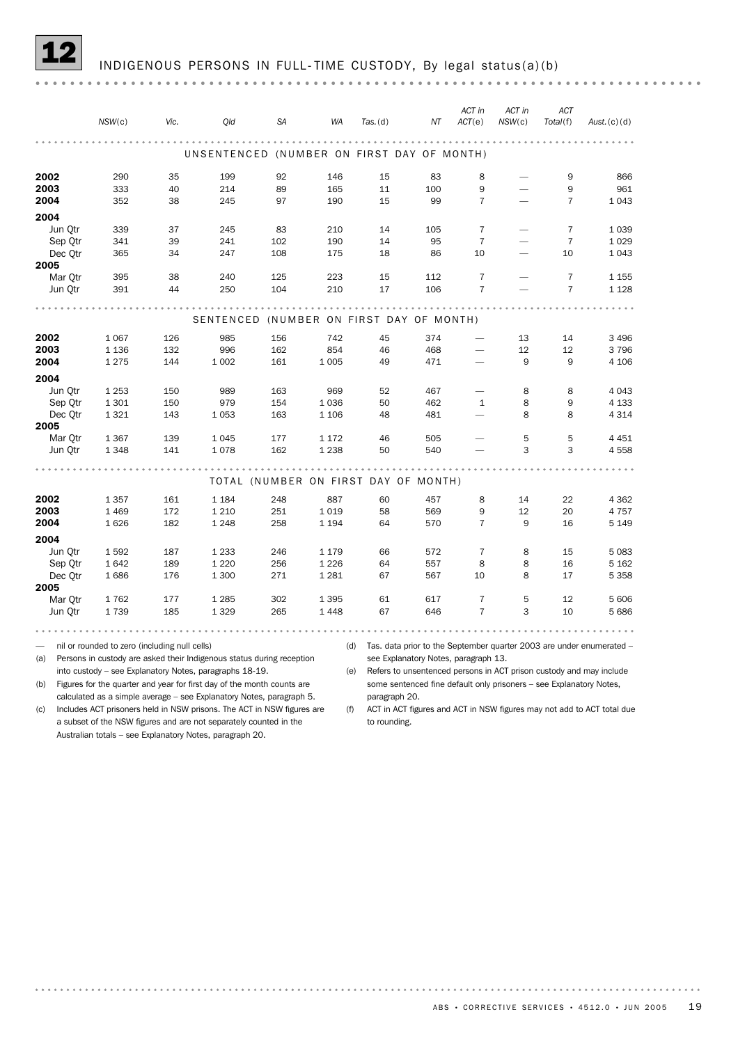# 12 INDIGENOUS PERSONS IN FULL-TIME CUSTODY, By legal status(a)(b)

| | NSW(c) | Vic. | Qld | SA | WA | Tas.(d) | NT | ACT in ACT(e) | ACT in NSW(c) | ACT Total(f) | Aust.(c)(d) |
|---|---|---|---|---|---|---|---|---|---|---|---|
| **UNSENTENCED (NUMBER ON FIRST DAY OF MONTH)** | | | | | | | | | | | |
| **2002** | 290 | 35 | 199 | 92 | 146 | 15 | 83 | 8 | — | 9 | 866 |
| **2003** | 333 | 40 | 214 | 89 | 165 | 11 | 100 | 9 | — | 9 | 961 |
| **2004** | 352 | 38 | 245 | 97 | 190 | 15 | 99 | 7 | — | 7 | 1 043 |
| **2004** | | | | | | | | | | | |
| Jun Qtr | 339 | 37 | 245 | 83 | 210 | 14 | 105 | 7 | — | 7 | 1 039 |
| Sep Qtr | 341 | 39 | 241 | 102 | 190 | 14 | 95 | 7 | — | 7 | 1 029 |
| Dec Qtr | 365 | 34 | 247 | 108 | 175 | 18 | 86 | 10 | — | 10 | 1 043 |
| **2005** | | | | | | | | | | | |
| Mar Qtr | 395 | 38 | 240 | 125 | 223 | 15 | 112 | 7 | — | 7 | 1 155 |
| Jun Qtr | 391 | 44 | 250 | 104 | 210 | 17 | 106 | 7 | — | 7 | 1 128 |
| **SENTENCED (NUMBER ON FIRST DAY OF MONTH)** | | | | | | | | | | | |
| **2002** | 1 067 | 126 | 985 | 156 | 742 | 45 | 374 | — | 13 | 14 | 3 496 |
| **2003** | 1 136 | 132 | 996 | 162 | 854 | 46 | 468 | — | 12 | 12 | 3 796 |
| **2004** | 1 275 | 144 | 1 002 | 161 | 1 005 | 49 | 471 | — | 9 | 9 | 4 106 |
| **2004** | | | | | | | | | | | |
| Jun Qtr | 1 253 | 150 | 989 | 163 | 969 | 52 | 467 | — | 8 | 8 | 4 043 |
| Sep Qtr | 1 301 | 150 | 979 | 154 | 1 036 | 50 | 462 | 1 | 8 | 9 | 4 133 |
| Dec Qtr | 1 321 | 143 | 1 053 | 163 | 1 106 | 48 | 481 | — | 8 | 8 | 4 314 |
| **2005** | | | | | | | | | | | |
| Mar Qtr | 1 367 | 139 | 1 045 | 177 | 1 172 | 46 | 505 | — | 5 | 5 | 4 451 |
| Jun Qtr | 1 348 | 141 | 1 078 | 162 | 1 238 | 50 | 540 | — | 3 | 3 | 4 558 |
| **TOTAL (NUMBER ON FIRST DAY OF MONTH)** | | | | | | | | | | | |
| **2002** | 1 357 | 161 | 1 184 | 248 | 887 | 60 | 457 | 8 | 14 | 22 | 4 362 |
| **2003** | 1 469 | 172 | 1 210 | 251 | 1 019 | 58 | 569 | 9 | 12 | 20 | 4 757 |
| **2004** | 1 626 | 182 | 1 248 | 258 | 1 194 | 64 | 570 | 7 | 9 | 16 | 5 149 |
| **2004** | | | | | | | | | | | |
| Jun Qtr | 1 592 | 187 | 1 233 | 246 | 1 179 | 66 | 572 | 7 | 8 | 15 | 5 083 |
| Sep Qtr | 1 642 | 189 | 1 220 | 256 | 1 226 | 64 | 557 | 8 | 8 | 16 | 5 162 |
| Dec Qtr | 1 686 | 176 | 1 300 | 271 | 1 281 | 67 | 567 | 10 | 8 | 17 | 5 358 |
| **2005** | | | | | | | | | | | |
| Mar Qtr | 1 762 | 177 | 1 285 | 302 | 1 395 | 61 | 617 | 7 | 5 | 12 | 5 606 |
| Jun Qtr | 1 739 | 185 | 1 329 | 265 | 1 448 | 67 | 646 | 7 | 3 | 10 | 5 686 |

— nil or rounded to zero (including null cells)

(a) Persons in custody are asked their Indigenous status during reception into custody – see Explanatory Notes, paragraphs 18-19.

(b) Figures for the quarter and year for first day of the month counts are calculated as a simple average – see Explanatory Notes, paragraph 5.

(c) Includes ACT prisoners held in NSW prisons. The ACT in NSW figures are a subset of the NSW figures and are not separately counted in the Australian totals – see Explanatory Notes, paragraph 20.

(d) Tas. data prior to the September quarter 2003 are under enumerated – see Explanatory Notes, paragraph 13.

(e) Refers to unsentenced persons in ACT prison custody and may include some sentenced fine default only prisoners – see Explanatory Notes, paragraph 20.

(f) ACT in ACT figures and ACT in NSW figures may not add to ACT total due to rounding.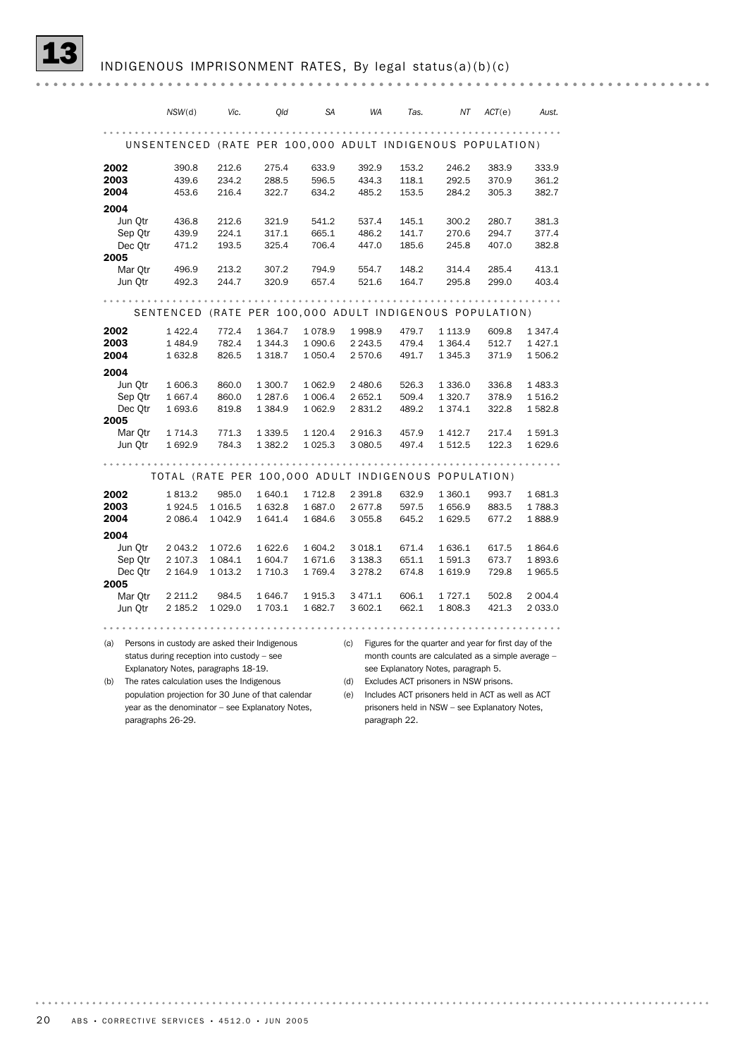# 13 INDIGENOUS IMPRISONMENT RATES, By legal status(a)(b)(c)

| | NSW(d) | Vic. | Qld | SA | WA | Tas. | NT | ACT(e) | Aust. |
|---|---|---|---|---|---|---|---|---|---|
| **UNSENTENCED (RATE PER 100,000 ADULT INDIGENOUS POPULATION)** | | | | | | | | | |
| **2002** | 390.8 | 212.6 | 275.4 | 633.9 | 392.9 | 153.2 | 246.2 | 383.9 | 333.9 |
| **2003** | 439.6 | 234.2 | 288.5 | 596.5 | 434.3 | 118.1 | 292.5 | 370.9 | 361.2 |
| **2004** | 453.6 | 216.4 | 322.7 | 634.2 | 485.2 | 153.5 | 284.2 | 305.3 | 382.7 |
| **2004** | | | | | | | | | |
| Jun Qtr | 436.8 | 212.6 | 321.9 | 541.2 | 537.4 | 145.1 | 300.2 | 280.7 | 381.3 |
| Sep Qtr | 439.9 | 224.1 | 317.1 | 665.1 | 486.2 | 141.7 | 270.6 | 294.7 | 377.4 |
| Dec Qtr | 471.2 | 193.5 | 325.4 | 706.4 | 447.0 | 185.6 | 245.8 | 407.0 | 382.8 |
| **2005** | | | | | | | | | |
| Mar Qtr | 496.9 | 213.2 | 307.2 | 794.9 | 554.7 | 148.2 | 314.4 | 285.4 | 413.1 |
| Jun Qtr | 492.3 | 244.7 | 320.9 | 657.4 | 521.6 | 164.7 | 295.8 | 299.0 | 403.4 |
| **SENTENCED (RATE PER 100,000 ADULT INDIGENOUS POPULATION)** | | | | | | | | | |
| **2002** | 1 422.4 | 772.4 | 1 364.7 | 1 078.9 | 1 998.9 | 479.7 | 1 113.9 | 609.8 | 1 347.4 |
| **2003** | 1 484.9 | 782.4 | 1 344.3 | 1 090.6 | 2 243.5 | 479.4 | 1 364.4 | 512.7 | 1 427.1 |
| **2004** | 1 632.8 | 826.5 | 1 318.7 | 1 050.4 | 2 570.6 | 491.7 | 1 345.3 | 371.9 | 1 506.2 |
| **2004** | | | | | | | | | |
| Jun Qtr | 1 606.3 | 860.0 | 1 300.7 | 1 062.9 | 2 480.6 | 526.3 | 1 336.0 | 336.8 | 1 483.3 |
| Sep Qtr | 1 667.4 | 860.0 | 1 287.6 | 1 006.4 | 2 652.1 | 509.4 | 1 320.7 | 378.9 | 1 516.2 |
| Dec Qtr | 1 693.6 | 819.8 | 1 384.9 | 1 062.9 | 2 831.2 | 489.2 | 1 374.1 | 322.8 | 1 582.8 |
| **2005** | | | | | | | | | |
| Mar Qtr | 1 714.3 | 771.3 | 1 339.5 | 1 120.4 | 2 916.3 | 457.9 | 1 412.7 | 217.4 | 1 591.3 |
| Jun Qtr | 1 692.9 | 784.3 | 1 382.2 | 1 025.3 | 3 080.5 | 497.4 | 1 512.5 | 122.3 | 1 629.6 |
| **TOTAL (RATE PER 100,000 ADULT INDIGENOUS POPULATION)** | | | | | | | | | |
| **2002** | 1 813.2 | 985.0 | 1 640.1 | 1 712.8 | 2 391.8 | 632.9 | 1 360.1 | 993.7 | 1 681.3 |
| **2003** | 1 924.5 | 1 016.5 | 1 632.8 | 1 687.0 | 2 677.8 | 597.5 | 1 656.9 | 883.5 | 1 788.3 |
| **2004** | 2 086.4 | 1 042.9 | 1 641.4 | 1 684.6 | 3 055.8 | 645.2 | 1 629.5 | 677.2 | 1 888.9 |
| **2004** | | | | | | | | | |
| Jun Qtr | 2 043.2 | 1 072.6 | 1 622.6 | 1 604.2 | 3 018.1 | 671.4 | 1 636.1 | 617.5 | 1 864.6 |
| Sep Qtr | 2 107.3 | 1 084.1 | 1 604.7 | 1 671.6 | 3 138.3 | 651.1 | 1 591.3 | 673.7 | 1 893.6 |
| Dec Qtr | 2 164.9 | 1 013.2 | 1 710.3 | 1 769.4 | 3 278.2 | 674.8 | 1 619.9 | 729.8 | 1 965.5 |
| **2005** | | | | | | | | | |
| Mar Qtr | 2 211.2 | 984.5 | 1 646.7 | 1 915.3 | 3 471.1 | 606.1 | 1 727.1 | 502.8 | 2 004.4 |
| Jun Qtr | 2 185.2 | 1 029.0 | 1 703.1 | 1 682.7 | 3 602.1 | 662.1 | 1 808.3 | 421.3 | 2 033.0 |

(a) Persons in custody are asked their Indigenous status during reception into custody – see Explanatory Notes, paragraphs 18-19.

(b) The rates calculation uses the Indigenous population projection for 30 June of that calendar year as the denominator – see Explanatory Notes, paragraphs 26-29.

(c) Figures for the quarter and year for first day of the month counts are calculated as a simple average – see Explanatory Notes, paragraph 5.

(d) Excludes ACT prisoners in NSW prisons.

(e) Includes ACT prisoners held in ACT as well as ACT prisoners held in NSW – see Explanatory Notes, paragraph 22.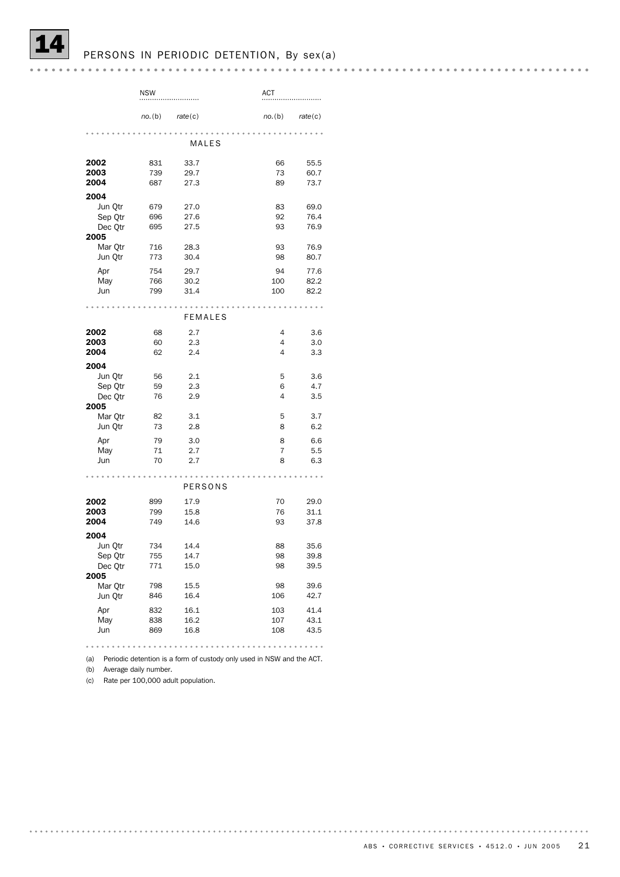## 14 PERSONS IN PERIODIC DETENTION, By sex(a)

| | NSW | | ACT | |
|---|---|---|---|---|
| | *no.*(b) | *rate*(c) | *no.*(b) | *rate*(c) |
| **MALES** | | | | |
| **2002** | 831 | 33.7 | 66 | 55.5 |
| **2003** | 739 | 29.7 | 73 | 60.7 |
| **2004** | 687 | 27.3 | 89 | 73.7 |
| **2004** | | | | |
| Jun Qtr | 679 | 27.0 | 83 | 69.0 |
| Sep Qtr | 696 | 27.6 | 92 | 76.4 |
| Dec Qtr | 695 | 27.5 | 93 | 76.9 |
| **2005** | | | | |
| Mar Qtr | 716 | 28.3 | 93 | 76.9 |
| Jun Qtr | 773 | 30.4 | 98 | 80.7 |
| Apr | 754 | 29.7 | 94 | 77.6 |
| May | 766 | 30.2 | 100 | 82.2 |
| Jun | 799 | 31.4 | 100 | 82.2 |
| **FEMALES** | | | | |
| **2002** | 68 | 2.7 | 4 | 3.6 |
| **2003** | 60 | 2.3 | 4 | 3.0 |
| **2004** | 62 | 2.4 | 4 | 3.3 |
| **2004** | | | | |
| Jun Qtr | 56 | 2.1 | 5 | 3.6 |
| Sep Qtr | 59 | 2.3 | 6 | 4.7 |
| Dec Qtr | 76 | 2.9 | 4 | 3.5 |
| **2005** | | | | |
| Mar Qtr | 82 | 3.1 | 5 | 3.7 |
| Jun Qtr | 73 | 2.8 | 8 | 6.2 |
| Apr | 79 | 3.0 | 8 | 6.6 |
| May | 71 | 2.7 | 7 | 5.5 |
| Jun | 70 | 2.7 | 8 | 6.3 |
| **PERSONS** | | | | |
| **2002** | 899 | 17.9 | 70 | 29.0 |
| **2003** | 799 | 15.8 | 76 | 31.1 |
| **2004** | 749 | 14.6 | 93 | 37.8 |
| **2004** | | | | |
| Jun Qtr | 734 | 14.4 | 88 | 35.6 |
| Sep Qtr | 755 | 14.7 | 98 | 39.8 |
| Dec Qtr | 771 | 15.0 | 98 | 39.5 |
| **2005** | | | | |
| Mar Qtr | 798 | 15.5 | 98 | 39.6 |
| Jun Qtr | 846 | 16.4 | 106 | 42.7 |
| Apr | 832 | 16.1 | 103 | 41.4 |
| May | 838 | 16.2 | 107 | 43.1 |
| Jun | 869 | 16.8 | 108 | 43.5 |

(a) Periodic detention is a form of custody only used in NSW and the ACT.
(b) Average daily number.
(c) Rate per 100,000 adult population.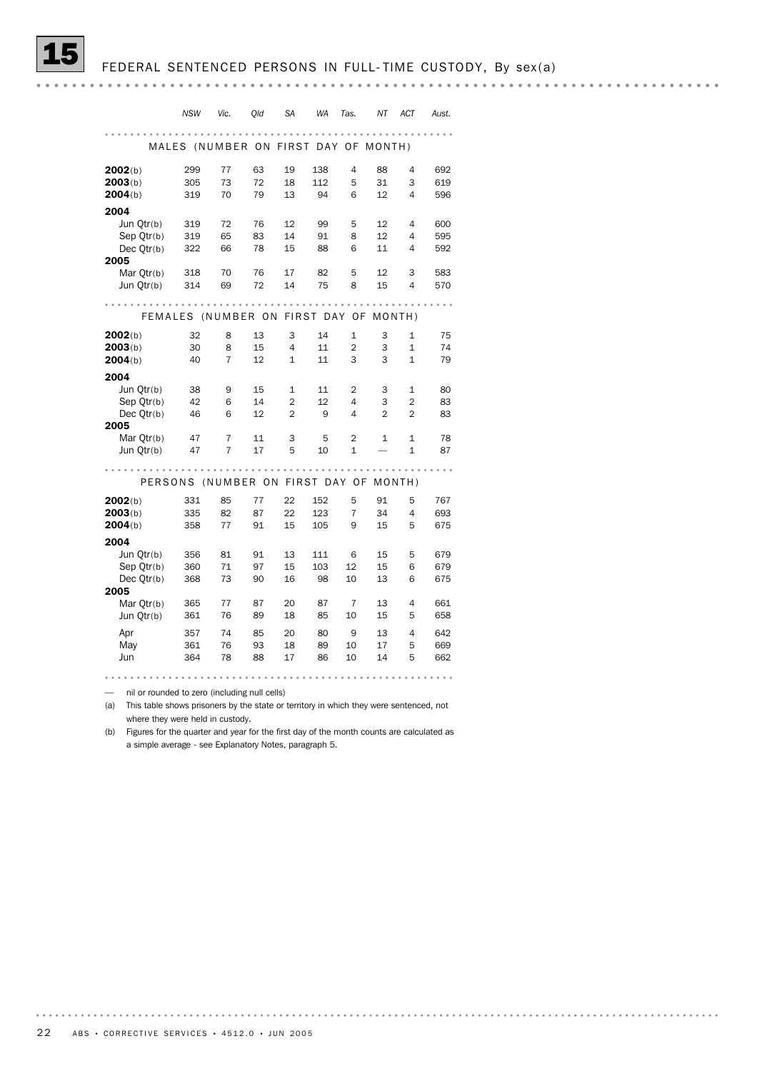# 15 FEDERAL SENTENCED PERSONS IN FULL-TIME CUSTODY, By sex(a)

| | NSW | Vic. | Qld | SA | WA | Tas. | NT | ACT | Aust. |
|---|---|---|---|---|---|---|---|---|---|
| **MALES (NUMBER ON FIRST DAY OF MONTH)** | | | | | | | | | |
| **2002**(b) | 299 | 77 | 63 | 19 | 138 | 4 | 88 | 4 | 692 |
| **2003**(b) | 305 | 73 | 72 | 18 | 112 | 5 | 31 | 3 | 619 |
| **2004**(b) | 319 | 70 | 79 | 13 | 94 | 6 | 12 | 4 | 596 |
| **2004** | | | | | | | | | |
| Jun Qtr(b) | 319 | 72 | 76 | 12 | 99 | 5 | 12 | 4 | 600 |
| Sep Qtr(b) | 319 | 65 | 83 | 14 | 91 | 8 | 12 | 4 | 595 |
| Dec Qtr(b) | 322 | 66 | 78 | 15 | 88 | 6 | 11 | 4 | 592 |
| **2005** | | | | | | | | | |
| Mar Qtr(b) | 318 | 70 | 76 | 17 | 82 | 5 | 12 | 3 | 583 |
| Jun Qtr(b) | 314 | 69 | 72 | 14 | 75 | 8 | 15 | 4 | 570 |
| **FEMALES (NUMBER ON FIRST DAY OF MONTH)** | | | | | | | | | |
| **2002**(b) | 32 | 8 | 13 | 3 | 14 | 1 | 3 | 1 | 75 |
| **2003**(b) | 30 | 8 | 15 | 4 | 11 | 2 | 3 | 1 | 74 |
| **2004**(b) | 40 | 7 | 12 | 1 | 11 | 3 | 3 | 1 | 79 |
| **2004** | | | | | | | | | |
| Jun Qtr(b) | 38 | 9 | 15 | 1 | 11 | 2 | 3 | 1 | 80 |
| Sep Qtr(b) | 42 | 6 | 14 | 2 | 12 | 4 | 3 | 2 | 83 |
| Dec Qtr(b) | 46 | 6 | 12 | 2 | 9 | 4 | 2 | 2 | 83 |
| **2005** | | | | | | | | | |
| Mar Qtr(b) | 47 | 7 | 11 | 3 | 5 | 2 | 1 | 1 | 78 |
| Jun Qtr(b) | 47 | 7 | 17 | 5 | 10 | 1 | — | 1 | 87 |
| **PERSONS (NUMBER ON FIRST DAY OF MONTH)** | | | | | | | | | |
| **2002**(b) | 331 | 85 | 77 | 22 | 152 | 5 | 91 | 5 | 767 |
| **2003**(b) | 335 | 82 | 87 | 22 | 123 | 7 | 34 | 4 | 693 |
| **2004**(b) | 358 | 77 | 91 | 15 | 105 | 9 | 15 | 5 | 675 |
| **2004** | | | | | | | | | |
| Jun Qtr(b) | 356 | 81 | 91 | 13 | 111 | 6 | 15 | 5 | 679 |
| Sep Qtr(b) | 360 | 71 | 97 | 15 | 103 | 12 | 15 | 6 | 679 |
| Dec Qtr(b) | 368 | 73 | 90 | 16 | 98 | 10 | 13 | 6 | 675 |
| **2005** | | | | | | | | | |
| Mar Qtr(b) | 365 | 77 | 87 | 20 | 87 | 7 | 13 | 4 | 661 |
| Jun Qtr(b) | 361 | 76 | 89 | 18 | 85 | 10 | 15 | 5 | 658 |
| Apr | 357 | 74 | 85 | 20 | 80 | 9 | 13 | 4 | 642 |
| May | 361 | 76 | 93 | 18 | 89 | 10 | 17 | 5 | 669 |
| Jun | 364 | 78 | 88 | 17 | 86 | 10 | 14 | 5 | 662 |

— nil or rounded to zero (including null cells)

(a) This table shows prisoners by the state or territory in which they were sentenced, not where they were held in custody.

(b) Figures for the quarter and year for the first day of the month counts are calculated as a simple average - see Explanatory Notes, paragraph 5.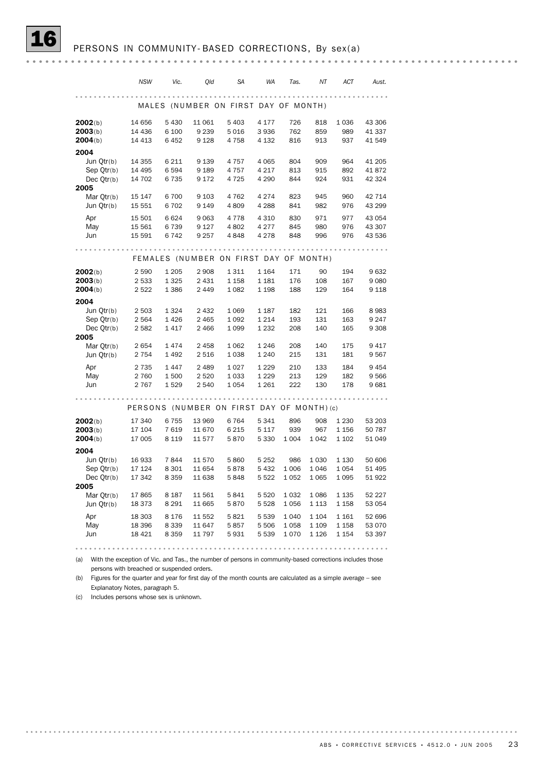## 16 PERSONS IN COMMUNITY-BASED CORRECTIONS, By sex(a)

| | NSW | Vic. | Qld | SA | WA | Tas. | NT | ACT | Aust. |
|---|---|---|---|---|---|---|---|---|---|
| **MALES (NUMBER ON FIRST DAY OF MONTH)** | | | | | | | | | |
| **2002**(b) | 14 656 | 5 430 | 11 061 | 5 403 | 4 177 | 726 | 818 | 1 036 | 43 306 |
| **2003**(b) | 14 436 | 6 100 | 9 239 | 5 016 | 3 936 | 762 | 859 | 989 | 41 337 |
| **2004**(b) | 14 413 | 6 452 | 9 128 | 4 758 | 4 132 | 816 | 913 | 937 | 41 549 |
| **2004** | | | | | | | | | |
| Jun Qtr(b) | 14 355 | 6 211 | 9 139 | 4 757 | 4 065 | 804 | 909 | 964 | 41 205 |
| Sep Qtr(b) | 14 495 | 6 594 | 9 189 | 4 757 | 4 217 | 813 | 915 | 892 | 41 872 |
| Dec Qtr(b) | 14 702 | 6 735 | 9 172 | 4 725 | 4 290 | 844 | 924 | 931 | 42 324 |
| **2005** | | | | | | | | | |
| Mar Qtr(b) | 15 147 | 6 700 | 9 103 | 4 762 | 4 274 | 823 | 945 | 960 | 42 714 |
| Jun Qtr(b) | 15 551 | 6 702 | 9 149 | 4 809 | 4 288 | 841 | 982 | 976 | 43 299 |
| Apr | 15 501 | 6 624 | 9 063 | 4 778 | 4 310 | 830 | 971 | 977 | 43 054 |
| May | 15 561 | 6 739 | 9 127 | 4 802 | 4 277 | 845 | 980 | 976 | 43 307 |
| Jun | 15 591 | 6 742 | 9 257 | 4 848 | 4 278 | 848 | 996 | 976 | 43 536 |
| **FEMALES (NUMBER ON FIRST DAY OF MONTH)** | | | | | | | | | |
| **2002**(b) | 2 590 | 1 205 | 2 908 | 1 311 | 1 164 | 171 | 90 | 194 | 9 632 |
| **2003**(b) | 2 533 | 1 325 | 2 431 | 1 158 | 1 181 | 176 | 108 | 167 | 9 080 |
| **2004**(b) | 2 522 | 1 386 | 2 449 | 1 082 | 1 198 | 188 | 129 | 164 | 9 118 |
| **2004** | | | | | | | | | |
| Jun Qtr(b) | 2 503 | 1 324 | 2 432 | 1 069 | 1 187 | 182 | 121 | 166 | 8 983 |
| Sep Qtr(b) | 2 564 | 1 426 | 2 465 | 1 092 | 1 214 | 193 | 131 | 163 | 9 247 |
| Dec Qtr(b) | 2 582 | 1 417 | 2 466 | 1 099 | 1 232 | 208 | 140 | 165 | 9 308 |
| **2005** | | | | | | | | | |
| Mar Qtr(b) | 2 654 | 1 474 | 2 458 | 1 062 | 1 246 | 208 | 140 | 175 | 9 417 |
| Jun Qtr(b) | 2 754 | 1 492 | 2 516 | 1 038 | 1 240 | 215 | 131 | 181 | 9 567 |
| Apr | 2 735 | 1 447 | 2 489 | 1 027 | 1 229 | 210 | 133 | 184 | 9 454 |
| May | 2 760 | 1 500 | 2 520 | 1 033 | 1 229 | 213 | 129 | 182 | 9 566 |
| Jun | 2 767 | 1 529 | 2 540 | 1 054 | 1 261 | 222 | 130 | 178 | 9 681 |
| **PERSONS (NUMBER ON FIRST DAY OF MONTH)(c)** | | | | | | | | | |
| **2002**(b) | 17 340 | 6 755 | 13 969 | 6 764 | 5 341 | 896 | 908 | 1 230 | 53 203 |
| **2003**(b) | 17 104 | 7 619 | 11 670 | 6 215 | 5 117 | 939 | 967 | 1 156 | 50 787 |
| **2004**(b) | 17 005 | 8 119 | 11 577 | 5 870 | 5 330 | 1 004 | 1 042 | 1 102 | 51 049 |
| **2004** | | | | | | | | | |
| Jun Qtr(b) | 16 933 | 7 844 | 11 570 | 5 860 | 5 252 | 986 | 1 030 | 1 130 | 50 606 |
| Sep Qtr(b) | 17 124 | 8 301 | 11 654 | 5 878 | 5 432 | 1 006 | 1 046 | 1 054 | 51 495 |
| Dec Qtr(b) | 17 342 | 8 359 | 11 638 | 5 848 | 5 522 | 1 052 | 1 065 | 1 095 | 51 922 |
| **2005** | | | | | | | | | |
| Mar Qtr(b) | 17 865 | 8 187 | 11 561 | 5 841 | 5 520 | 1 032 | 1 086 | 1 135 | 52 227 |
| Jun Qtr(b) | 18 373 | 8 291 | 11 665 | 5 870 | 5 528 | 1 056 | 1 113 | 1 158 | 53 054 |
| Apr | 18 303 | 8 176 | 11 552 | 5 821 | 5 539 | 1 040 | 1 104 | 1 161 | 52 696 |
| May | 18 396 | 8 339 | 11 647 | 5 857 | 5 506 | 1 058 | 1 109 | 1 158 | 53 070 |
| Jun | 18 421 | 8 359 | 11 797 | 5 931 | 5 539 | 1 070 | 1 126 | 1 154 | 53 397 |

(a) With the exception of Vic. and Tas., the number of persons in community-based corrections includes those persons with breached or suspended orders.

(b) Figures for the quarter and year for first day of the month counts are calculated as a simple average – see Explanatory Notes, paragraph 5.

(c) Includes persons whose sex is unknown.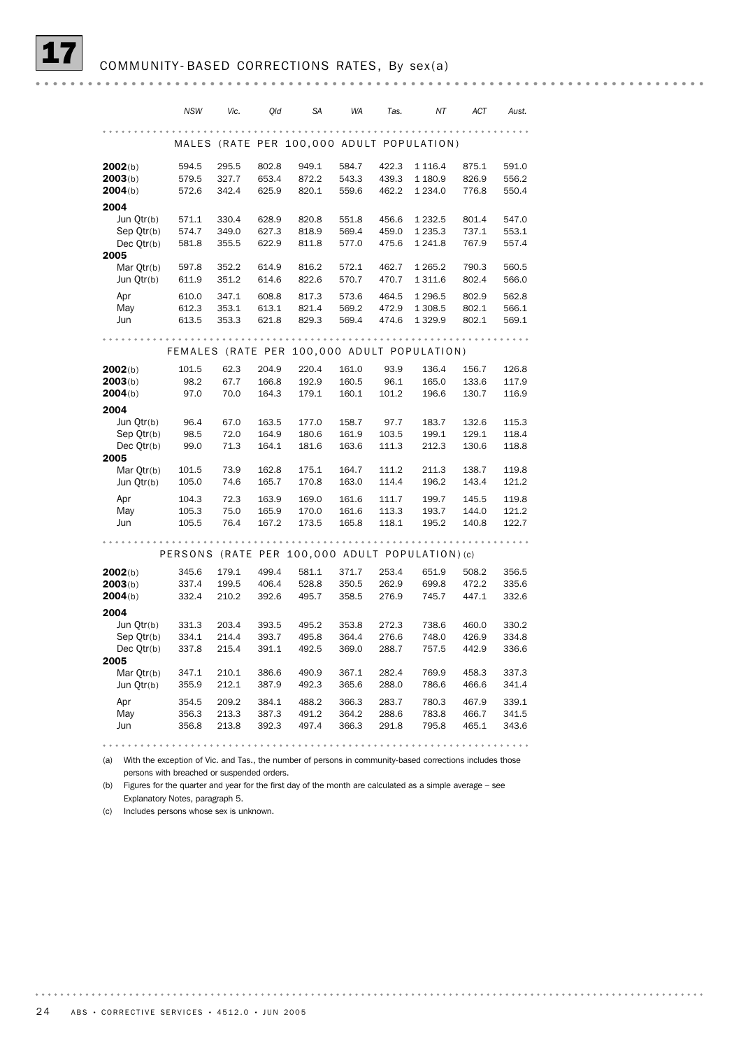## 17 COMMUNITY-BASED CORRECTIONS RATES, By sex(a)

| | NSW | Vic. | Qld | SA | WA | Tas. | NT | ACT | Aust. |
|---|---|---|---|---|---|---|---|---|---|
| **MALES (RATE PER 100,000 ADULT POPULATION)** | | | | | | | | | |
| **2002**(b) | 594.5 | 295.5 | 802.8 | 949.1 | 584.7 | 422.3 | 1 116.4 | 875.1 | 591.0 |
| **2003**(b) | 579.5 | 327.7 | 653.4 | 872.2 | 543.3 | 439.3 | 1 180.9 | 826.9 | 556.2 |
| **2004**(b) | 572.6 | 342.4 | 625.9 | 820.1 | 559.6 | 462.2 | 1 234.0 | 776.8 | 550.4 |
| **2004** | | | | | | | | | |
| Jun Qtr(b) | 571.1 | 330.4 | 628.9 | 820.8 | 551.8 | 456.6 | 1 232.5 | 801.4 | 547.0 |
| Sep Qtr(b) | 574.7 | 349.0 | 627.3 | 818.9 | 569.4 | 459.0 | 1 235.3 | 737.1 | 553.1 |
| Dec Qtr(b) | 581.8 | 355.5 | 622.9 | 811.8 | 577.0 | 475.6 | 1 241.8 | 767.9 | 557.4 |
| **2005** | | | | | | | | | |
| Mar Qtr(b) | 597.8 | 352.2 | 614.9 | 816.2 | 572.1 | 462.7 | 1 265.2 | 790.3 | 560.5 |
| Jun Qtr(b) | 611.9 | 351.2 | 614.6 | 822.6 | 570.7 | 470.7 | 1 311.6 | 802.4 | 566.0 |
| Apr | 610.0 | 347.1 | 608.8 | 817.3 | 573.6 | 464.5 | 1 296.5 | 802.9 | 562.8 |
| May | 612.3 | 353.1 | 613.1 | 821.4 | 569.2 | 472.9 | 1 308.5 | 802.1 | 566.1 |
| Jun | 613.5 | 353.3 | 621.8 | 829.3 | 569.4 | 474.6 | 1 329.9 | 802.1 | 569.1 |
| **FEMALES (RATE PER 100,000 ADULT POPULATION)** | | | | | | | | | |
| **2002**(b) | 101.5 | 62.3 | 204.9 | 220.4 | 161.0 | 93.9 | 136.4 | 156.7 | 126.8 |
| **2003**(b) | 98.2 | 67.7 | 166.8 | 192.9 | 160.5 | 96.1 | 165.0 | 133.6 | 117.9 |
| **2004**(b) | 97.0 | 70.0 | 164.3 | 179.1 | 160.1 | 101.2 | 196.6 | 130.7 | 116.9 |
| **2004** | | | | | | | | | |
| Jun Qtr(b) | 96.4 | 67.0 | 163.5 | 177.0 | 158.7 | 97.7 | 183.7 | 132.6 | 115.3 |
| Sep Qtr(b) | 98.5 | 72.0 | 164.9 | 180.6 | 161.9 | 103.5 | 199.1 | 129.1 | 118.4 |
| Dec Qtr(b) | 99.0 | 71.3 | 164.1 | 181.6 | 163.6 | 111.3 | 212.3 | 130.6 | 118.8 |
| **2005** | | | | | | | | | |
| Mar Qtr(b) | 101.5 | 73.9 | 162.8 | 175.1 | 164.7 | 111.2 | 211.3 | 138.7 | 119.8 |
| Jun Qtr(b) | 105.0 | 74.6 | 165.7 | 170.8 | 163.0 | 114.4 | 196.2 | 143.4 | 121.2 |
| Apr | 104.3 | 72.3 | 163.9 | 169.0 | 161.6 | 111.7 | 199.7 | 145.5 | 119.8 |
| May | 105.3 | 75.0 | 165.9 | 170.0 | 161.6 | 113.3 | 193.7 | 144.0 | 121.2 |
| Jun | 105.5 | 76.4 | 167.2 | 173.5 | 165.8 | 118.1 | 195.2 | 140.8 | 122.7 |
| **PERSONS (RATE PER 100,000 ADULT POPULATION)(c)** | | | | | | | | | |
| **2002**(b) | 345.6 | 179.1 | 499.4 | 581.1 | 371.7 | 253.4 | 651.9 | 508.2 | 356.5 |
| **2003**(b) | 337.4 | 199.5 | 406.4 | 528.8 | 350.5 | 262.9 | 699.8 | 472.2 | 335.6 |
| **2004**(b) | 332.4 | 210.2 | 392.6 | 495.7 | 358.5 | 276.9 | 745.7 | 447.1 | 332.6 |
| **2004** | | | | | | | | | |
| Jun Qtr(b) | 331.3 | 203.4 | 393.5 | 495.2 | 353.8 | 272.3 | 738.6 | 460.0 | 330.2 |
| Sep Qtr(b) | 334.1 | 214.4 | 393.7 | 495.8 | 364.4 | 276.6 | 748.0 | 426.9 | 334.8 |
| Dec Qtr(b) | 337.8 | 215.4 | 391.1 | 492.5 | 369.0 | 288.7 | 757.5 | 442.9 | 336.6 |
| **2005** | | | | | | | | | |
| Mar Qtr(b) | 347.1 | 210.1 | 386.6 | 490.9 | 367.1 | 282.4 | 769.9 | 458.3 | 337.3 |
| Jun Qtr(b) | 355.9 | 212.1 | 387.9 | 492.3 | 365.6 | 288.0 | 786.6 | 466.6 | 341.4 |
| Apr | 354.5 | 209.2 | 384.1 | 488.2 | 366.3 | 283.7 | 780.3 | 467.9 | 339.1 |
| May | 356.3 | 213.3 | 387.3 | 491.2 | 364.2 | 288.6 | 783.8 | 466.7 | 341.5 |
| Jun | 356.8 | 213.8 | 392.3 | 497.4 | 366.3 | 291.8 | 795.8 | 465.1 | 343.6 |

(a) With the exception of Vic. and Tas., the number of persons in community-based corrections includes those persons with breached or suspended orders.

(b) Figures for the quarter and year for the first day of the month are calculated as a simple average – see Explanatory Notes, paragraph 5.

(c) Includes persons whose sex is unknown.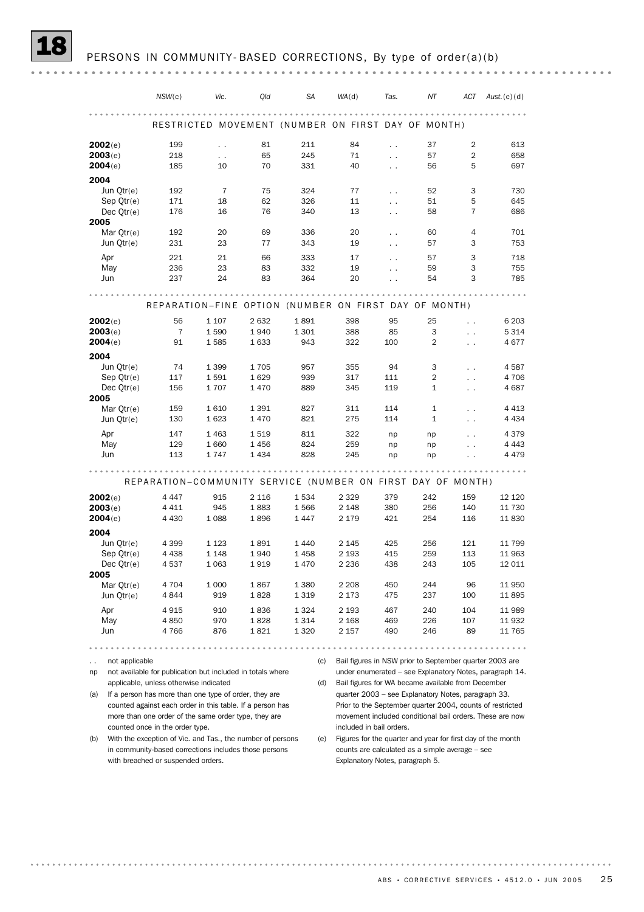# 18 PERSONS IN COMMUNITY-BASED CORRECTIONS, By type of order(a)(b)

| | NSW(c) | Vic. | Qld | SA | WA(d) | Tas. | NT | ACT | Aust.(c)(d) |
|---|---|---|---|---|---|---|---|---|---|
| **RESTRICTED MOVEMENT (NUMBER ON FIRST DAY OF MONTH)** | | | | | | | | | |
| **2002**(e) | 199 | . . | 81 | 211 | 84 | . . | 37 | 2 | 613 |
| **2003**(e) | 218 | . . | 65 | 245 | 71 | . . | 57 | 2 | 658 |
| **2004**(e) | 185 | 10 | 70 | 331 | 40 | . . | 56 | 5 | 697 |
| **2004** | | | | | | | | | |
| Jun Qtr(e) | 192 | 7 | 75 | 324 | 77 | . . | 52 | 3 | 730 |
| Sep Qtr(e) | 171 | 18 | 62 | 326 | 11 | . . | 51 | 5 | 645 |
| Dec Qtr(e) | 176 | 16 | 76 | 340 | 13 | . . | 58 | 7 | 686 |
| **2005** | | | | | | | | | |
| Mar Qtr(e) | 192 | 20 | 69 | 336 | 20 | . . | 60 | 4 | 701 |
| Jun Qtr(e) | 231 | 23 | 77 | 343 | 19 | . . | 57 | 3 | 753 |
| Apr | 221 | 21 | 66 | 333 | 17 | . . | 57 | 3 | 718 |
| May | 236 | 23 | 83 | 332 | 19 | . . | 59 | 3 | 755 |
| Jun | 237 | 24 | 83 | 364 | 20 | . . | 54 | 3 | 785 |
| **REPARATION–FINE OPTION (NUMBER ON FIRST DAY OF MONTH)** | | | | | | | | | |
| **2002**(e) | 56 | 1 107 | 2 632 | 1 891 | 398 | 95 | 25 | . . | 6 203 |
| **2003**(e) | 7 | 1 590 | 1 940 | 1 301 | 388 | 85 | 3 | . . | 5 314 |
| **2004**(e) | 91 | 1 585 | 1 633 | 943 | 322 | 100 | 2 | . . | 4 677 |
| **2004** | | | | | | | | | |
| Jun Qtr(e) | 74 | 1 399 | 1 705 | 957 | 355 | 94 | 3 | . . | 4 587 |
| Sep Qtr(e) | 117 | 1 591 | 1 629 | 939 | 317 | 111 | 2 | . . | 4 706 |
| Dec Qtr(e) | 156 | 1 707 | 1 470 | 889 | 345 | 119 | 1 | . . | 4 687 |
| **2005** | | | | | | | | | |
| Mar Qtr(e) | 159 | 1 610 | 1 391 | 827 | 311 | 114 | 1 | . . | 4 413 |
| Jun Qtr(e) | 130 | 1 623 | 1 470 | 821 | 275 | 114 | 1 | . . | 4 434 |
| Apr | 147 | 1 463 | 1 519 | 811 | 322 | np | np | . . | 4 379 |
| May | 129 | 1 660 | 1 456 | 824 | 259 | np | np | . . | 4 443 |
| Jun | 113 | 1 747 | 1 434 | 828 | 245 | np | np | . . | 4 479 |
| **REPARATION–COMMUNITY SERVICE (NUMBER ON FIRST DAY OF MONTH)** | | | | | | | | | |
| **2002**(e) | 4 447 | 915 | 2 116 | 1 534 | 2 329 | 379 | 242 | 159 | 12 120 |
| **2003**(e) | 4 411 | 945 | 1 883 | 1 566 | 2 148 | 380 | 256 | 140 | 11 730 |
| **2004**(e) | 4 430 | 1 088 | 1 896 | 1 447 | 2 179 | 421 | 254 | 116 | 11 830 |
| **2004** | | | | | | | | | |
| Jun Qtr(e) | 4 399 | 1 123 | 1 891 | 1 440 | 2 145 | 425 | 256 | 121 | 11 799 |
| Sep Qtr(e) | 4 438 | 1 148 | 1 940 | 1 458 | 2 193 | 415 | 259 | 113 | 11 963 |
| Dec Qtr(e) | 4 537 | 1 063 | 1 919 | 1 470 | 2 236 | 438 | 243 | 105 | 12 011 |
| **2005** | | | | | | | | | |
| Mar Qtr(e) | 4 704 | 1 000 | 1 867 | 1 380 | 2 208 | 450 | 244 | 96 | 11 950 |
| Jun Qtr(e) | 4 844 | 919 | 1 828 | 1 319 | 2 173 | 475 | 237 | 100 | 11 895 |
| Apr | 4 915 | 910 | 1 836 | 1 324 | 2 193 | 467 | 240 | 104 | 11 989 |
| May | 4 850 | 970 | 1 828 | 1 314 | 2 168 | 469 | 226 | 107 | 11 932 |
| Jun | 4 766 | 876 | 1 821 | 1 320 | 2 157 | 490 | 246 | 89 | 11 765 |

. . not applicable

np not available for publication but included in totals where applicable, unless otherwise indicated

(a) If a person has more than one type of order, they are counted against each order in this table. If a person has more than one order of the same order type, they are counted once in the order type.

(b) With the exception of Vic. and Tas., the number of persons in community-based corrections includes those persons with breached or suspended orders.

(c) Bail figures in NSW prior to September quarter 2003 are under enumerated – see Explanatory Notes, paragraph 14.

(d) Bail figures for WA became available from December quarter 2003 – see Explanatory Notes, paragraph 33. Prior to the September quarter 2004, counts of restricted movement included conditional bail orders. These are now included in bail orders.

(e) Figures for the quarter and year for first day of the month counts are calculated as a simple average – see Explanatory Notes, paragraph 5.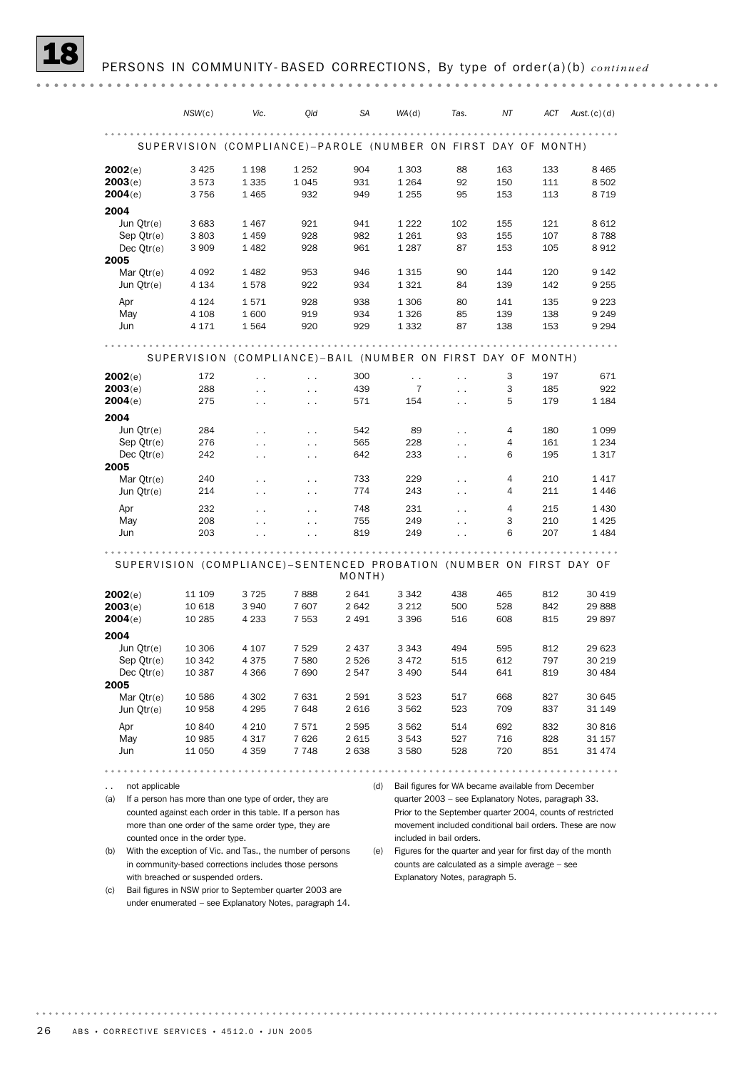## 18 PERSONS IN COMMUNITY-BASED CORRECTIONS, By type of order(a)(b) *continued*

| | NSW(c) | Vic. | Qld | SA | WA(d) | Tas. | NT | ACT | Aust.(c)(d) |
|---|---|---|---|---|---|---|---|---|---|
| **SUPERVISION (COMPLIANCE)–PAROLE (NUMBER ON FIRST DAY OF MONTH)** | | | | | | | | | |
| **2002**(e) | 3 425 | 1 198 | 1 252 | 904 | 1 303 | 88 | 163 | 133 | 8 465 |
| **2003**(e) | 3 573 | 1 335 | 1 045 | 931 | 1 264 | 92 | 150 | 111 | 8 502 |
| **2004**(e) | 3 756 | 1 465 | 932 | 949 | 1 255 | 95 | 153 | 113 | 8 719 |
| **2004** | | | | | | | | | |
| Jun Qtr(e) | 3 683 | 1 467 | 921 | 941 | 1 222 | 102 | 155 | 121 | 8 612 |
| Sep Qtr(e) | 3 803 | 1 459 | 928 | 982 | 1 261 | 93 | 155 | 107 | 8 788 |
| Dec Qtr(e) | 3 909 | 1 482 | 928 | 961 | 1 287 | 87 | 153 | 105 | 8 912 |
| **2005** | | | | | | | | | |
| Mar Qtr(e) | 4 092 | 1 482 | 953 | 946 | 1 315 | 90 | 144 | 120 | 9 142 |
| Jun Qtr(e) | 4 134 | 1 578 | 922 | 934 | 1 321 | 84 | 139 | 142 | 9 255 |
| Apr | 4 124 | 1 571 | 928 | 938 | 1 306 | 80 | 141 | 135 | 9 223 |
| May | 4 108 | 1 600 | 919 | 934 | 1 326 | 85 | 139 | 138 | 9 249 |
| Jun | 4 171 | 1 564 | 920 | 929 | 1 332 | 87 | 138 | 153 | 9 294 |
| **SUPERVISION (COMPLIANCE)–BAIL (NUMBER ON FIRST DAY OF MONTH)** | | | | | | | | | |
| **2002**(e) | 172 | . . | . . | 300 | . . | . . | 3 | 197 | 671 |
| **2003**(e) | 288 | . . | . . | 439 | 7 | . . | 3 | 185 | 922 |
| **2004**(e) | 275 | . . | . . | 571 | 154 | . . | 5 | 179 | 1 184 |
| **2004** | | | | | | | | | |
| Jun Qtr(e) | 284 | . . | . . | 542 | 89 | . . | 4 | 180 | 1 099 |
| Sep Qtr(e) | 276 | . . | . . | 565 | 228 | . . | 4 | 161 | 1 234 |
| Dec Qtr(e) | 242 | . . | . . | 642 | 233 | . . | 6 | 195 | 1 317 |
| **2005** | | | | | | | | | |
| Mar Qtr(e) | 240 | . . | . . | 733 | 229 | . . | 4 | 210 | 1 417 |
| Jun Qtr(e) | 214 | . . | . . | 774 | 243 | . . | 4 | 211 | 1 446 |
| Apr | 232 | . . | . . | 748 | 231 | . . | 4 | 215 | 1 430 |
| May | 208 | . . | . . | 755 | 249 | . . | 3 | 210 | 1 425 |
| Jun | 203 | . . | . . | 819 | 249 | . . | 6 | 207 | 1 484 |
| **SUPERVISION (COMPLIANCE)–SENTENCED PROBATION (NUMBER ON FIRST DAY OF MONTH)** | | | | | | | | | |
| **2002**(e) | 11 109 | 3 725 | 7 888 | 2 641 | 3 342 | 438 | 465 | 812 | 30 419 |
| **2003**(e) | 10 618 | 3 940 | 7 607 | 2 642 | 3 212 | 500 | 528 | 842 | 29 888 |
| **2004**(e) | 10 285 | 4 233 | 7 553 | 2 491 | 3 396 | 516 | 608 | 815 | 29 897 |
| **2004** | | | | | | | | | |
| Jun Qtr(e) | 10 306 | 4 107 | 7 529 | 2 437 | 3 343 | 494 | 595 | 812 | 29 623 |
| Sep Qtr(e) | 10 342 | 4 375 | 7 580 | 2 526 | 3 472 | 515 | 612 | 797 | 30 219 |
| Dec Qtr(e) | 10 387 | 4 366 | 7 690 | 2 547 | 3 490 | 544 | 641 | 819 | 30 484 |
| **2005** | | | | | | | | | |
| Mar Qtr(e) | 10 586 | 4 302 | 7 631 | 2 591 | 3 523 | 517 | 668 | 827 | 30 645 |
| Jun Qtr(e) | 10 958 | 4 295 | 7 648 | 2 616 | 3 562 | 523 | 709 | 837 | 31 149 |
| Apr | 10 840 | 4 210 | 7 571 | 2 595 | 3 562 | 514 | 692 | 832 | 30 816 |
| May | 10 985 | 4 317 | 7 626 | 2 615 | 3 543 | 527 | 716 | 828 | 31 157 |
| Jun | 11 050 | 4 359 | 7 748 | 2 638 | 3 580 | 528 | 720 | 851 | 31 474 |

. . not applicable

(a) If a person has more than one type of order, they are counted against each order in this table. If a person has more than one order of the same order type, they are counted once in the order type.

(b) With the exception of Vic. and Tas., the number of persons in community-based corrections includes those persons with breached or suspended orders.

(c) Bail figures in NSW prior to September quarter 2003 are under enumerated – see Explanatory Notes, paragraph 14.

(d) Bail figures for WA became available from December quarter 2003 – see Explanatory Notes, paragraph 33. Prior to the September quarter 2004, counts of restricted movement included conditional bail orders. These are now included in bail orders.

(e) Figures for the quarter and year for first day of the month counts are calculated as a simple average – see Explanatory Notes, paragraph 5.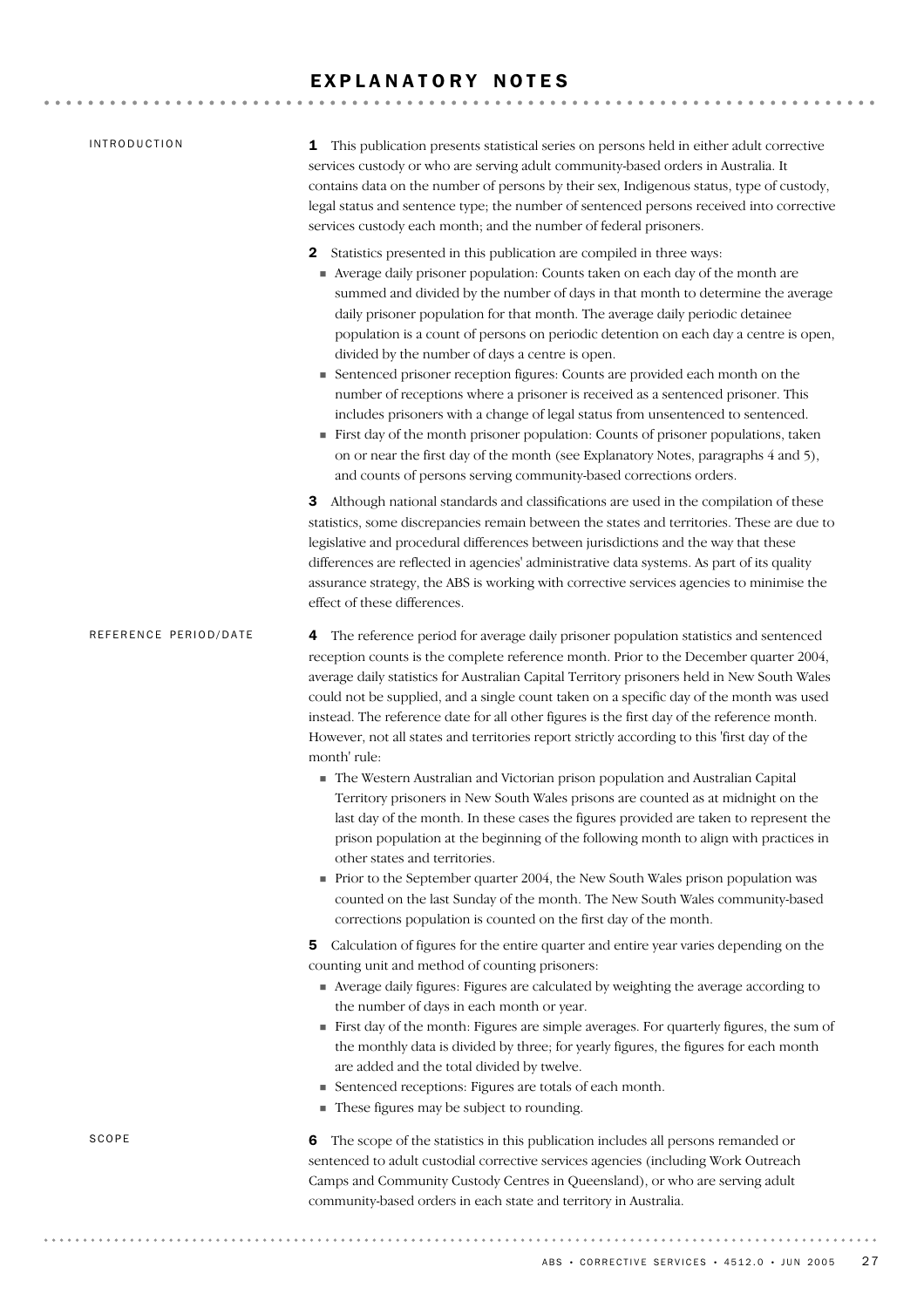# EXPLANATORY NOTES

## INTRODUCTION

**1** This publication presents statistical series on persons held in either adult corrective services custody or who are serving adult community-based orders in Australia. It contains data on the number of persons by their sex, Indigenous status, type of custody, legal status and sentence type; the number of sentenced persons received into corrective services custody each month; and the number of federal prisoners.

**2** Statistics presented in this publication are compiled in three ways:

- Average daily prisoner population: Counts taken on each day of the month are summed and divided by the number of days in that month to determine the average daily prisoner population for that month. The average daily periodic detainee population is a count of persons on periodic detention on each day a centre is open, divided by the number of days a centre is open.
- Sentenced prisoner reception figures: Counts are provided each month on the number of receptions where a prisoner is received as a sentenced prisoner. This includes prisoners with a change of legal status from unsentenced to sentenced.
- First day of the month prisoner population: Counts of prisoner populations, taken on or near the first day of the month (see Explanatory Notes, paragraphs 4 and 5), and counts of persons serving community-based corrections orders.

**3** Although national standards and classifications are used in the compilation of these statistics, some discrepancies remain between the states and territories. These are due to legislative and procedural differences between jurisdictions and the way that these differences are reflected in agencies' administrative data systems. As part of its quality assurance strategy, the ABS is working with corrective services agencies to minimise the effect of these differences.

## REFERENCE PERIOD/DATE

**4** The reference period for average daily prisoner population statistics and sentenced reception counts is the complete reference month. Prior to the December quarter 2004, average daily statistics for Australian Capital Territory prisoners held in New South Wales could not be supplied, and a single count taken on a specific day of the month was used instead. The reference date for all other figures is the first day of the reference month. However, not all states and territories report strictly according to this 'first day of the month' rule:

- The Western Australian and Victorian prison population and Australian Capital Territory prisoners in New South Wales prisons are counted as at midnight on the last day of the month. In these cases the figures provided are taken to represent the prison population at the beginning of the following month to align with practices in other states and territories.
- Prior to the September quarter 2004, the New South Wales prison population was counted on the last Sunday of the month. The New South Wales community-based corrections population is counted on the first day of the month.

**5** Calculation of figures for the entire quarter and entire year varies depending on the counting unit and method of counting prisoners:

- Average daily figures: Figures are calculated by weighting the average according to the number of days in each month or year.
- First day of the month: Figures are simple averages. For quarterly figures, the sum of the monthly data is divided by three; for yearly figures, the figures for each month are added and the total divided by twelve.
- Sentenced receptions: Figures are totals of each month.
- These figures may be subject to rounding.

## SCOPE

**6** The scope of the statistics in this publication includes all persons remanded or sentenced to adult custodial corrective services agencies (including Work Outreach Camps and Community Custody Centres in Queensland), or who are serving adult community-based orders in each state and territory in Australia.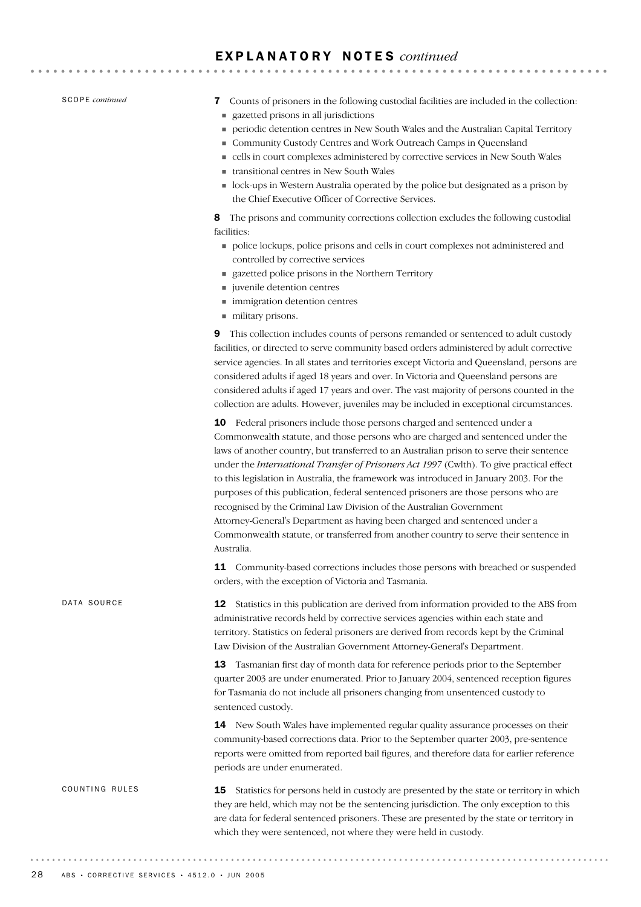## EXPLANATORY NOTES *continued*

SCOPE *continued*

**7** Counts of prisoners in the following custodial facilities are included in the collection:

- gazetted prisons in all jurisdictions
- periodic detention centres in New South Wales and the Australian Capital Territory
- Community Custody Centres and Work Outreach Camps in Queensland
- cells in court complexes administered by corrective services in New South Wales
- transitional centres in New South Wales
- lock-ups in Western Australia operated by the police but designated as a prison by the Chief Executive Officer of Corrective Services.

**8** The prisons and community corrections collection excludes the following custodial facilities:

- police lockups, police prisons and cells in court complexes not administered and controlled by corrective services
- gazetted police prisons in the Northern Territory
- juvenile detention centres
- immigration detention centres
- military prisons.

**9** This collection includes counts of persons remanded or sentenced to adult custody facilities, or directed to serve community based orders administered by adult corrective service agencies. In all states and territories except Victoria and Queensland, persons are considered adults if aged 18 years and over. In Victoria and Queensland persons are considered adults if aged 17 years and over. The vast majority of persons counted in the collection are adults. However, juveniles may be included in exceptional circumstances.

**10** Federal prisoners include those persons charged and sentenced under a Commonwealth statute, and those persons who are charged and sentenced under the laws of another country, but transferred to an Australian prison to serve their sentence under the *International Transfer of Prisoners Act 1997* (Cwlth). To give practical effect to this legislation in Australia, the framework was introduced in January 2003. For the purposes of this publication, federal sentenced prisoners are those persons who are recognised by the Criminal Law Division of the Australian Government Attorney-General's Department as having been charged and sentenced under a Commonwealth statute, or transferred from another country to serve their sentence in Australia.

**11** Community-based corrections includes those persons with breached or suspended orders, with the exception of Victoria and Tasmania.

DATA SOURCE

**12** Statistics in this publication are derived from information provided to the ABS from administrative records held by corrective services agencies within each state and territory. Statistics on federal prisoners are derived from records kept by the Criminal Law Division of the Australian Government Attorney-General's Department.

**13** Tasmanian first day of month data for reference periods prior to the September quarter 2003 are under enumerated. Prior to January 2004, sentenced reception figures for Tasmania do not include all prisoners changing from unsentenced custody to sentenced custody.

**14** New South Wales have implemented regular quality assurance processes on their community-based corrections data. Prior to the September quarter 2003, pre-sentence reports were omitted from reported bail figures, and therefore data for earlier reference periods are under enumerated.

COUNTING RULES

**15** Statistics for persons held in custody are presented by the state or territory in which they are held, which may not be the sentencing jurisdiction. The only exception to this are data for federal sentenced prisoners. These are presented by the state or territory in which they were sentenced, not where they were held in custody.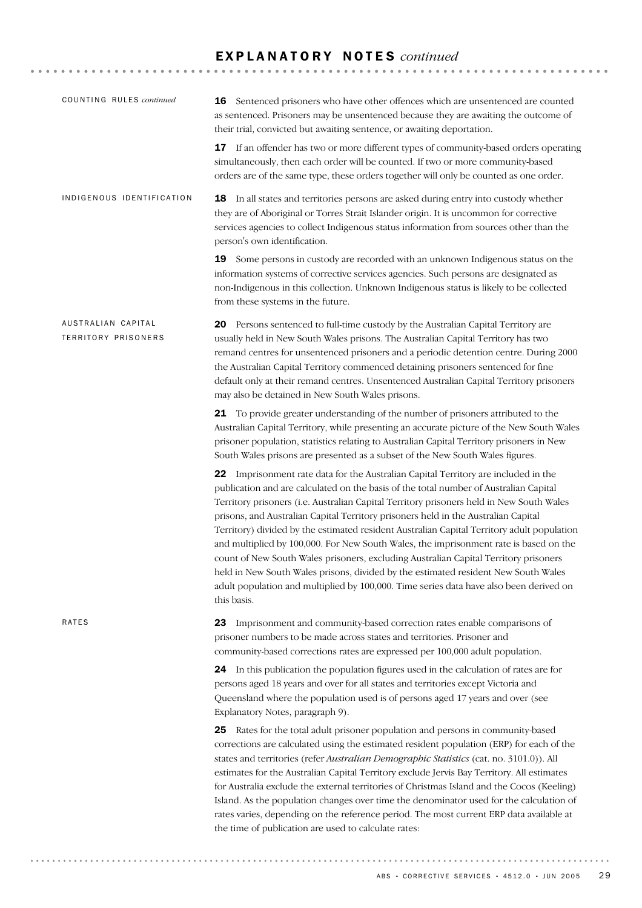# EXPLANATORY NOTES *continued*

## COUNTING RULES *continued*

**16** Sentenced prisoners who have other offences which are unsentenced are counted as sentenced. Prisoners may be unsentenced because they are awaiting the outcome of their trial, convicted but awaiting sentence, or awaiting deportation.

**17** If an offender has two or more different types of community-based orders operating simultaneously, then each order will be counted. If two or more community-based orders are of the same type, these orders together will only be counted as one order.

## INDIGENOUS IDENTIFICATION

**18** In all states and territories persons are asked during entry into custody whether they are of Aboriginal or Torres Strait Islander origin. It is uncommon for corrective services agencies to collect Indigenous status information from sources other than the person's own identification.

**19** Some persons in custody are recorded with an unknown Indigenous status on the information systems of corrective services agencies. Such persons are designated as non-Indigenous in this collection. Unknown Indigenous status is likely to be collected from these systems in the future.

## AUSTRALIAN CAPITAL TERRITORY PRISONERS

**20** Persons sentenced to full-time custody by the Australian Capital Territory are usually held in New South Wales prisons. The Australian Capital Territory has two remand centres for unsentenced prisoners and a periodic detention centre. During 2000 the Australian Capital Territory commenced detaining prisoners sentenced for fine default only at their remand centres. Unsentenced Australian Capital Territory prisoners may also be detained in New South Wales prisons.

**21** To provide greater understanding of the number of prisoners attributed to the Australian Capital Territory, while presenting an accurate picture of the New South Wales prisoner population, statistics relating to Australian Capital Territory prisoners in New South Wales prisons are presented as a subset of the New South Wales figures.

**22** Imprisonment rate data for the Australian Capital Territory are included in the publication and are calculated on the basis of the total number of Australian Capital Territory prisoners (i.e. Australian Capital Territory prisoners held in New South Wales prisons, and Australian Capital Territory prisoners held in the Australian Capital Territory) divided by the estimated resident Australian Capital Territory adult population and multiplied by 100,000. For New South Wales, the imprisonment rate is based on the count of New South Wales prisoners, excluding Australian Capital Territory prisoners held in New South Wales prisons, divided by the estimated resident New South Wales adult population and multiplied by 100,000. Time series data have also been derived on this basis.

## RATES

**23** Imprisonment and community-based correction rates enable comparisons of prisoner numbers to be made across states and territories. Prisoner and community-based corrections rates are expressed per 100,000 adult population.

**24** In this publication the population figures used in the calculation of rates are for persons aged 18 years and over for all states and territories except Victoria and Queensland where the population used is of persons aged 17 years and over (see Explanatory Notes, paragraph 9).

**25** Rates for the total adult prisoner population and persons in community-based corrections are calculated using the estimated resident population (ERP) for each of the states and territories (refer *Australian Demographic Statistics* (cat. no. 3101.0)). All estimates for the Australian Capital Territory exclude Jervis Bay Territory. All estimates for Australia exclude the external territories of Christmas Island and the Cocos (Keeling) Island. As the population changes over time the denominator used for the calculation of rates varies, depending on the reference period. The most current ERP data available at the time of publication are used to calculate rates: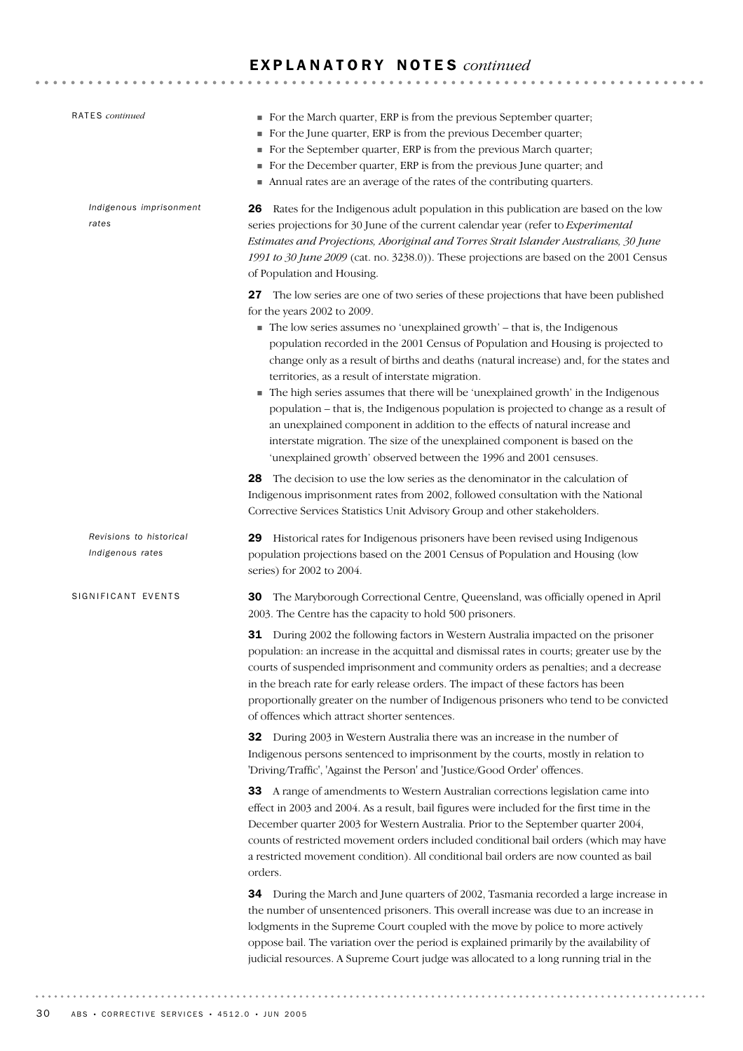## EXPLANATORY NOTES *continued*

RATES *continued*

- For the March quarter, ERP is from the previous September quarter;
- For the June quarter, ERP is from the previous December quarter;
- For the September quarter, ERP is from the previous March quarter;
- For the December quarter, ERP is from the previous June quarter; and
- Annual rates are an average of the rates of the contributing quarters.

*Indigenous imprisonment rates*

**26** Rates for the Indigenous adult population in this publication are based on the low series projections for 30 June of the current calendar year (refer to *Experimental Estimates and Projections, Aboriginal and Torres Strait Islander Australians, 30 June 1991 to 30 June 2009* (cat. no. 3238.0)). These projections are based on the 2001 Census of Population and Housing.

**27** The low series are one of two series of these projections that have been published for the years 2002 to 2009.

- The low series assumes no 'unexplained growth' – that is, the Indigenous population recorded in the 2001 Census of Population and Housing is projected to change only as a result of births and deaths (natural increase) and, for the states and territories, as a result of interstate migration.
- The high series assumes that there will be 'unexplained growth' in the Indigenous population – that is, the Indigenous population is projected to change as a result of an unexplained component in addition to the effects of natural increase and interstate migration. The size of the unexplained component is based on the 'unexplained growth' observed between the 1996 and 2001 censuses.

**28** The decision to use the low series as the denominator in the calculation of Indigenous imprisonment rates from 2002, followed consultation with the National Corrective Services Statistics Unit Advisory Group and other stakeholders.

*Revisions to historical Indigenous rates*

**29** Historical rates for Indigenous prisoners have been revised using Indigenous population projections based on the 2001 Census of Population and Housing (low series) for 2002 to 2004.

SIGNIFICANT EVENTS

**30** The Maryborough Correctional Centre, Queensland, was officially opened in April 2003. The Centre has the capacity to hold 500 prisoners.

**31** During 2002 the following factors in Western Australia impacted on the prisoner population: an increase in the acquittal and dismissal rates in courts; greater use by the courts of suspended imprisonment and community orders as penalties; and a decrease in the breach rate for early release orders. The impact of these factors has been proportionally greater on the number of Indigenous prisoners who tend to be convicted of offences which attract shorter sentences.

**32** During 2003 in Western Australia there was an increase in the number of Indigenous persons sentenced to imprisonment by the courts, mostly in relation to 'Driving/Traffic', 'Against the Person' and 'Justice/Good Order' offences.

**33** A range of amendments to Western Australian corrections legislation came into effect in 2003 and 2004. As a result, bail figures were included for the first time in the December quarter 2003 for Western Australia. Prior to the September quarter 2004, counts of restricted movement orders included conditional bail orders (which may have a restricted movement condition). All conditional bail orders are now counted as bail orders.

**34** During the March and June quarters of 2002, Tasmania recorded a large increase in the number of unsentenced prisoners. This overall increase was due to an increase in lodgments in the Supreme Court coupled with the move by police to more actively oppose bail. The variation over the period is explained primarily by the availability of judicial resources. A Supreme Court judge was allocated to a long running trial in the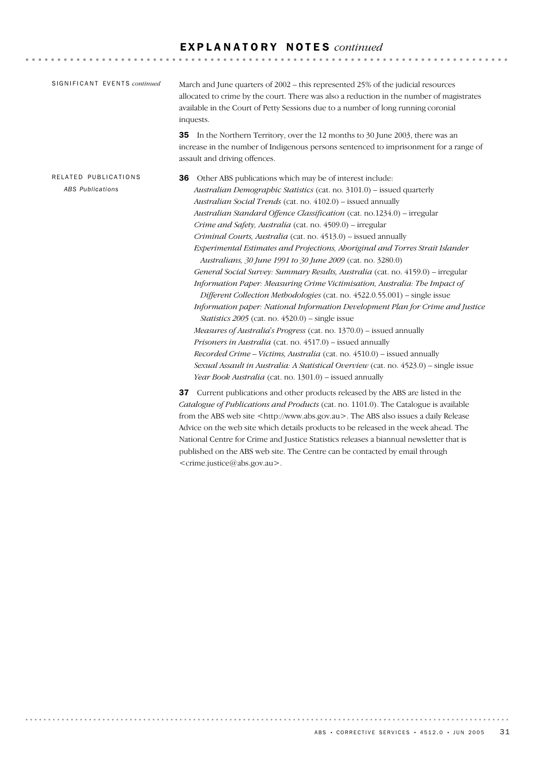## SIGNIFICANT EVENTS *continued*

March and June quarters of 2002 – this represented 25% of the judicial resources allocated to crime by the court. There was also a reduction in the number of magistrates available in the Court of Petty Sessions due to a number of long running coronial inquests.

**35** In the Northern Territory, over the 12 months to 30 June 2003, there was an increase in the number of Indigenous persons sentenced to imprisonment for a range of assault and driving offences.

## RELATED PUBLICATIONS

### *ABS Publications*

**36** Other ABS publications which may be of interest include:

*Australian Demographic Statistics* (cat. no. 3101.0) – issued quarterly
*Australian Social Trends* (cat. no. 4102.0) – issued annually
*Australian Standard Offence Classification* (cat. no.1234.0) – irregular
*Crime and Safety, Australia* (cat. no. 4509.0) – irregular
*Criminal Courts, Australia* (cat. no. 4513.0) – issued annually
*Experimental Estimates and Projections, Aboriginal and Torres Strait Islander Australians, 30 June 1991 to 30 June 2009* (cat. no. 3280.0)
*General Social Survey: Summary Results, Australia* (cat. no. 4159.0) – irregular
*Information Paper: Measuring Crime Victimisation, Australia: The Impact of Different Collection Methodologies* (cat. no. 4522.0.55.001) – single issue
*Information paper: National Information Development Plan for Crime and Justice Statistics 2005* (cat. no. 4520.0) – single issue
*Measures of Australia's Progress* (cat. no. 1370.0) – issued annually
*Prisoners in Australia* (cat. no. 4517.0) – issued annually
*Recorded Crime – Victims, Australia* (cat. no. 4510.0) – issued annually
*Sexual Assault in Australia: A Statistical Overview* (cat. no. 4523.0) – single issue
*Year Book Australia* (cat. no. 1301.0) – issued annually

**37** Current publications and other products released by the ABS are listed in the *Catalogue of Publications and Products* (cat. no. 1101.0). The Catalogue is available from the ABS web site <http://www.abs.gov.au>. The ABS also issues a daily Release Advice on the web site which details products to be released in the week ahead. The National Centre for Crime and Justice Statistics releases a biannual newsletter that is published on the ABS web site. The Centre can be contacted by email through <crime.justice@abs.gov.au>.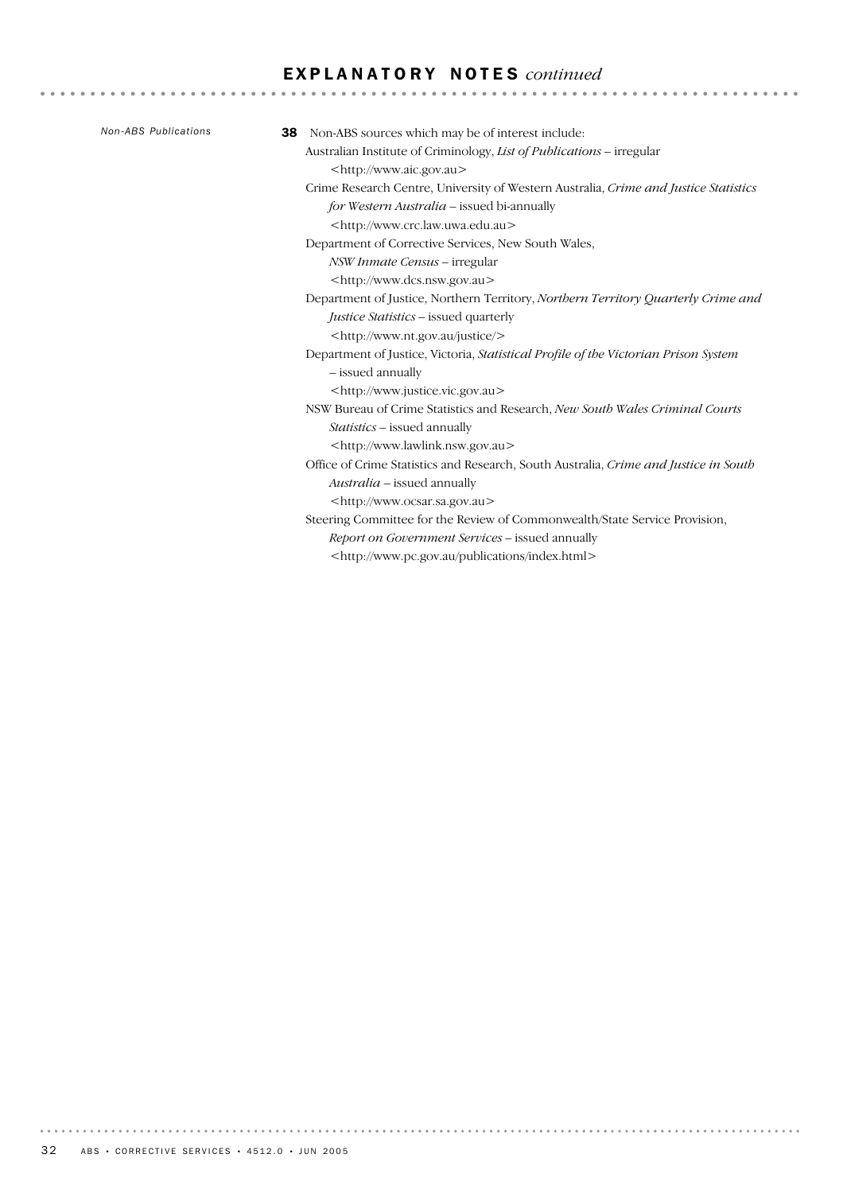## EXPLANATORY NOTES *continued*

*Non-ABS Publications*

**38** Non-ABS sources which may be of interest include:

Australian Institute of Criminology, *List of Publications* – irregular
<http://www.aic.gov.au>

Crime Research Centre, University of Western Australia, *Crime and Justice Statistics for Western Australia* – issued bi-annually
<http://www.crc.law.uwa.edu.au>

Department of Corrective Services, New South Wales, *NSW Inmate Census* – irregular
<http://www.dcs.nsw.gov.au>

Department of Justice, Northern Territory, *Northern Territory Quarterly Crime and Justice Statistics* – issued quarterly
<http://www.nt.gov.au/justice/>

Department of Justice, Victoria, *Statistical Profile of the Victorian Prison System* – issued annually
<http://www.justice.vic.gov.au>

NSW Bureau of Crime Statistics and Research, *New South Wales Criminal Courts Statistics* – issued annually
<http://www.lawlink.nsw.gov.au>

Office of Crime Statistics and Research, South Australia, *Crime and Justice in South Australia* – issued annually
<http://www.ocsar.sa.gov.au>

Steering Committee for the Review of Commonwealth/State Service Provision, *Report on Government Services* – issued annually
<http://www.pc.gov.au/publications/index.html>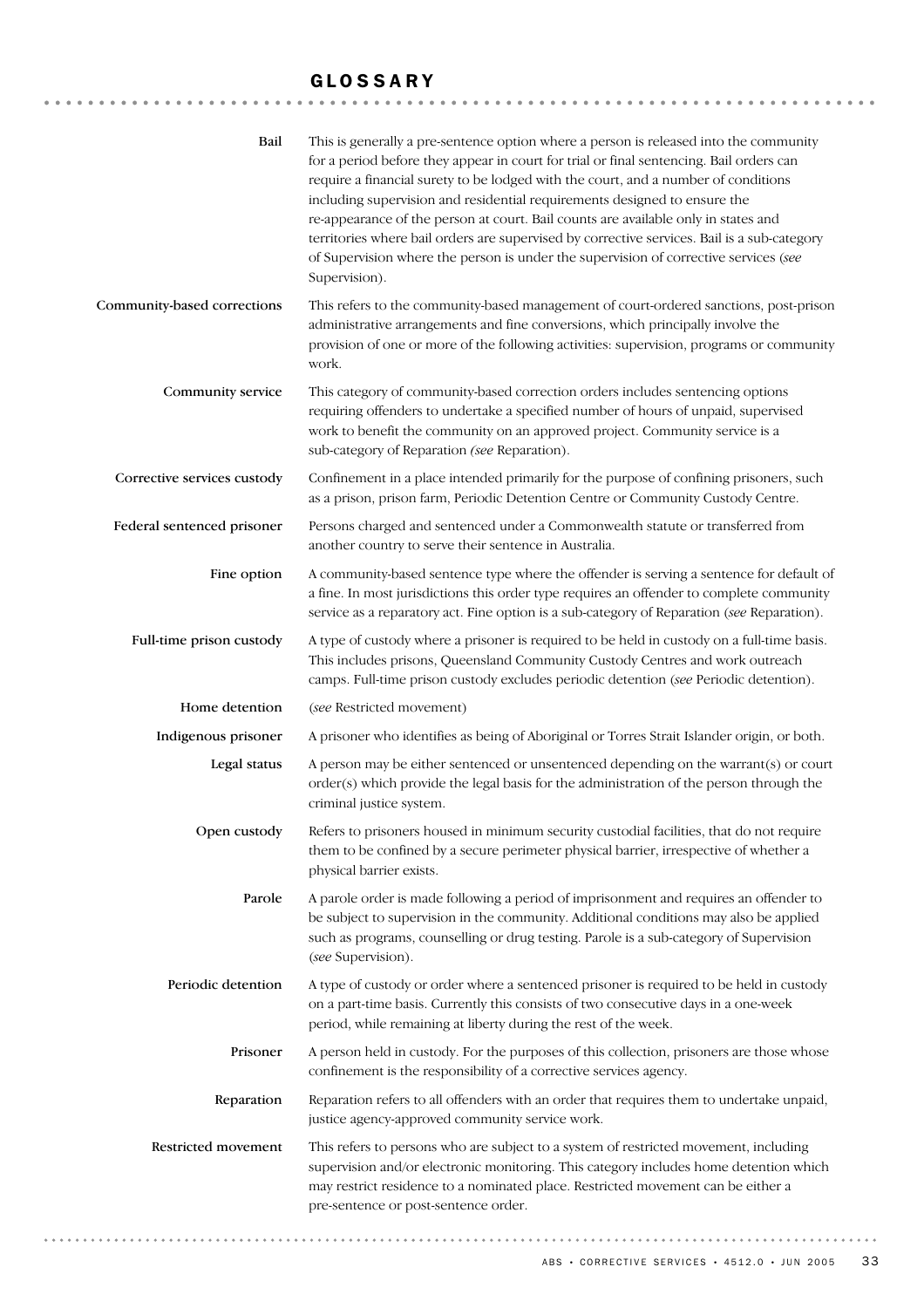# GLOSSARY

**Bail** This is generally a pre-sentence option where a person is released into the community for a period before they appear in court for trial or final sentencing. Bail orders can require a financial surety to be lodged with the court, and a number of conditions including supervision and residential requirements designed to ensure the re-appearance of the person at court. Bail counts are available only in states and territories where bail orders are supervised by corrective services. Bail is a sub-category of Supervision where the person is under the supervision of corrective services (*see* Supervision).

**Community-based corrections** This refers to the community-based management of court-ordered sanctions, post-prison administrative arrangements and fine conversions, which principally involve the provision of one or more of the following activities: supervision, programs or community work.

**Community service** This category of community-based correction orders includes sentencing options requiring offenders to undertake a specified number of hours of unpaid, supervised work to benefit the community on an approved project. Community service is a sub-category of Reparation *(see* Reparation).

**Corrective services custody** Confinement in a place intended primarily for the purpose of confining prisoners, such as a prison, prison farm, Periodic Detention Centre or Community Custody Centre.

**Federal sentenced prisoner** Persons charged and sentenced under a Commonwealth statute or transferred from another country to serve their sentence in Australia.

**Fine option** A community-based sentence type where the offender is serving a sentence for default of a fine. In most jurisdictions this order type requires an offender to complete community service as a reparatory act. Fine option is a sub-category of Reparation (*see* Reparation).

**Full-time prison custody** A type of custody where a prisoner is required to be held in custody on a full-time basis. This includes prisons, Queensland Community Custody Centres and work outreach camps. Full-time prison custody excludes periodic detention (*see* Periodic detention).

**Home detention** (*see* Restricted movement)

**Indigenous prisoner** A prisoner who identifies as being of Aboriginal or Torres Strait Islander origin, or both.

**Legal status** A person may be either sentenced or unsentenced depending on the warrant(s) or court order(s) which provide the legal basis for the administration of the person through the criminal justice system.

**Open custody** Refers to prisoners housed in minimum security custodial facilities, that do not require them to be confined by a secure perimeter physical barrier, irrespective of whether a physical barrier exists.

**Parole** A parole order is made following a period of imprisonment and requires an offender to be subject to supervision in the community. Additional conditions may also be applied such as programs, counselling or drug testing. Parole is a sub-category of Supervision (*see* Supervision).

**Periodic detention** A type of custody or order where a sentenced prisoner is required to be held in custody on a part-time basis. Currently this consists of two consecutive days in a one-week period, while remaining at liberty during the rest of the week.

**Prisoner** A person held in custody. For the purposes of this collection, prisoners are those whose confinement is the responsibility of a corrective services agency.

**Reparation** Reparation refers to all offenders with an order that requires them to undertake unpaid, justice agency-approved community service work.

**Restricted movement** This refers to persons who are subject to a system of restricted movement, including supervision and/or electronic monitoring. This category includes home detention which may restrict residence to a nominated place. Restricted movement can be either a pre-sentence or post-sentence order.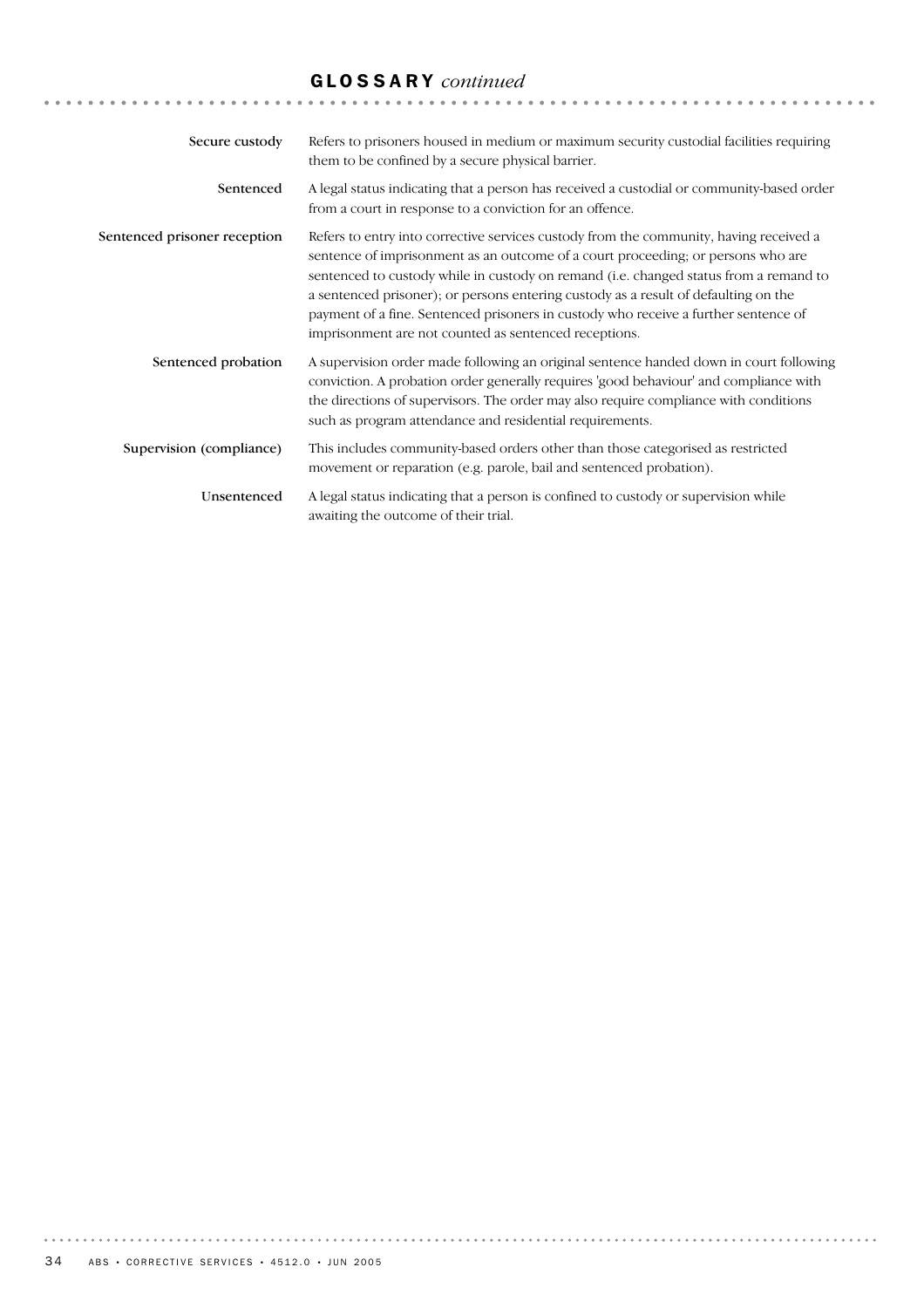## GLOSSARY *continued*

**Secure custody**
Refers to prisoners housed in medium or maximum security custodial facilities requiring them to be confined by a secure physical barrier.

**Sentenced**
A legal status indicating that a person has received a custodial or community-based order from a court in response to a conviction for an offence.

**Sentenced prisoner reception**
Refers to entry into corrective services custody from the community, having received a sentence of imprisonment as an outcome of a court proceeding; or persons who are sentenced to custody while in custody on remand (i.e. changed status from a remand to a sentenced prisoner); or persons entering custody as a result of defaulting on the payment of a fine. Sentenced prisoners in custody who receive a further sentence of imprisonment are not counted as sentenced receptions.

**Sentenced probation**
A supervision order made following an original sentence handed down in court following conviction. A probation order generally requires 'good behaviour' and compliance with the directions of supervisors. The order may also require compliance with conditions such as program attendance and residential requirements.

**Supervision (compliance)**
This includes community-based orders other than those categorised as restricted movement or reparation (e.g. parole, bail and sentenced probation).

**Unsentenced**
A legal status indicating that a person is confined to custody or supervision while awaiting the outcome of their trial.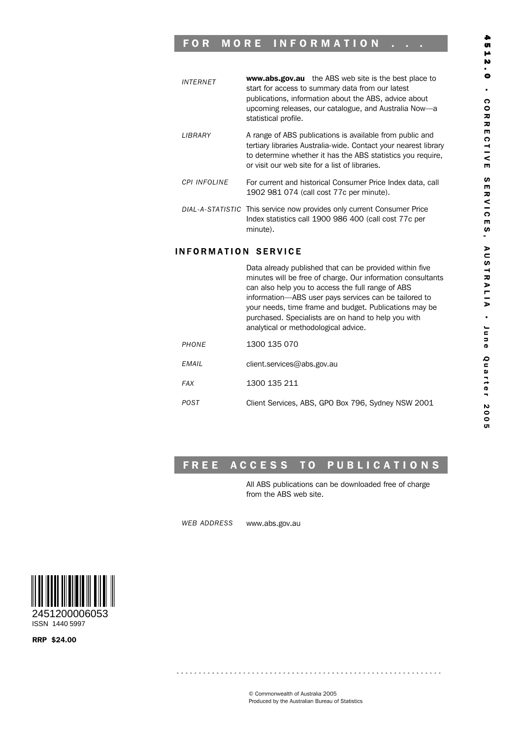## FOR MORE INFORMATION . . .

| | |
|---|---|
| *INTERNET* | **www.abs.gov.au** the ABS web site is the best place to start for access to summary data from our latest publications, information about the ABS, advice about upcoming releases, our catalogue, and Australia Now—a statistical profile. |
| *LIBRARY* | A range of ABS publications is available from public and tertiary libraries Australia-wide. Contact your nearest library to determine whether it has the ABS statistics you require, or visit our web site for a list of libraries. |
| *CPI INFOLINE* | For current and historical Consumer Price Index data, call 1902 981 074 (call cost 77c per minute). |
| *DIAL-A-STATISTIC* | This service now provides only current Consumer Price Index statistics call 1900 986 400 (call cost 77c per minute). |

## INFORMATION SERVICE

Data already published that can be provided within five minutes will be free of charge. Our information consultants can also help you to access the full range of ABS information—ABS user pays services can be tailored to your needs, time frame and budget. Publications may be purchased. Specialists are on hand to help you with analytical or methodological advice.

| | |
|---|---|
| *PHONE* | 1300 135 070 |
| *EMAIL* | client.services@abs.gov.au |
| *FAX* | 1300 135 211 |
| *POST* | Client Services, ABS, GPO Box 796, Sydney NSW 2001 |

## FREE ACCESS TO PUBLICATIONS

All ABS publications can be downloaded free of charge from the ABS web site.

| | |
|---|---|
| *WEB ADDRESS* | www.abs.gov.au |

2451200006053

ISSN 1440 5997

**RRP $24.00**

© Commonwealth of Australia 2005
Produced by the Australian Bureau of Statistics